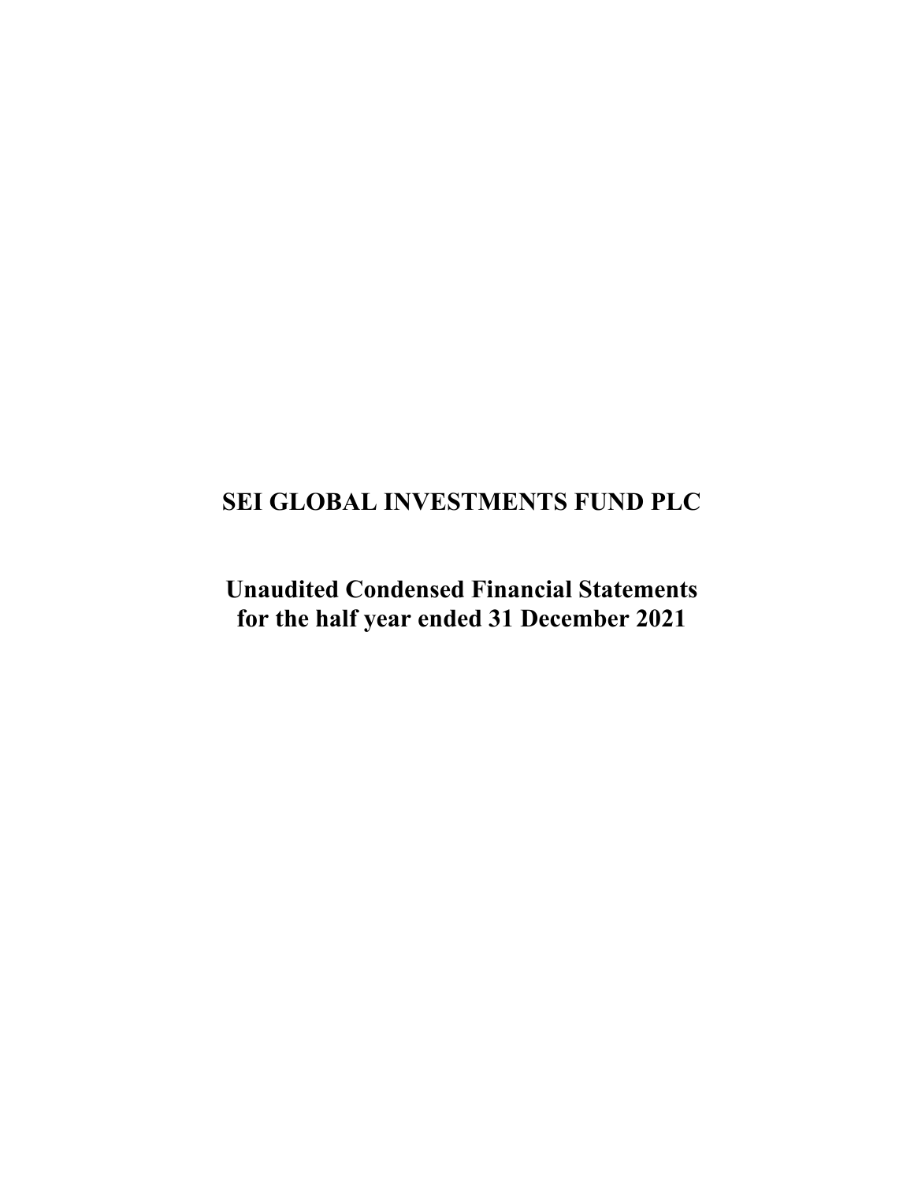# SEI GLOBAL INVESTMENTS FUND PLC

## Unaudited Condensed Financial Statements for the half year ended 31 December 2021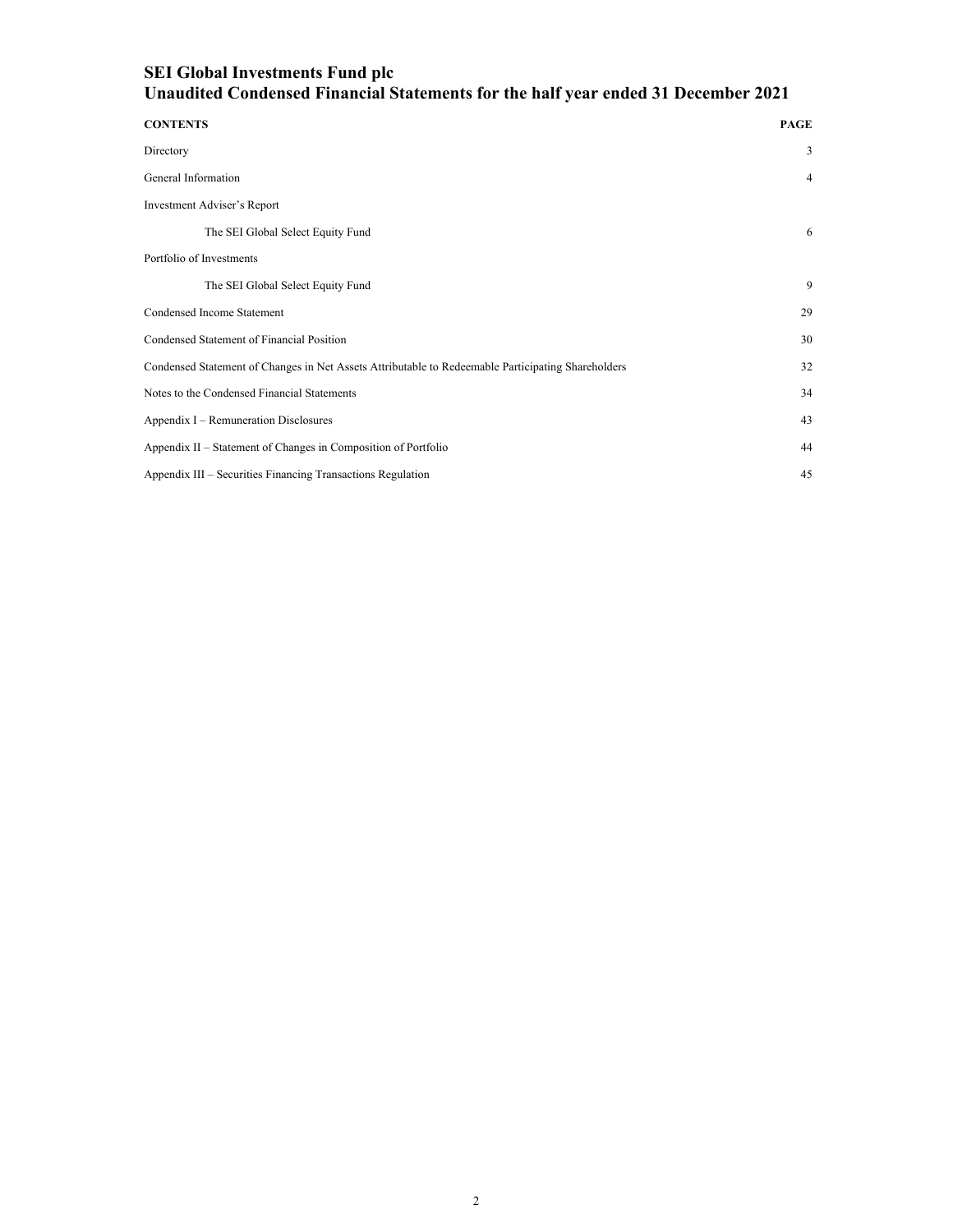# SEI Global Investments Fund plc
## Unaudited Condensed Financial Statements for the half year ended 31 December 2021

| CONTENTS | PAGE |
|---|---|
| Directory | 3 |
| General Information | 4 |
| Investment Adviser's Report | |
| The SEI Global Select Equity Fund | 6 |
| Portfolio of Investments | |
| The SEI Global Select Equity Fund | 9 |
| Condensed Income Statement | 29 |
| Condensed Statement of Financial Position | 30 |
| Condensed Statement of Changes in Net Assets Attributable to Redeemable Participating Shareholders | 32 |
| Notes to the Condensed Financial Statements | 34 |
| Appendix I – Remuneration Disclosures | 43 |
| Appendix II – Statement of Changes in Composition of Portfolio | 44 |
| Appendix III – Securities Financing Transactions Regulation | 45 |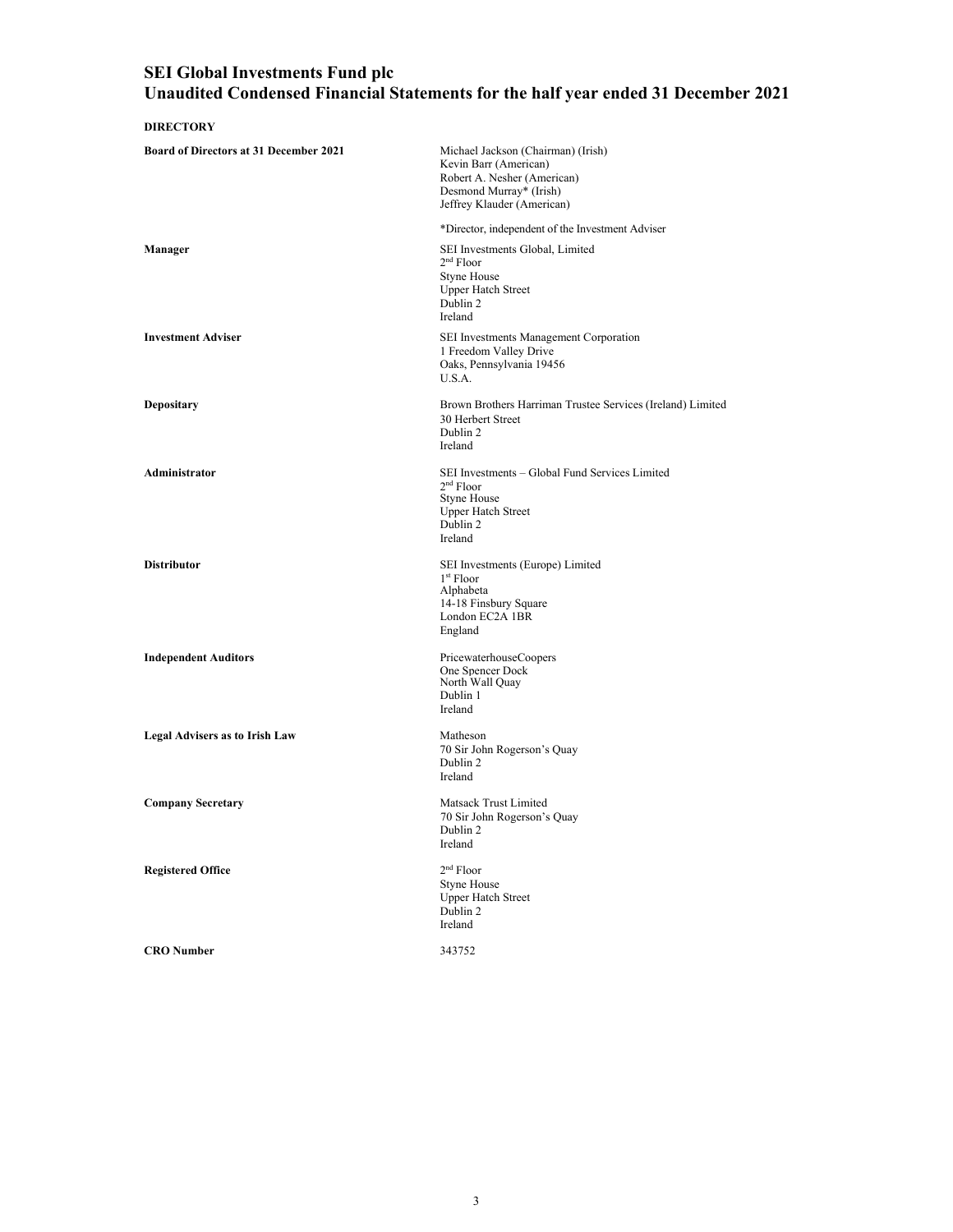# SEI Global Investments Fund plc
## Unaudited Condensed Financial Statements for the half year ended 31 December 2021

**DIRECTORY**

| | |
|---|---|
| **Board of Directors at 31 December 2021** | Michael Jackson (Chairman) (Irish)<br>Kevin Barr (American)<br>Robert A. Nesher (American)<br>Desmond Murray* (Irish)<br>Jeffrey Klauder (American)<br><br>*Director, independent of the Investment Adviser |
| **Manager** | SEI Investments Global, Limited<br>2nd Floor<br>Styne House<br>Upper Hatch Street<br>Dublin 2<br>Ireland |
| **Investment Adviser** | SEI Investments Management Corporation<br>1 Freedom Valley Drive<br>Oaks, Pennsylvania 19456<br>U.S.A. |
| **Depositary** | Brown Brothers Harriman Trustee Services (Ireland) Limited<br>30 Herbert Street<br>Dublin 2<br>Ireland |
| **Administrator** | SEI Investments – Global Fund Services Limited<br>2nd Floor<br>Styne House<br>Upper Hatch Street<br>Dublin 2<br>Ireland |
| **Distributor** | SEI Investments (Europe) Limited<br>1st Floor<br>Alphabeta<br>14-18 Finsbury Square<br>London EC2A 1BR<br>England |
| **Independent Auditors** | PricewaterhouseCoopers<br>One Spencer Dock<br>North Wall Quay<br>Dublin 1<br>Ireland |
| **Legal Advisers as to Irish Law** | Matheson<br>70 Sir John Rogerson's Quay<br>Dublin 2<br>Ireland |
| **Company Secretary** | Matsack Trust Limited<br>70 Sir John Rogerson's Quay<br>Dublin 2<br>Ireland |
| **Registered Office** | 2nd Floor<br>Styne House<br>Upper Hatch Street<br>Dublin 2<br>Ireland |
| **CRO Number** | 343752 |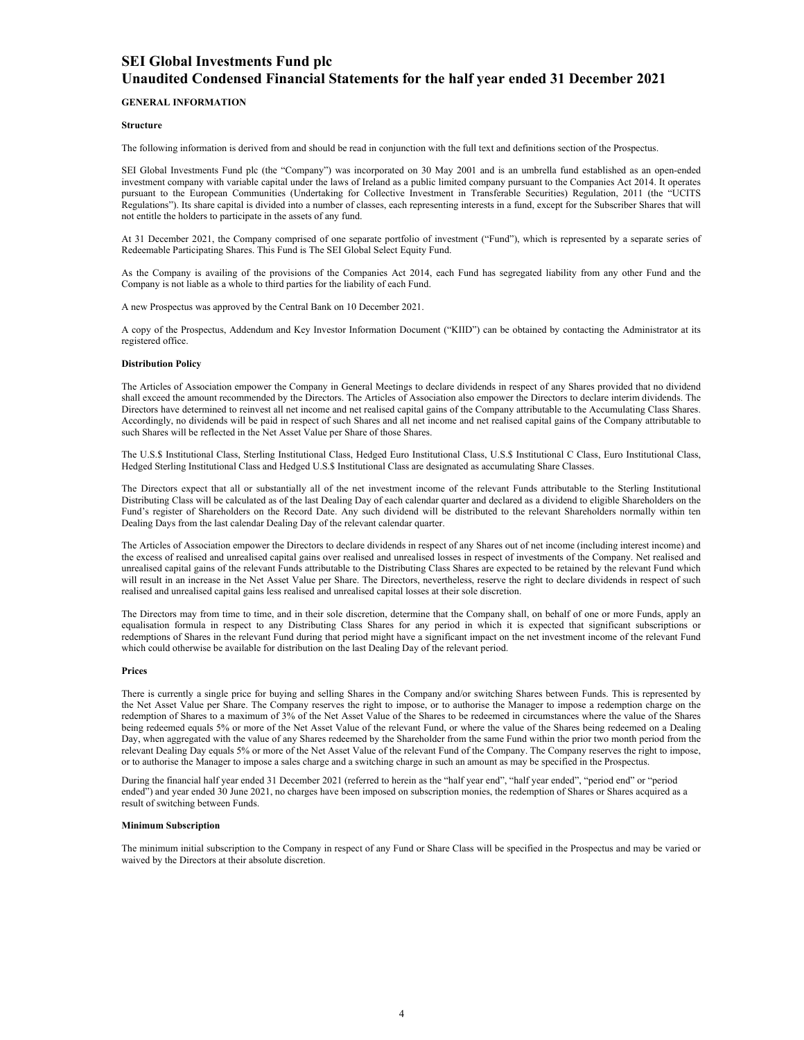# SEI Global Investments Fund plc
# Unaudited Condensed Financial Statements for the half year ended 31 December 2021

## GENERAL INFORMATION

### Structure

The following information is derived from and should be read in conjunction with the full text and definitions section of the Prospectus.

SEI Global Investments Fund plc (the "Company") was incorporated on 30 May 2001 and is an umbrella fund established as an open-ended investment company with variable capital under the laws of Ireland as a public limited company pursuant to the Companies Act 2014. It operates pursuant to the European Communities (Undertaking for Collective Investment in Transferable Securities) Regulation, 2011 (the "UCITS Regulations"). Its share capital is divided into a number of classes, each representing interests in a fund, except for the Subscriber Shares that will not entitle the holders to participate in the assets of any fund.

At 31 December 2021, the Company comprised of one separate portfolio of investment ("Fund"), which is represented by a separate series of Redeemable Participating Shares. This Fund is The SEI Global Select Equity Fund.

As the Company is availing of the provisions of the Companies Act 2014, each Fund has segregated liability from any other Fund and the Company is not liable as a whole to third parties for the liability of each Fund.

A new Prospectus was approved by the Central Bank on 10 December 2021.

A copy of the Prospectus, Addendum and Key Investor Information Document ("KIID") can be obtained by contacting the Administrator at its registered office.

### Distribution Policy

The Articles of Association empower the Company in General Meetings to declare dividends in respect of any Shares provided that no dividend shall exceed the amount recommended by the Directors. The Articles of Association also empower the Directors to declare interim dividends. The Directors have determined to reinvest all net income and net realised capital gains of the Company attributable to the Accumulating Class Shares. Accordingly, no dividends will be paid in respect of such Shares and all net income and net realised capital gains of the Company attributable to such Shares will be reflected in the Net Asset Value per Share of those Shares.

The U.S.$ Institutional Class, Sterling Institutional Class, Hedged Euro Institutional Class, U.S.$ Institutional C Class, Euro Institutional Class, Hedged Sterling Institutional Class and Hedged U.S.$ Institutional Class are designated as accumulating Share Classes.

The Directors expect that all or substantially all of the net investment income of the relevant Funds attributable to the Sterling Institutional Distributing Class will be calculated as of the last Dealing Day of each calendar quarter and declared as a dividend to eligible Shareholders on the Fund's register of Shareholders on the Record Date. Any such dividend will be distributed to the relevant Shareholders normally within ten Dealing Days from the last calendar Dealing Day of the relevant calendar quarter.

The Articles of Association empower the Directors to declare dividends in respect of any Shares out of net income (including interest income) and the excess of realised and unrealised capital gains over realised and unrealised losses in respect of investments of the Company. Net realised and unrealised capital gains of the relevant Funds attributable to the Distributing Class Shares are expected to be retained by the relevant Fund which will result in an increase in the Net Asset Value per Share. The Directors, nevertheless, reserve the right to declare dividends in respect of such realised and unrealised capital gains less realised and unrealised capital losses at their sole discretion.

The Directors may from time to time, and in their sole discretion, determine that the Company shall, on behalf of one or more Funds, apply an equalisation formula in respect to any Distributing Class Shares for any period in which it is expected that significant subscriptions or redemptions of Shares in the relevant Fund during that period might have a significant impact on the net investment income of the relevant Fund which could otherwise be available for distribution on the last Dealing Day of the relevant period.

### Prices

There is currently a single price for buying and selling Shares in the Company and/or switching Shares between Funds. This is represented by the Net Asset Value per Share. The Company reserves the right to impose, or to authorise the Manager to impose a redemption charge on the redemption of Shares to a maximum of 3% of the Net Asset Value of the Shares to be redeemed in circumstances where the value of the Shares being redeemed equals 5% or more of the Net Asset Value of the relevant Fund, or where the value of the Shares being redeemed on a Dealing Day, when aggregated with the value of any Shares redeemed by the Shareholder from the same Fund within the prior two month period from the relevant Dealing Day equals 5% or more of the Net Asset Value of the relevant Fund of the Company. The Company reserves the right to impose, or to authorise the Manager to impose a sales charge and a switching charge in such an amount as may be specified in the Prospectus.

During the financial half year ended 31 December 2021 (referred to herein as the "half year end", "half year ended", "period end" or "period ended") and year ended 30 June 2021, no charges have been imposed on subscription monies, the redemption of Shares or Shares acquired as a result of switching between Funds.

### Minimum Subscription

The minimum initial subscription to the Company in respect of any Fund or Share Class will be specified in the Prospectus and may be varied or waived by the Directors at their absolute discretion.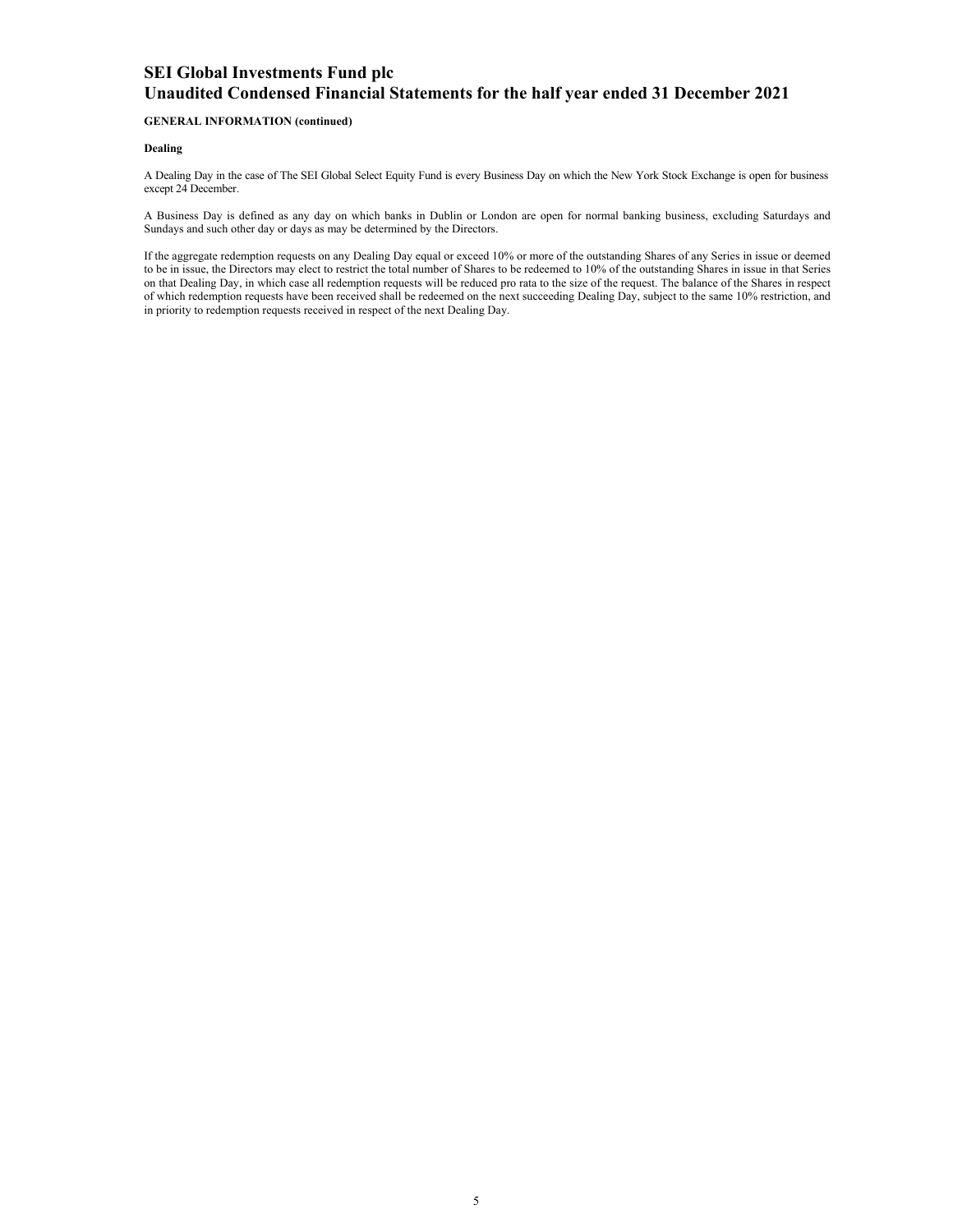**GENERAL INFORMATION (continued)**

**Dealing**

A Dealing Day in the case of The SEI Global Select Equity Fund is every Business Day on which the New York Stock Exchange is open for business except 24 December.

A Business Day is defined as any day on which banks in Dublin or London are open for normal banking business, excluding Saturdays and Sundays and such other day or days as may be determined by the Directors.

If the aggregate redemption requests on any Dealing Day equal or exceed 10% or more of the outstanding Shares of any Series in issue or deemed to be in issue, the Directors may elect to restrict the total number of Shares to be redeemed to 10% of the outstanding Shares in issue in that Series on that Dealing Day, in which case all redemption requests will be reduced pro rata to the size of the request. The balance of the Shares in respect of which redemption requests have been received shall be redeemed on the next succeeding Dealing Day, subject to the same 10% restriction, and in priority to redemption requests received in respect of the next Dealing Day.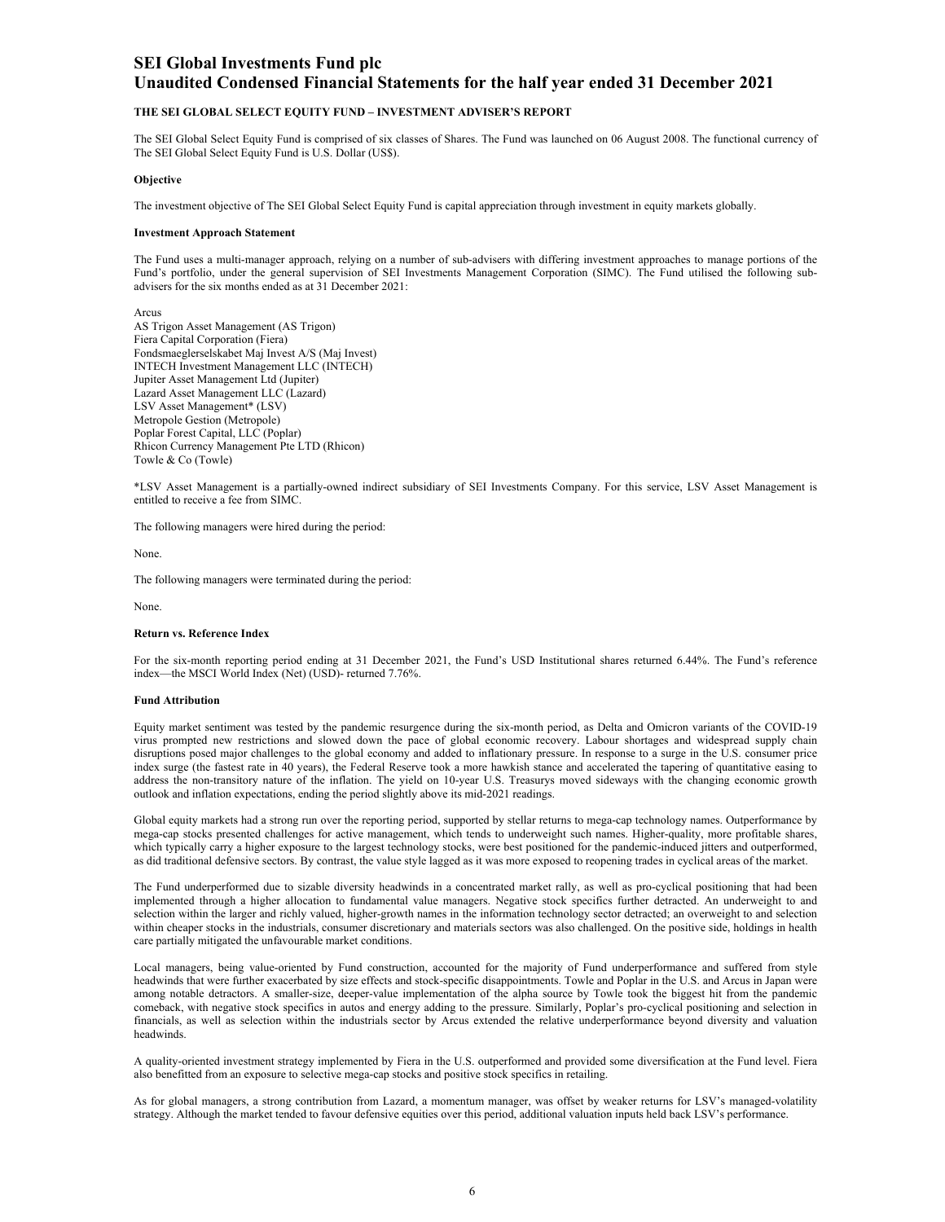# SEI Global Investments Fund plc
## Unaudited Condensed Financial Statements for the half year ended 31 December 2021

### THE SEI GLOBAL SELECT EQUITY FUND – INVESTMENT ADVISER'S REPORT

The SEI Global Select Equity Fund is comprised of six classes of Shares. The Fund was launched on 06 August 2008. The functional currency of The SEI Global Select Equity Fund is U.S. Dollar (US$).

**Objective**

The investment objective of The SEI Global Select Equity Fund is capital appreciation through investment in equity markets globally.

**Investment Approach Statement**

The Fund uses a multi-manager approach, relying on a number of sub-advisers with differing investment approaches to manage portions of the Fund's portfolio, under the general supervision of SEI Investments Management Corporation (SIMC). The Fund utilised the following sub-advisers for the six months ended as at 31 December 2021:

Arcus
AS Trigon Asset Management (AS Trigon)
Fiera Capital Corporation (Fiera)
Fondsmaeglerselskabet Maj Invest A/S (Maj Invest)
INTECH Investment Management LLC (INTECH)
Jupiter Asset Management Ltd (Jupiter)
Lazard Asset Management LLC (Lazard)
LSV Asset Management* (LSV)
Metropole Gestion (Metropole)
Poplar Forest Capital, LLC (Poplar)
Rhicon Currency Management Pte LTD (Rhicon)
Towle & Co (Towle)

*LSV Asset Management is a partially-owned indirect subsidiary of SEI Investments Company. For this service, LSV Asset Management is entitled to receive a fee from SIMC.

The following managers were hired during the period:

None.

The following managers were terminated during the period:

None.

**Return vs. Reference Index**

For the six-month reporting period ending at 31 December 2021, the Fund's USD Institutional shares returned 6.44%. The Fund's reference index—the MSCI World Index (Net) (USD)- returned 7.76%.

**Fund Attribution**

Equity market sentiment was tested by the pandemic resurgence during the six-month period, as Delta and Omicron variants of the COVID-19 virus prompted new restrictions and slowed down the pace of global economic recovery. Labour shortages and widespread supply chain disruptions posed major challenges to the global economy and added to inflationary pressure. In response to a surge in the U.S. consumer price index surge (the fastest rate in 40 years), the Federal Reserve took a more hawkish stance and accelerated the tapering of quantitative easing to address the non-transitory nature of the inflation. The yield on 10-year U.S. Treasurys moved sideways with the changing economic growth outlook and inflation expectations, ending the period slightly above its mid-2021 readings.

Global equity markets had a strong run over the reporting period, supported by stellar returns to mega-cap technology names. Outperformance by mega-cap stocks presented challenges for active management, which tends to underweight such names. Higher-quality, more profitable shares, which typically carry a higher exposure to the largest technology stocks, were best positioned for the pandemic-induced jitters and outperformed, as did traditional defensive sectors. By contrast, the value style lagged as it was more exposed to reopening trades in cyclical areas of the market.

The Fund underperformed due to sizable diversity headwinds in a concentrated market rally, as well as pro-cyclical positioning that had been implemented through a higher allocation to fundamental value managers. Negative stock specifics further detracted. An underweight to and selection within the larger and richly valued, higher-growth names in the information technology sector detracted; an overweight to and selection within cheaper stocks in the industrials, consumer discretionary and materials sectors was also challenged. On the positive side, holdings in health care partially mitigated the unfavourable market conditions.

Local managers, being value-oriented by Fund construction, accounted for the majority of Fund underperformance and suffered from style headwinds that were further exacerbated by size effects and stock-specific disappointments. Towle and Poplar in the U.S. and Arcus in Japan were among notable detractors. A smaller-size, deeper-value implementation of the alpha source by Towle took the biggest hit from the pandemic comeback, with negative stock specifics in autos and energy adding to the pressure. Similarly, Poplar's pro-cyclical positioning and selection in financials, as well as selection within the industrials sector by Arcus extended the relative underperformance beyond diversity and valuation headwinds.

A quality-oriented investment strategy implemented by Fiera in the U.S. outperformed and provided some diversification at the Fund level. Fiera also benefitted from an exposure to selective mega-cap stocks and positive stock specifics in retailing.

As for global managers, a strong contribution from Lazard, a momentum manager, was offset by weaker returns for LSV's managed-volatility strategy. Although the market tended to favour defensive equities over this period, additional valuation inputs held back LSV's performance.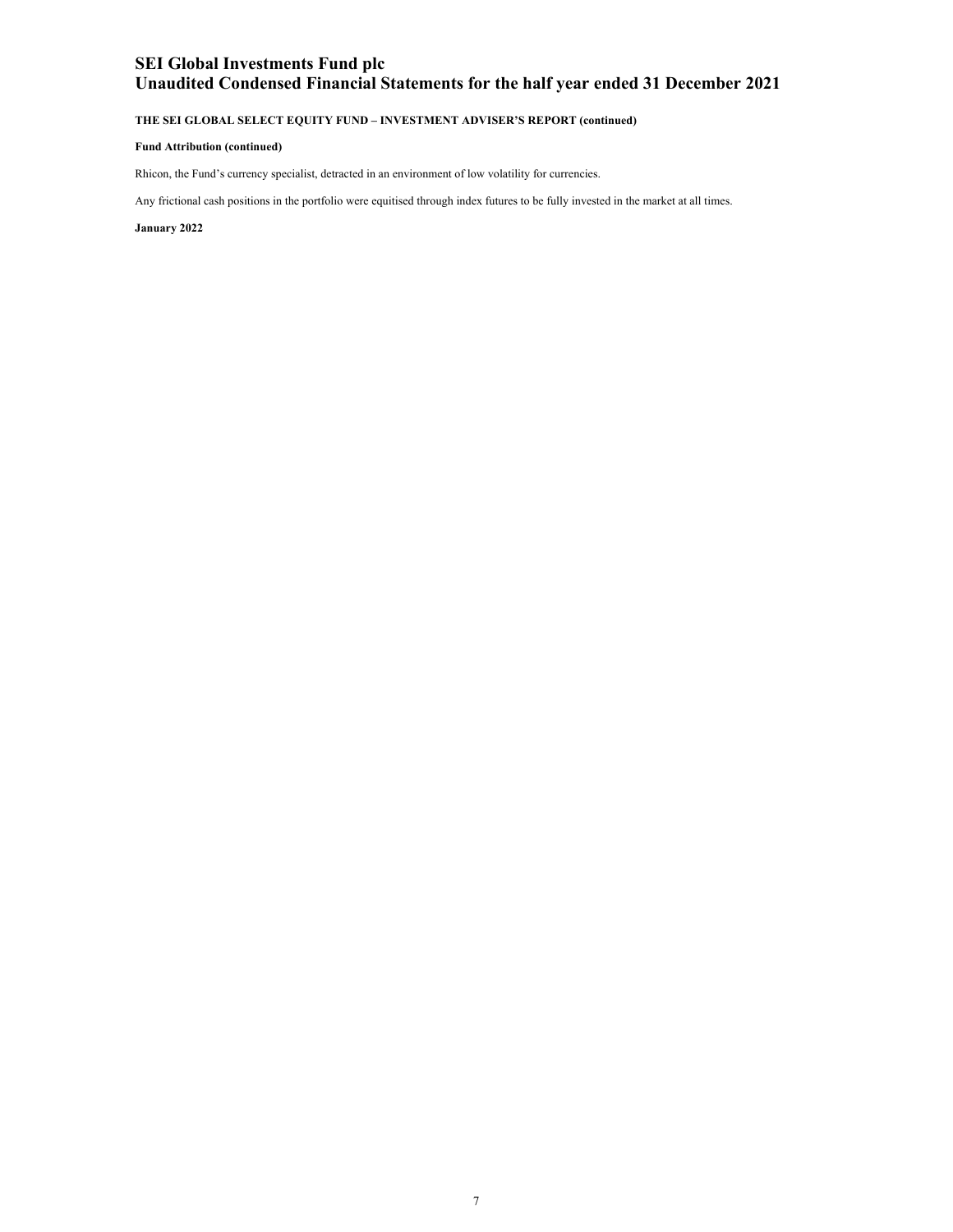**THE SEI GLOBAL SELECT EQUITY FUND – INVESTMENT ADVISER'S REPORT (continued)**

**Fund Attribution (continued)**

Rhicon, the Fund's currency specialist, detracted in an environment of low volatility for currencies.

Any frictional cash positions in the portfolio were equitised through index futures to be fully invested in the market at all times.

**January 2022**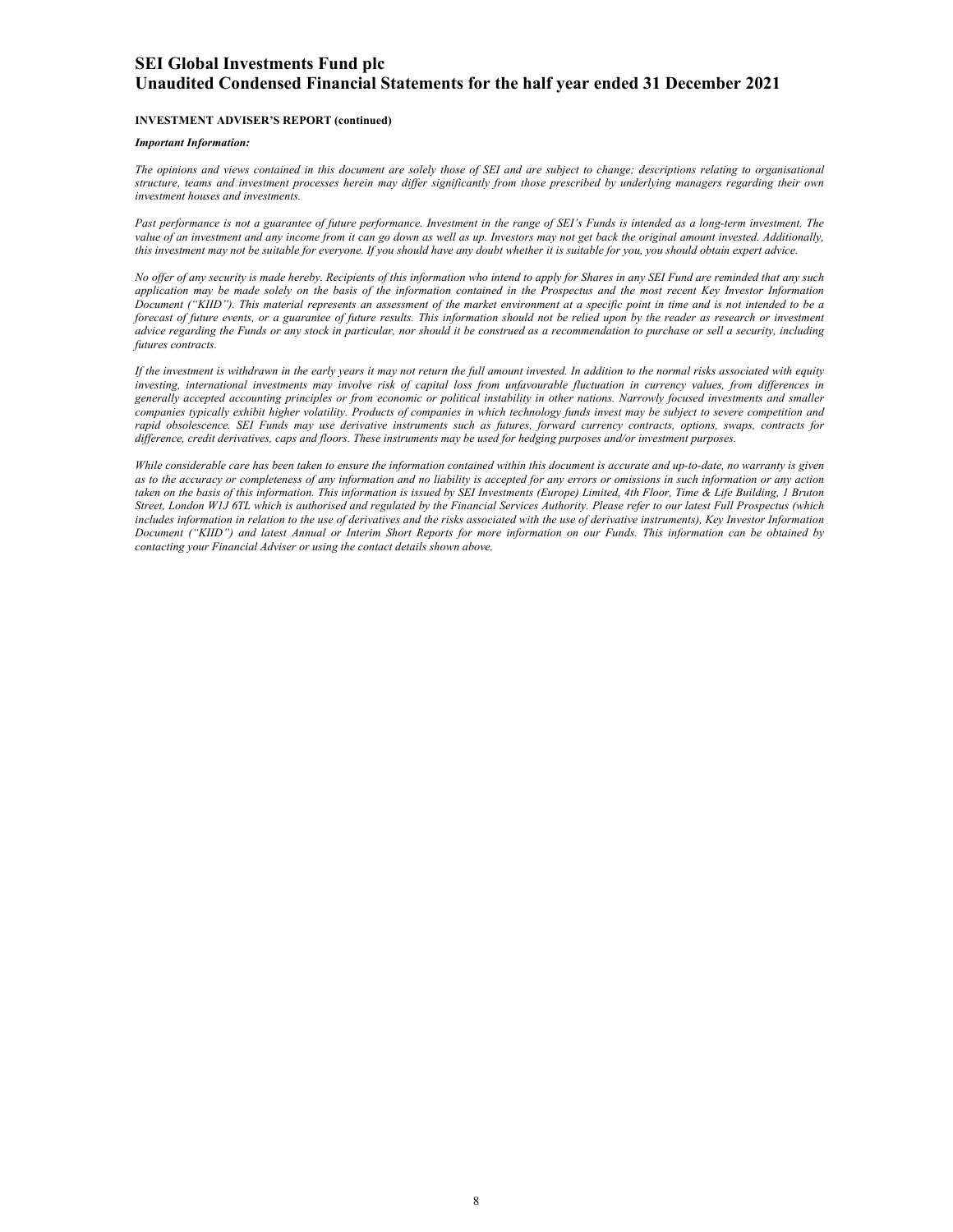**INVESTMENT ADVISER'S REPORT (continued)**

***Important Information:***

*The opinions and views contained in this document are solely those of SEI and are subject to change; descriptions relating to organisational structure, teams and investment processes herein may differ significantly from those prescribed by underlying managers regarding their own investment houses and investments.*

*Past performance is not a guarantee of future performance. Investment in the range of SEI's Funds is intended as a long-term investment. The value of an investment and any income from it can go down as well as up. Investors may not get back the original amount invested. Additionally, this investment may not be suitable for everyone. If you should have any doubt whether it is suitable for you, you should obtain expert advice.*

*No offer of any security is made hereby. Recipients of this information who intend to apply for Shares in any SEI Fund are reminded that any such application may be made solely on the basis of the information contained in the Prospectus and the most recent Key Investor Information Document ("KIID"). This material represents an assessment of the market environment at a specific point in time and is not intended to be a forecast of future events, or a guarantee of future results. This information should not be relied upon by the reader as research or investment advice regarding the Funds or any stock in particular, nor should it be construed as a recommendation to purchase or sell a security, including futures contracts.*

*If the investment is withdrawn in the early years it may not return the full amount invested. In addition to the normal risks associated with equity investing, international investments may involve risk of capital loss from unfavourable fluctuation in currency values, from differences in generally accepted accounting principles or from economic or political instability in other nations. Narrowly focused investments and smaller companies typically exhibit higher volatility. Products of companies in which technology funds invest may be subject to severe competition and rapid obsolescence. SEI Funds may use derivative instruments such as futures, forward currency contracts, options, swaps, contracts for difference, credit derivatives, caps and floors. These instruments may be used for hedging purposes and/or investment purposes.*

*While considerable care has been taken to ensure the information contained within this document is accurate and up-to-date, no warranty is given as to the accuracy or completeness of any information and no liability is accepted for any errors or omissions in such information or any action taken on the basis of this information. This information is issued by SEI Investments (Europe) Limited, 4th Floor, Time & Life Building, 1 Bruton Street, London W1J 6TL which is authorised and regulated by the Financial Services Authority. Please refer to our latest Full Prospectus (which includes information in relation to the use of derivatives and the risks associated with the use of derivative instruments), Key Investor Information Document ("KIID") and latest Annual or Interim Short Reports for more information on our Funds. This information can be obtained by contacting your Financial Adviser or using the contact details shown above.*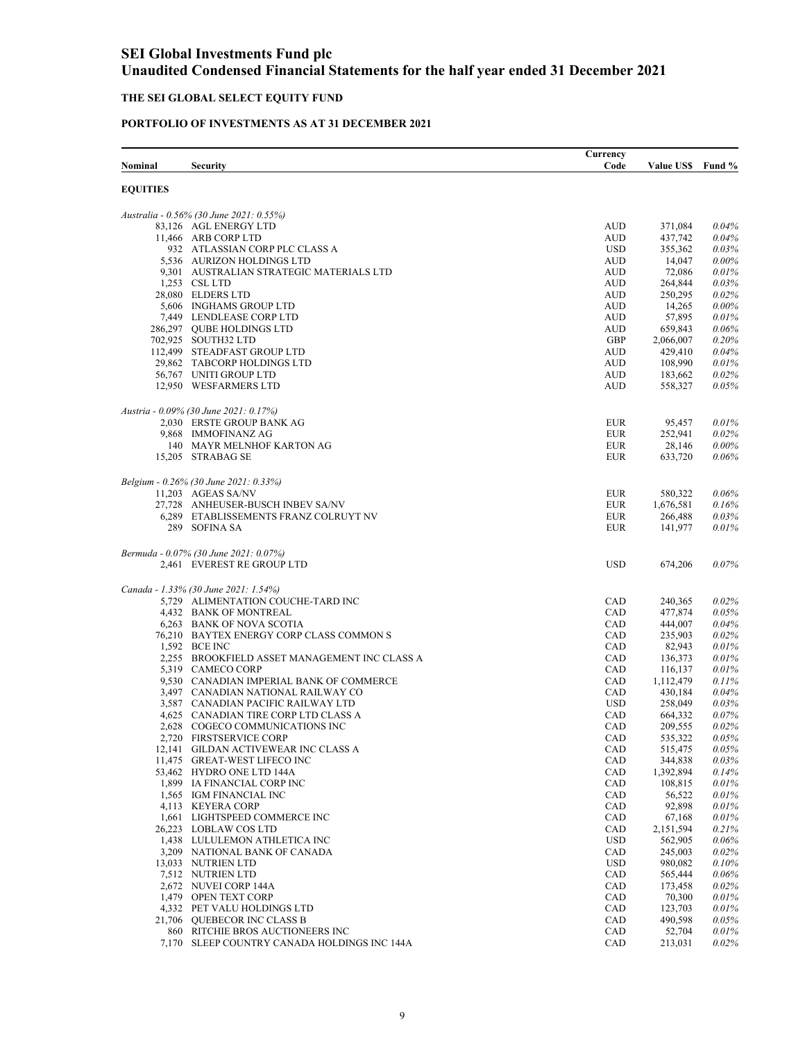# SEI Global Investments Fund plc
# Unaudited Condensed Financial Statements for the half year ended 31 December 2021

## THE SEI GLOBAL SELECT EQUITY FUND

### PORTFOLIO OF INVESTMENTS AS AT 31 DECEMBER 2021

| Nominal | Security | Currency Code | Value US$ | Fund % |
|---|---|---|---|---|
| **EQUITIES** | | | | |
| *Australia - 0.56% (30 June 2021: 0.55%)* | | | | |
| 83,126 | AGL ENERGY LTD | AUD | 371,084 | *0.04%* |
| 11,466 | ARB CORP LTD | AUD | 437,742 | *0.04%* |
| 932 | ATLASSIAN CORP PLC CLASS A | USD | 355,362 | *0.03%* |
| 5,536 | AURIZON HOLDINGS LTD | AUD | 14,047 | *0.00%* |
| 9,301 | AUSTRALIAN STRATEGIC MATERIALS LTD | AUD | 72,086 | *0.01%* |
| 1,253 | CSL LTD | AUD | 264,844 | *0.03%* |
| 28,080 | ELDERS LTD | AUD | 250,295 | *0.02%* |
| 5,606 | INGHAMS GROUP LTD | AUD | 14,265 | *0.00%* |
| 7,449 | LENDLEASE CORP LTD | AUD | 57,895 | *0.01%* |
| 286,297 | QUBE HOLDINGS LTD | AUD | 659,843 | *0.06%* |
| 702,925 | SOUTH32 LTD | GBP | 2,066,007 | *0.20%* |
| 112,499 | STEADFAST GROUP LTD | AUD | 429,410 | *0.04%* |
| 29,862 | TABCORP HOLDINGS LTD | AUD | 108,990 | *0.01%* |
| 56,767 | UNITI GROUP LTD | AUD | 183,662 | *0.02%* |
| 12,950 | WESFARMERS LTD | AUD | 558,327 | *0.05%* |
| *Austria - 0.09% (30 June 2021: 0.17%)* | | | | |
| 2,030 | ERSTE GROUP BANK AG | EUR | 95,457 | *0.01%* |
| 9,868 | IMMOFINANZ AG | EUR | 252,941 | *0.02%* |
| 140 | MAYR MELNHOF KARTON AG | EUR | 28,146 | *0.00%* |
| 15,205 | STRABAG SE | EUR | 633,720 | *0.06%* |
| *Belgium - 0.26% (30 June 2021: 0.33%)* | | | | |
| 11,203 | AGEAS SA/NV | EUR | 580,322 | *0.06%* |
| 27,728 | ANHEUSER-BUSCH INBEV SA/NV | EUR | 1,676,581 | *0.16%* |
| 6,289 | ETABLISSEMENTS FRANZ COLRUYT NV | EUR | 266,488 | *0.03%* |
| 289 | SOFINA SA | EUR | 141,977 | *0.01%* |
| *Bermuda - 0.07% (30 June 2021: 0.07%)* | | | | |
| 2,461 | EVEREST RE GROUP LTD | USD | 674,206 | *0.07%* |
| *Canada - 1.33% (30 June 2021: 1.54%)* | | | | |
| 5,729 | ALIMENTATION COUCHE-TARD INC | CAD | 240,365 | *0.02%* |
| 4,432 | BANK OF MONTREAL | CAD | 477,874 | *0.05%* |
| 6,263 | BANK OF NOVA SCOTIA | CAD | 444,007 | *0.04%* |
| 76,210 | BAYTEX ENERGY CORP CLASS COMMON S | CAD | 235,903 | *0.02%* |
| 1,592 | BCE INC | CAD | 82,943 | *0.01%* |
| 2,255 | BROOKFIELD ASSET MANAGEMENT INC CLASS A | CAD | 136,373 | *0.01%* |
| 5,319 | CAMECO CORP | CAD | 116,137 | *0.01%* |
| 9,530 | CANADIAN IMPERIAL BANK OF COMMERCE | CAD | 1,112,479 | *0.11%* |
| 3,497 | CANADIAN NATIONAL RAILWAY CO | CAD | 430,184 | *0.04%* |
| 3,587 | CANADIAN PACIFIC RAILWAY LTD | USD | 258,049 | *0.03%* |
| 4,625 | CANADIAN TIRE CORP LTD CLASS A | CAD | 664,332 | *0.07%* |
| 2,628 | COGECO COMMUNICATIONS INC | CAD | 209,555 | *0.02%* |
| 2,720 | FIRSTSERVICE CORP | CAD | 535,322 | *0.05%* |
| 12,141 | GILDAN ACTIVEWEAR INC CLASS A | CAD | 515,475 | *0.05%* |
| 11,475 | GREAT-WEST LIFECO INC | CAD | 344,838 | *0.03%* |
| 53,462 | HYDRO ONE LTD 144A | CAD | 1,392,894 | *0.14%* |
| 1,899 | IA FINANCIAL CORP INC | CAD | 108,815 | *0.01%* |
| 1,565 | IGM FINANCIAL INC | CAD | 56,522 | *0.01%* |
| 4,113 | KEYERA CORP | CAD | 92,898 | *0.01%* |
| 1,661 | LIGHTSPEED COMMERCE INC | CAD | 67,168 | *0.01%* |
| 26,223 | LOBLAW COS LTD | CAD | 2,151,594 | *0.21%* |
| 1,438 | LULULEMON ATHLETICA INC | USD | 562,905 | *0.06%* |
| 3,209 | NATIONAL BANK OF CANADA | CAD | 245,003 | *0.02%* |
| 13,033 | NUTRIEN LTD | USD | 980,082 | *0.10%* |
| 7,512 | NUTRIEN LTD | CAD | 565,444 | *0.06%* |
| 2,672 | NUVEI CORP 144A | CAD | 173,458 | *0.02%* |
| 1,479 | OPEN TEXT CORP | CAD | 70,300 | *0.01%* |
| 4,332 | PET VALU HOLDINGS LTD | CAD | 123,703 | *0.01%* |
| 21,706 | QUEBECOR INC CLASS B | CAD | 490,598 | *0.05%* |
| 860 | RITCHIE BROS AUCTIONEERS INC | CAD | 52,704 | *0.01%* |
| 7,170 | SLEEP COUNTRY CANADA HOLDINGS INC 144A | CAD | 213,031 | *0.02%* |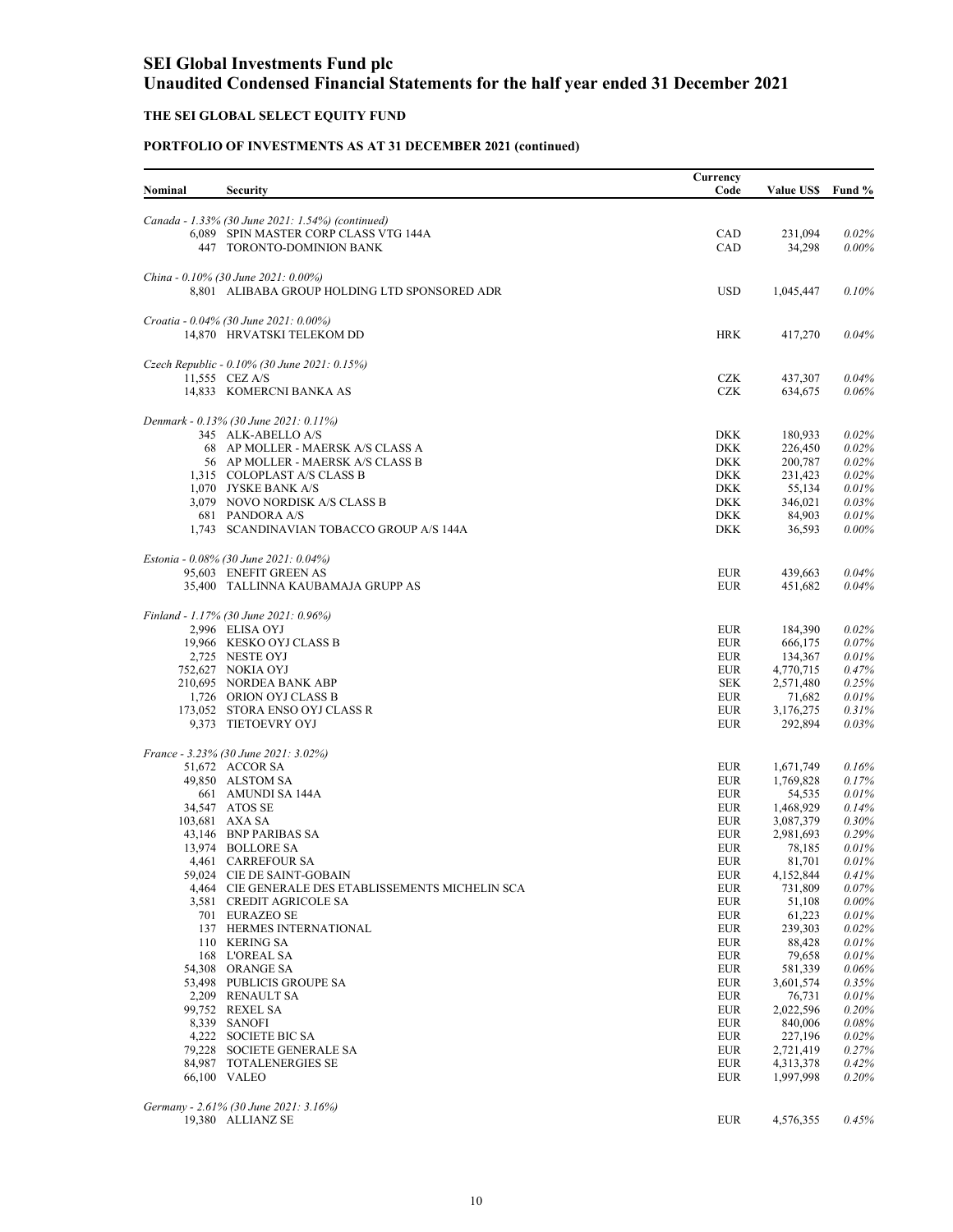# SEI Global Investments Fund plc
# Unaudited Condensed Financial Statements for the half year ended 31 December 2021

## THE SEI GLOBAL SELECT EQUITY FUND

### PORTFOLIO OF INVESTMENTS AS AT 31 DECEMBER 2021 (continued)

| Nominal | Security | Currency Code | Value US$ | Fund % |
|---|---|---|---|---|
| | *Canada - 1.33% (30 June 2021: 1.54%) (continued)* | | | |
| 6,089 | SPIN MASTER CORP CLASS VTG 144A | CAD | 231,094 | *0.02%* |
| 447 | TORONTO-DOMINION BANK | CAD | 34,298 | *0.00%* |
| | *China - 0.10% (30 June 2021: 0.00%)* | | | |
| 8,801 | ALIBABA GROUP HOLDING LTD SPONSORED ADR | USD | 1,045,447 | *0.10%* |
| | *Croatia - 0.04% (30 June 2021: 0.00%)* | | | |
| 14,870 | HRVATSKI TELEKOM DD | HRK | 417,270 | *0.04%* |
| | *Czech Republic - 0.10% (30 June 2021: 0.15%)* | | | |
| 11,555 | CEZ A/S | CZK | 437,307 | *0.04%* |
| 14,833 | KOMERCNI BANKA AS | CZK | 634,675 | *0.06%* |
| | *Denmark - 0.13% (30 June 2021: 0.11%)* | | | |
| 345 | ALK-ABELLO A/S | DKK | 180,933 | *0.02%* |
| 68 | AP MOLLER - MAERSK A/S CLASS A | DKK | 226,450 | *0.02%* |
| 56 | AP MOLLER - MAERSK A/S CLASS B | DKK | 200,787 | *0.02%* |
| 1,315 | COLOPLAST A/S CLASS B | DKK | 231,423 | *0.02%* |
| 1,070 | JYSKE BANK A/S | DKK | 55,134 | *0.01%* |
| 3,079 | NOVO NORDISK A/S CLASS B | DKK | 346,021 | *0.03%* |
| 681 | PANDORA A/S | DKK | 84,903 | *0.01%* |
| 1,743 | SCANDINAVIAN TOBACCO GROUP A/S 144A | DKK | 36,593 | *0.00%* |
| | *Estonia - 0.08% (30 June 2021: 0.04%)* | | | |
| 95,603 | ENEFIT GREEN AS | EUR | 439,663 | *0.04%* |
| 35,400 | TALLINNA KAUBAMAJA GRUPP AS | EUR | 451,682 | *0.04%* |
| | *Finland - 1.17% (30 June 2021: 0.96%)* | | | |
| 2,996 | ELISA OYJ | EUR | 184,390 | *0.02%* |
| 19,966 | KESKO OYJ CLASS B | EUR | 666,175 | *0.07%* |
| 2,725 | NESTE OYJ | EUR | 134,367 | *0.01%* |
| 752,627 | NOKIA OYJ | EUR | 4,770,715 | *0.47%* |
| 210,695 | NORDEA BANK ABP | SEK | 2,571,480 | *0.25%* |
| 1,726 | ORION OYJ CLASS B | EUR | 71,682 | *0.01%* |
| 173,052 | STORA ENSO OYJ CLASS R | EUR | 3,176,275 | *0.31%* |
| 9,373 | TIETOEVRY OYJ | EUR | 292,894 | *0.03%* |
| | *France - 3.23% (30 June 2021: 3.02%)* | | | |
| 51,672 | ACCOR SA | EUR | 1,671,749 | *0.16%* |
| 49,850 | ALSTOM SA | EUR | 1,769,828 | *0.17%* |
| 661 | AMUNDI SA 144A | EUR | 54,535 | *0.01%* |
| 34,547 | ATOS SE | EUR | 1,468,929 | *0.14%* |
| 103,681 | AXA SA | EUR | 3,087,379 | *0.30%* |
| 43,146 | BNP PARIBAS SA | EUR | 2,981,693 | *0.29%* |
| 13,974 | BOLLORE SA | EUR | 78,185 | *0.01%* |
| 4,461 | CARREFOUR SA | EUR | 81,701 | *0.01%* |
| 59,024 | CIE DE SAINT-GOBAIN | EUR | 4,152,844 | *0.41%* |
| 4,464 | CIE GENERALE DES ETABLISSEMENTS MICHELIN SCA | EUR | 731,809 | *0.07%* |
| 3,581 | CREDIT AGRICOLE SA | EUR | 51,108 | *0.00%* |
| 701 | EURAZEO SE | EUR | 61,223 | *0.01%* |
| 137 | HERMES INTERNATIONAL | EUR | 239,303 | *0.02%* |
| 110 | KERING SA | EUR | 88,428 | *0.01%* |
| 168 | L'OREAL SA | EUR | 79,658 | *0.01%* |
| 54,308 | ORANGE SA | EUR | 581,339 | *0.06%* |
| 53,498 | PUBLICIS GROUPE SA | EUR | 3,601,574 | *0.35%* |
| 2,209 | RENAULT SA | EUR | 76,731 | *0.01%* |
| 99,752 | REXEL SA | EUR | 2,022,596 | *0.20%* |
| 8,339 | SANOFI | EUR | 840,006 | *0.08%* |
| 4,222 | SOCIETE BIC SA | EUR | 227,196 | *0.02%* |
| 79,228 | SOCIETE GENERALE SA | EUR | 2,721,419 | *0.27%* |
| 84,987 | TOTALENERGIES SE | EUR | 4,313,378 | *0.42%* |
| 66,100 | VALEO | EUR | 1,997,998 | *0.20%* |
| | *Germany - 2.61% (30 June 2021: 3.16%)* | | | |
| 19,380 | ALLIANZ SE | EUR | 4,576,355 | *0.45%* |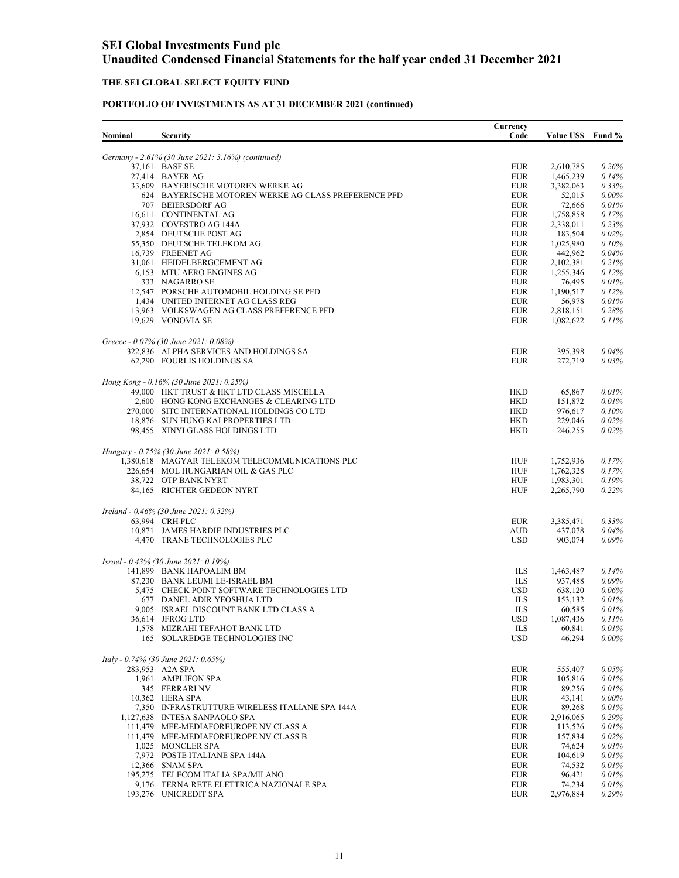# SEI Global Investments Fund plc
# Unaudited Condensed Financial Statements for the half year ended 31 December 2021

## THE SEI GLOBAL SELECT EQUITY FUND

### PORTFOLIO OF INVESTMENTS AS AT 31 DECEMBER 2021 (continued)

| Nominal | Security | Currency Code | Value US$ | Fund % |
|---|---|---|---|---|
| | *Germany - 2.61% (30 June 2021: 3.16%) (continued)* | | | |
| 37,161 | BASF SE | EUR | 2,610,785 | *0.26%* |
| 27,414 | BAYER AG | EUR | 1,465,239 | *0.14%* |
| 33,609 | BAYERISCHE MOTOREN WERKE AG | EUR | 3,382,063 | *0.33%* |
| 624 | BAYERISCHE MOTOREN WERKE AG CLASS PREFERENCE PFD | EUR | 52,015 | *0.00%* |
| 707 | BEIERSDORF AG | EUR | 72,666 | *0.01%* |
| 16,611 | CONTINENTAL AG | EUR | 1,758,858 | *0.17%* |
| 37,932 | COVESTRO AG 144A | EUR | 2,338,011 | *0.23%* |
| 2,854 | DEUTSCHE POST AG | EUR | 183,504 | *0.02%* |
| 55,350 | DEUTSCHE TELEKOM AG | EUR | 1,025,980 | *0.10%* |
| 16,739 | FREENET AG | EUR | 442,962 | *0.04%* |
| 31,061 | HEIDELBERGCEMENT AG | EUR | 2,102,381 | *0.21%* |
| 6,153 | MTU AERO ENGINES AG | EUR | 1,255,346 | *0.12%* |
| 333 | NAGARRO SE | EUR | 76,495 | *0.01%* |
| 12,547 | PORSCHE AUTOMOBIL HOLDING SE PFD | EUR | 1,190,517 | *0.12%* |
| 1,434 | UNITED INTERNET AG CLASS REG | EUR | 56,978 | *0.01%* |
| 13,963 | VOLKSWAGEN AG CLASS PREFERENCE PFD | EUR | 2,818,151 | *0.28%* |
| 19,629 | VONOVIA SE | EUR | 1,082,622 | *0.11%* |
| | *Greece - 0.07% (30 June 2021: 0.08%)* | | | |
| 322,836 | ALPHA SERVICES AND HOLDINGS SA | EUR | 395,398 | *0.04%* |
| 62,290 | FOURLIS HOLDINGS SA | EUR | 272,719 | *0.03%* |
| | *Hong Kong - 0.16% (30 June 2021: 0.25%)* | | | |
| 49,000 | HKT TRUST & HKT LTD CLASS MISCELLA | HKD | 65,867 | *0.01%* |
| 2,600 | HONG KONG EXCHANGES & CLEARING LTD | HKD | 151,872 | *0.01%* |
| 270,000 | SITC INTERNATIONAL HOLDINGS CO LTD | HKD | 976,617 | *0.10%* |
| 18,876 | SUN HUNG KAI PROPERTIES LTD | HKD | 229,046 | *0.02%* |
| 98,455 | XINYI GLASS HOLDINGS LTD | HKD | 246,255 | *0.02%* |
| | *Hungary - 0.75% (30 June 2021: 0.58%)* | | | |
| 1,380,618 | MAGYAR TELEKOM TELECOMMUNICATIONS PLC | HUF | 1,752,936 | *0.17%* |
| 226,654 | MOL HUNGARIAN OIL & GAS PLC | HUF | 1,762,328 | *0.17%* |
| 38,722 | OTP BANK NYRT | HUF | 1,983,301 | *0.19%* |
| 84,165 | RICHTER GEDEON NYRT | HUF | 2,265,790 | *0.22%* |
| | *Ireland - 0.46% (30 June 2021: 0.52%)* | | | |
| 63,994 | CRH PLC | EUR | 3,385,471 | *0.33%* |
| 10,871 | JAMES HARDIE INDUSTRIES PLC | AUD | 437,078 | *0.04%* |
| 4,470 | TRANE TECHNOLOGIES PLC | USD | 903,074 | *0.09%* |
| | *Israel - 0.43% (30 June 2021: 0.19%)* | | | |
| 141,899 | BANK HAPOALIM BM | ILS | 1,463,487 | *0.14%* |
| 87,230 | BANK LEUMI LE-ISRAEL BM | ILS | 937,488 | *0.09%* |
| 5,475 | CHECK POINT SOFTWARE TECHNOLOGIES LTD | USD | 638,120 | *0.06%* |
| 677 | DANEL ADIR YEOSHUA LTD | ILS | 153,132 | *0.01%* |
| 9,005 | ISRAEL DISCOUNT BANK LTD CLASS A | ILS | 60,585 | *0.01%* |
| 36,614 | JFROG LTD | USD | 1,087,436 | *0.11%* |
| 1,578 | MIZRAHI TEFAHOT BANK LTD | ILS | 60,841 | *0.01%* |
| 165 | SOLAREDGE TECHNOLOGIES INC | USD | 46,294 | *0.00%* |
| | *Italy - 0.74% (30 June 2021: 0.65%)* | | | |
| 283,953 | A2A SPA | EUR | 555,407 | *0.05%* |
| 1,961 | AMPLIFON SPA | EUR | 105,816 | *0.01%* |
| 345 | FERRARI NV | EUR | 89,256 | *0.01%* |
| 10,362 | HERA SPA | EUR | 43,141 | *0.00%* |
| 7,350 | INFRASTRUTTURE WIRELESS ITALIANE SPA 144A | EUR | 89,268 | *0.01%* |
| 1,127,638 | INTESA SANPAOLO SPA | EUR | 2,916,065 | *0.29%* |
| 111,479 | MFE-MEDIAFOREUROPE NV CLASS A | EUR | 113,526 | *0.01%* |
| 111,479 | MFE-MEDIAFOREUROPE NV CLASS B | EUR | 157,834 | *0.02%* |
| 1,025 | MONCLER SPA | EUR | 74,624 | *0.01%* |
| 7,972 | POSTE ITALIANE SPA 144A | EUR | 104,619 | *0.01%* |
| 12,366 | SNAM SPA | EUR | 74,532 | *0.01%* |
| 195,275 | TELECOM ITALIA SPA/MILANO | EUR | 96,421 | *0.01%* |
| 9,176 | TERNA RETE ELETTRICA NAZIONALE SPA | EUR | 74,234 | *0.01%* |
| 193,276 | UNICREDIT SPA | EUR | 2,976,884 | *0.29%* |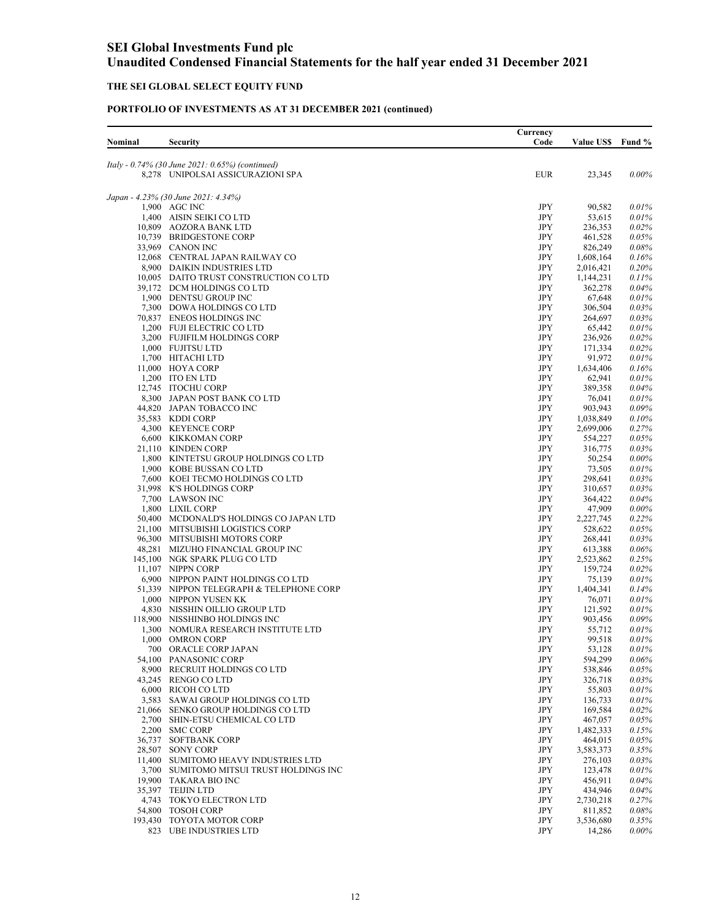# SEI Global Investments Fund plc
# Unaudited Condensed Financial Statements for the half year ended 31 December 2021

## THE SEI GLOBAL SELECT EQUITY FUND

### PORTFOLIO OF INVESTMENTS AS AT 31 DECEMBER 2021 (continued)

| Nominal | Security | Currency Code | Value US$ | Fund % |
|---|---|---|---|---|
| *Italy - 0.74% (30 June 2021: 0.65%) (continued)* | | | | |
| 8,278 | UNIPOLSAI ASSICURAZIONI SPA | EUR | 23,345 | *0.00%* |
| *Japan - 4.23% (30 June 2021: 4.34%)* | | | | |
| 1,900 | AGC INC | JPY | 90,582 | *0.01%* |
| 1,400 | AISIN SEIKI CO LTD | JPY | 53,615 | *0.01%* |
| 10,809 | AOZORA BANK LTD | JPY | 236,353 | *0.02%* |
| 10,739 | BRIDGESTONE CORP | JPY | 461,528 | *0.05%* |
| 33,969 | CANON INC | JPY | 826,249 | *0.08%* |
| 12,068 | CENTRAL JAPAN RAILWAY CO | JPY | 1,608,164 | *0.16%* |
| 8,900 | DAIKIN INDUSTRIES LTD | JPY | 2,016,421 | *0.20%* |
| 10,005 | DAITO TRUST CONSTRUCTION CO LTD | JPY | 1,144,231 | *0.11%* |
| 39,172 | DCM HOLDINGS CO LTD | JPY | 362,278 | *0.04%* |
| 1,900 | DENTSU GROUP INC | JPY | 67,648 | *0.01%* |
| 7,300 | DOWA HOLDINGS CO LTD | JPY | 306,504 | *0.03%* |
| 70,837 | ENEOS HOLDINGS INC | JPY | 264,697 | *0.03%* |
| 1,200 | FUJI ELECTRIC CO LTD | JPY | 65,442 | *0.01%* |
| 3,200 | FUJIFILM HOLDINGS CORP | JPY | 236,926 | *0.02%* |
| 1,000 | FUJITSU LTD | JPY | 171,334 | *0.02%* |
| 1,700 | HITACHI LTD | JPY | 91,972 | *0.01%* |
| 11,000 | HOYA CORP | JPY | 1,634,406 | *0.16%* |
| 1,200 | ITO EN LTD | JPY | 62,941 | *0.01%* |
| 12,745 | ITOCHU CORP | JPY | 389,358 | *0.04%* |
| 8,300 | JAPAN POST BANK CO LTD | JPY | 76,041 | *0.01%* |
| 44,820 | JAPAN TOBACCO INC | JPY | 903,943 | *0.09%* |
| 35,583 | KDDI CORP | JPY | 1,038,849 | *0.10%* |
| 4,300 | KEYENCE CORP | JPY | 2,699,006 | *0.27%* |
| 6,600 | KIKKOMAN CORP | JPY | 554,227 | *0.05%* |
| 21,110 | KINDEN CORP | JPY | 316,775 | *0.03%* |
| 1,800 | KINTETSU GROUP HOLDINGS CO LTD | JPY | 50,254 | *0.00%* |
| 1,900 | KOBE BUSSAN CO LTD | JPY | 73,505 | *0.01%* |
| 7,600 | KOEI TECMO HOLDINGS CO LTD | JPY | 298,641 | *0.03%* |
| 31,998 | K'S HOLDINGS CORP | JPY | 310,657 | *0.03%* |
| 7,700 | LAWSON INC | JPY | 364,422 | *0.04%* |
| 1,800 | LIXIL CORP | JPY | 47,909 | *0.00%* |
| 50,400 | MCDONALD'S HOLDINGS CO JAPAN LTD | JPY | 2,227,745 | *0.22%* |
| 21,100 | MITSUBISHI LOGISTICS CORP | JPY | 528,622 | *0.05%* |
| 96,300 | MITSUBISHI MOTORS CORP | JPY | 268,441 | *0.03%* |
| 48,281 | MIZUHO FINANCIAL GROUP INC | JPY | 613,388 | *0.06%* |
| 145,100 | NGK SPARK PLUG CO LTD | JPY | 2,523,862 | *0.25%* |
| 11,107 | NIPPN CORP | JPY | 159,724 | *0.02%* |
| 6,900 | NIPPON PAINT HOLDINGS CO LTD | JPY | 75,139 | *0.01%* |
| 51,339 | NIPPON TELEGRAPH & TELEPHONE CORP | JPY | 1,404,341 | *0.14%* |
| 1,000 | NIPPON YUSEN KK | JPY | 76,071 | *0.01%* |
| 4,830 | NISSHIN OILLIO GROUP LTD | JPY | 121,592 | *0.01%* |
| 118,900 | NISSHINBO HOLDINGS INC | JPY | 903,456 | *0.09%* |
| 1,300 | NOMURA RESEARCH INSTITUTE LTD | JPY | 55,712 | *0.01%* |
| 1,000 | OMRON CORP | JPY | 99,518 | *0.01%* |
| 700 | ORACLE CORP JAPAN | JPY | 53,128 | *0.01%* |
| 54,100 | PANASONIC CORP | JPY | 594,299 | *0.06%* |
| 8,900 | RECRUIT HOLDINGS CO LTD | JPY | 538,846 | *0.05%* |
| 43,245 | RENGO CO LTD | JPY | 326,718 | *0.03%* |
| 6,000 | RICOH CO LTD | JPY | 55,803 | *0.01%* |
| 3,583 | SAWAI GROUP HOLDINGS CO LTD | JPY | 136,733 | *0.01%* |
| 21,066 | SENKO GROUP HOLDINGS CO LTD | JPY | 169,584 | *0.02%* |
| 2,700 | SHIN-ETSU CHEMICAL CO LTD | JPY | 467,057 | *0.05%* |
| 2,200 | SMC CORP | JPY | 1,482,333 | *0.15%* |
| 36,737 | SOFTBANK CORP | JPY | 464,015 | *0.05%* |
| 28,507 | SONY CORP | JPY | 3,583,373 | *0.35%* |
| 11,400 | SUMITOMO HEAVY INDUSTRIES LTD | JPY | 276,103 | *0.03%* |
| 3,700 | SUMITOMO MITSUI TRUST HOLDINGS INC | JPY | 123,478 | *0.01%* |
| 19,900 | TAKARA BIO INC | JPY | 456,911 | *0.04%* |
| 35,397 | TEIJIN LTD | JPY | 434,946 | *0.04%* |
| 4,743 | TOKYO ELECTRON LTD | JPY | 2,730,218 | *0.27%* |
| 54,800 | TOSOH CORP | JPY | 811,852 | *0.08%* |
| 193,430 | TOYOTA MOTOR CORP | JPY | 3,536,680 | *0.35%* |
| 823 | UBE INDUSTRIES LTD | JPY | 14,286 | *0.00%* |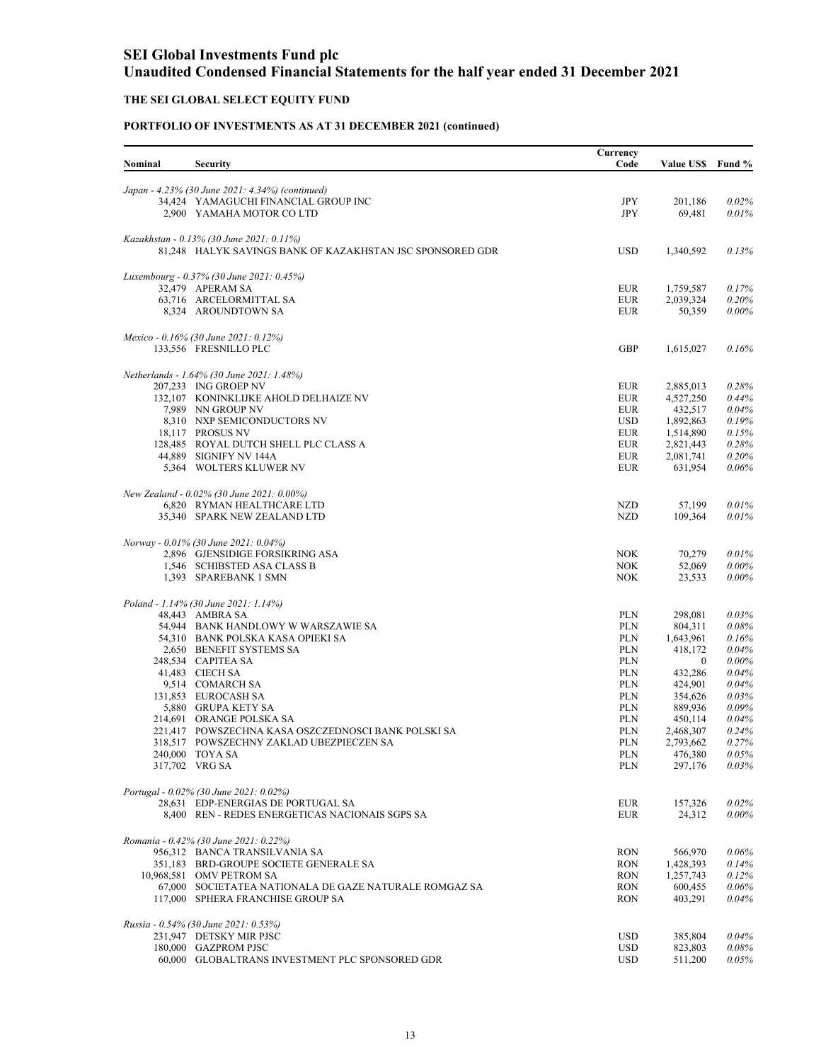# SEI Global Investments Fund plc
# Unaudited Condensed Financial Statements for the half year ended 31 December 2021

## THE SEI GLOBAL SELECT EQUITY FUND

### PORTFOLIO OF INVESTMENTS AS AT 31 DECEMBER 2021 (continued)

| Nominal | Security | Currency Code | Value US$ | Fund % |
|---|---|---|---|---|
| | *Japan - 4.23% (30 June 2021: 4.34%) (continued)* | | | |
| 34,424 | YAMAGUCHI FINANCIAL GROUP INC | JPY | 201,186 | *0.02%* |
| 2,900 | YAMAHA MOTOR CO LTD | JPY | 69,481 | *0.01%* |
| | *Kazakhstan - 0.13% (30 June 2021: 0.11%)* | | | |
| 81,248 | HALYK SAVINGS BANK OF KAZAKHSTAN JSC SPONSORED GDR | USD | 1,340,592 | *0.13%* |
| | *Luxembourg - 0.37% (30 June 2021: 0.45%)* | | | |
| 32,479 | APERAM SA | EUR | 1,759,587 | *0.17%* |
| 63,716 | ARCELORMITTAL SA | EUR | 2,039,324 | *0.20%* |
| 8,324 | AROUNDTOWN SA | EUR | 50,359 | *0.00%* |
| | *Mexico - 0.16% (30 June 2021: 0.12%)* | | | |
| 133,556 | FRESNILLO PLC | GBP | 1,615,027 | *0.16%* |
| | *Netherlands - 1.64% (30 June 2021: 1.48%)* | | | |
| 207,233 | ING GROEP NV | EUR | 2,885,013 | *0.28%* |
| 132,107 | KONINKLIJKE AHOLD DELHAIZE NV | EUR | 4,527,250 | *0.44%* |
| 7,989 | NN GROUP NV | EUR | 432,517 | *0.04%* |
| 8,310 | NXP SEMICONDUCTORS NV | USD | 1,892,863 | *0.19%* |
| 18,117 | PROSUS NV | EUR | 1,514,890 | *0.15%* |
| 128,485 | ROYAL DUTCH SHELL PLC CLASS A | EUR | 2,821,443 | *0.28%* |
| 44,889 | SIGNIFY NV 144A | EUR | 2,081,741 | *0.20%* |
| 5,364 | WOLTERS KLUWER NV | EUR | 631,954 | *0.06%* |
| | *New Zealand - 0.02% (30 June 2021: 0.00%)* | | | |
| 6,820 | RYMAN HEALTHCARE LTD | NZD | 57,199 | *0.01%* |
| 35,340 | SPARK NEW ZEALAND LTD | NZD | 109,364 | *0.01%* |
| | *Norway - 0.01% (30 June 2021: 0.04%)* | | | |
| 2,896 | GJENSIDIGE FORSIKRING ASA | NOK | 70,279 | *0.01%* |
| 1,546 | SCHIBSTED ASA CLASS B | NOK | 52,069 | *0.00%* |
| 1,393 | SPAREBANK 1 SMN | NOK | 23,533 | *0.00%* |
| | *Poland - 1.14% (30 June 2021: 1.14%)* | | | |
| 48,443 | AMBRA SA | PLN | 298,081 | *0.03%* |
| 54,944 | BANK HANDLOWY W WARSZAWIE SA | PLN | 804,311 | *0.08%* |
| 54,310 | BANK POLSKA KASA OPIEKI SA | PLN | 1,643,961 | *0.16%* |
| 2,650 | BENEFIT SYSTEMS SA | PLN | 418,172 | *0.04%* |
| 248,534 | CAPITEA SA | PLN | 0 | *0.00%* |
| 41,483 | CIECH SA | PLN | 432,286 | *0.04%* |
| 9,514 | COMARCH SA | PLN | 424,901 | *0.04%* |
| 131,853 | EUROCASH SA | PLN | 354,626 | *0.03%* |
| 5,880 | GRUPA KETY SA | PLN | 889,936 | *0.09%* |
| 214,691 | ORANGE POLSKA SA | PLN | 450,114 | *0.04%* |
| 221,417 | POWSZECHNA KASA OSZCZEDNOSCI BANK POLSKI SA | PLN | 2,468,307 | *0.24%* |
| 318,517 | POWSZECHNY ZAKLAD UBEZPIECZEN SA | PLN | 2,793,662 | *0.27%* |
| 240,000 | TOYA SA | PLN | 476,380 | *0.05%* |
| 317,702 | VRG SA | PLN | 297,176 | *0.03%* |
| | *Portugal - 0.02% (30 June 2021: 0.02%)* | | | |
| 28,631 | EDP-ENERGIAS DE PORTUGAL SA | EUR | 157,326 | *0.02%* |
| 8,400 | REN - REDES ENERGETICAS NACIONAIS SGPS SA | EUR | 24,312 | *0.00%* |
| | *Romania - 0.42% (30 June 2021: 0.22%)* | | | |
| 956,312 | BANCA TRANSILVANIA SA | RON | 566,970 | *0.06%* |
| 351,183 | BRD-GROUPE SOCIETE GENERALE SA | RON | 1,428,393 | *0.14%* |
| 10,968,581 | OMV PETROM SA | RON | 1,257,743 | *0.12%* |
| 67,000 | SOCIETATEA NATIONALA DE GAZE NATURALE ROMGAZ SA | RON | 600,455 | *0.06%* |
| 117,000 | SPHERA FRANCHISE GROUP SA | RON | 403,291 | *0.04%* |
| | *Russia - 0.54% (30 June 2021: 0.53%)* | | | |
| 231,947 | DETSKY MIR PJSC | USD | 385,804 | *0.04%* |
| 180,000 | GAZPROM PJSC | USD | 823,803 | *0.08%* |
| 60,000 | GLOBALTRANS INVESTMENT PLC SPONSORED GDR | USD | 511,200 | *0.05%* |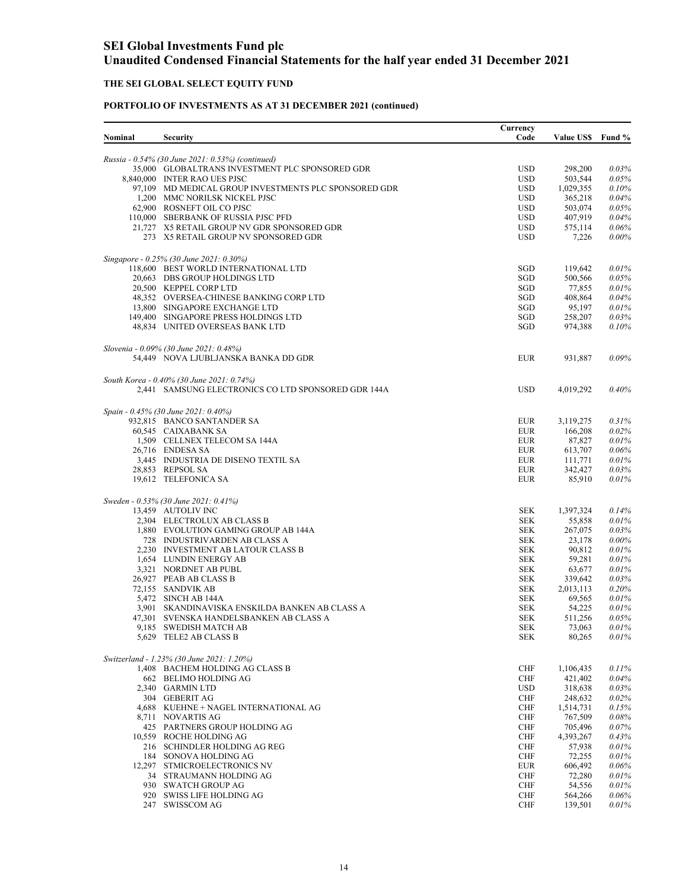# SEI Global Investments Fund plc
# Unaudited Condensed Financial Statements for the half year ended 31 December 2021

## THE SEI GLOBAL SELECT EQUITY FUND

### PORTFOLIO OF INVESTMENTS AS AT 31 DECEMBER 2021 (continued)

| Nominal | Security | Currency Code | Value US$ | Fund % |
|---|---|---|---|---|
| | *Russia - 0.54% (30 June 2021: 0.53%) (continued)* | | | |
| 35,000 | GLOBALTRANS INVESTMENT PLC SPONSORED GDR | USD | 298,200 | *0.03%* |
| 8,840,000 | INTER RAO UES PJSC | USD | 503,544 | *0.05%* |
| 97,109 | MD MEDICAL GROUP INVESTMENTS PLC SPONSORED GDR | USD | 1,029,355 | *0.10%* |
| 1,200 | MMC NORILSK NICKEL PJSC | USD | 365,218 | *0.04%* |
| 62,900 | ROSNEFT OIL CO PJSC | USD | 503,074 | *0.05%* |
| 110,000 | SBERBANK OF RUSSIA PJSC PFD | USD | 407,919 | *0.04%* |
| 21,727 | X5 RETAIL GROUP NV GDR SPONSORED GDR | USD | 575,114 | *0.06%* |
| 273 | X5 RETAIL GROUP NV SPONSORED GDR | USD | 7,226 | *0.00%* |
| | *Singapore - 0.25% (30 June 2021: 0.30%)* | | | |
| 118,600 | BEST WORLD INTERNATIONAL LTD | SGD | 119,642 | *0.01%* |
| 20,663 | DBS GROUP HOLDINGS LTD | SGD | 500,566 | *0.05%* |
| 20,500 | KEPPEL CORP LTD | SGD | 77,855 | *0.01%* |
| 48,352 | OVERSEA-CHINESE BANKING CORP LTD | SGD | 408,864 | *0.04%* |
| 13,800 | SINGAPORE EXCHANGE LTD | SGD | 95,197 | *0.01%* |
| 149,400 | SINGAPORE PRESS HOLDINGS LTD | SGD | 258,207 | *0.03%* |
| 48,834 | UNITED OVERSEAS BANK LTD | SGD | 974,388 | *0.10%* |
| | *Slovenia - 0.09% (30 June 2021: 0.48%)* | | | |
| 54,449 | NOVA LJUBLJANSKA BANKA DD GDR | EUR | 931,887 | *0.09%* |
| | *South Korea - 0.40% (30 June 2021: 0.74%)* | | | |
| 2,441 | SAMSUNG ELECTRONICS CO LTD SPONSORED GDR 144A | USD | 4,019,292 | *0.40%* |
| | *Spain - 0.45% (30 June 2021: 0.40%)* | | | |
| 932,815 | BANCO SANTANDER SA | EUR | 3,119,275 | *0.31%* |
| 60,545 | CAIXABANK SA | EUR | 166,208 | *0.02%* |
| 1,509 | CELLNEX TELECOM SA 144A | EUR | 87,827 | *0.01%* |
| 26,716 | ENDESA SA | EUR | 613,707 | *0.06%* |
| 3,445 | INDUSTRIA DE DISENO TEXTIL SA | EUR | 111,771 | *0.01%* |
| 28,853 | REPSOL SA | EUR | 342,427 | *0.03%* |
| 19,612 | TELEFONICA SA | EUR | 85,910 | *0.01%* |
| | *Sweden - 0.53% (30 June 2021: 0.41%)* | | | |
| 13,459 | AUTOLIV INC | SEK | 1,397,324 | *0.14%* |
| 2,304 | ELECTROLUX AB CLASS B | SEK | 55,858 | *0.01%* |
| 1,880 | EVOLUTION GAMING GROUP AB 144A | SEK | 267,075 | *0.03%* |
| 728 | INDUSTRIVARDEN AB CLASS A | SEK | 23,178 | *0.00%* |
| 2,230 | INVESTMENT AB LATOUR CLASS B | SEK | 90,812 | *0.01%* |
| 1,654 | LUNDIN ENERGY AB | SEK | 59,281 | *0.01%* |
| 3,321 | NORDNET AB PUBL | SEK | 63,677 | *0.01%* |
| 26,927 | PEAB AB CLASS B | SEK | 339,642 | *0.03%* |
| 72,155 | SANDVIK AB | SEK | 2,013,113 | *0.20%* |
| 5,472 | SINCH AB 144A | SEK | 69,565 | *0.01%* |
| 3,901 | SKANDINAVISKA ENSKILDA BANKEN AB CLASS A | SEK | 54,225 | *0.01%* |
| 47,301 | SVENSKA HANDELSBANKEN AB CLASS A | SEK | 511,256 | *0.05%* |
| 9,185 | SWEDISH MATCH AB | SEK | 73,063 | *0.01%* |
| 5,629 | TELE2 AB CLASS B | SEK | 80,265 | *0.01%* |
| | *Switzerland - 1.23% (30 June 2021: 1.20%)* | | | |
| 1,408 | BACHEM HOLDING AG CLASS B | CHF | 1,106,435 | *0.11%* |
| 662 | BELIMO HOLDING AG | CHF | 421,402 | *0.04%* |
| 2,340 | GARMIN LTD | USD | 318,638 | *0.03%* |
| 304 | GEBERIT AG | CHF | 248,632 | *0.02%* |
| 4,688 | KUEHNE + NAGEL INTERNATIONAL AG | CHF | 1,514,731 | *0.15%* |
| 8,711 | NOVARTIS AG | CHF | 767,509 | *0.08%* |
| 425 | PARTNERS GROUP HOLDING AG | CHF | 705,496 | *0.07%* |
| 10,559 | ROCHE HOLDING AG | CHF | 4,393,267 | *0.43%* |
| 216 | SCHINDLER HOLDING AG REG | CHF | 57,938 | *0.01%* |
| 184 | SONOVA HOLDING AG | CHF | 72,255 | *0.01%* |
| 12,297 | STMICROELECTRONICS NV | EUR | 606,492 | *0.06%* |
| 34 | STRAUMANN HOLDING AG | CHF | 72,280 | *0.01%* |
| 930 | SWATCH GROUP AG | CHF | 54,556 | *0.01%* |
| 920 | SWISS LIFE HOLDING AG | CHF | 564,266 | *0.06%* |
| 247 | SWISSCOM AG | CHF | 139,501 | *0.01%* |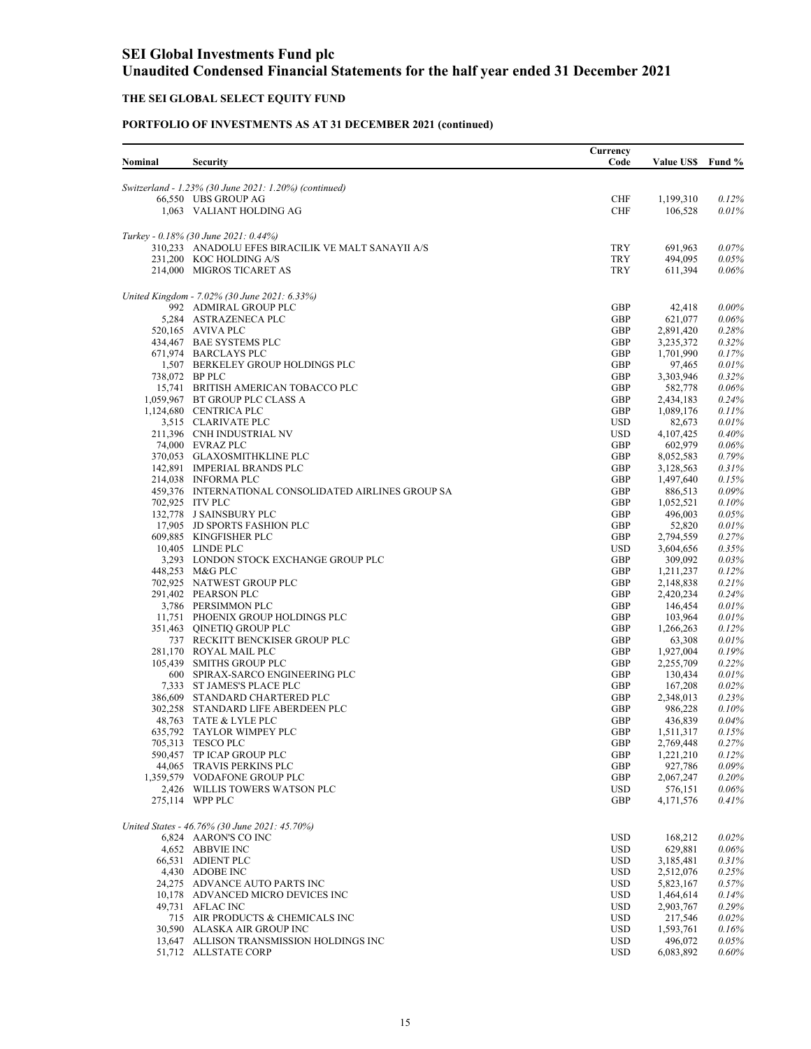# SEI Global Investments Fund plc
# Unaudited Condensed Financial Statements for the half year ended 31 December 2021

### THE SEI GLOBAL SELECT EQUITY FUND

### PORTFOLIO OF INVESTMENTS AS AT 31 DECEMBER 2021 (continued)

| Nominal | Security | Currency Code | Value US$ | Fund % |
|---|---|---|---|---|
| | *Switzerland - 1.23% (30 June 2021: 1.20%) (continued)* | | | |
| 66,550 | UBS GROUP AG | CHF | 1,199,310 | *0.12%* |
| 1,063 | VALIANT HOLDING AG | CHF | 106,528 | *0.01%* |
| | *Turkey - 0.18% (30 June 2021: 0.44%)* | | | |
| 310,233 | ANADOLU EFES BIRACILIK VE MALT SANAYII A/S | TRY | 691,963 | *0.07%* |
| 231,200 | KOC HOLDING A/S | TRY | 494,095 | *0.05%* |
| 214,000 | MIGROS TICARET AS | TRY | 611,394 | *0.06%* |
| | *United Kingdom - 7.02% (30 June 2021: 6.33%)* | | | |
| 992 | ADMIRAL GROUP PLC | GBP | 42,418 | *0.00%* |
| 5,284 | ASTRAZENECA PLC | GBP | 621,077 | *0.06%* |
| 520,165 | AVIVA PLC | GBP | 2,891,420 | *0.28%* |
| 434,467 | BAE SYSTEMS PLC | GBP | 3,235,372 | *0.32%* |
| 671,974 | BARCLAYS PLC | GBP | 1,701,990 | *0.17%* |
| 1,507 | BERKELEY GROUP HOLDINGS PLC | GBP | 97,465 | *0.01%* |
| 738,072 | BP PLC | GBP | 3,303,946 | *0.32%* |
| 15,741 | BRITISH AMERICAN TOBACCO PLC | GBP | 582,778 | *0.06%* |
| 1,059,967 | BT GROUP PLC CLASS A | GBP | 2,434,183 | *0.24%* |
| 1,124,680 | CENTRICA PLC | GBP | 1,089,176 | *0.11%* |
| 3,515 | CLARIVATE PLC | USD | 82,673 | *0.01%* |
| 211,396 | CNH INDUSTRIAL NV | USD | 4,107,425 | *0.40%* |
| 74,000 | EVRAZ PLC | GBP | 602,979 | *0.06%* |
| 370,053 | GLAXOSMITHKLINE PLC | GBP | 8,052,583 | *0.79%* |
| 142,891 | IMPERIAL BRANDS PLC | GBP | 3,128,563 | *0.31%* |
| 214,038 | INFORMA PLC | GBP | 1,497,640 | *0.15%* |
| 459,376 | INTERNATIONAL CONSOLIDATED AIRLINES GROUP SA | GBP | 886,513 | *0.09%* |
| 702,925 | ITV PLC | GBP | 1,052,521 | *0.10%* |
| 132,778 | J SAINSBURY PLC | GBP | 496,003 | *0.05%* |
| 17,905 | JD SPORTS FASHION PLC | GBP | 52,820 | *0.01%* |
| 609,885 | KINGFISHER PLC | GBP | 2,794,559 | *0.27%* |
| 10,405 | LINDE PLC | USD | 3,604,656 | *0.35%* |
| 3,293 | LONDON STOCK EXCHANGE GROUP PLC | GBP | 309,092 | *0.03%* |
| 448,253 | M&G PLC | GBP | 1,211,237 | *0.12%* |
| 702,925 | NATWEST GROUP PLC | GBP | 2,148,838 | *0.21%* |
| 291,402 | PEARSON PLC | GBP | 2,420,234 | *0.24%* |
| 3,786 | PERSIMMON PLC | GBP | 146,454 | *0.01%* |
| 11,751 | PHOENIX GROUP HOLDINGS PLC | GBP | 103,964 | *0.01%* |
| 351,463 | QINETIQ GROUP PLC | GBP | 1,266,263 | *0.12%* |
| 737 | RECKITT BENCKISER GROUP PLC | GBP | 63,308 | *0.01%* |
| 281,170 | ROYAL MAIL PLC | GBP | 1,927,004 | *0.19%* |
| 105,439 | SMITHS GROUP PLC | GBP | 2,255,709 | *0.22%* |
| 600 | SPIRAX-SARCO ENGINEERING PLC | GBP | 130,434 | *0.01%* |
| 7,333 | ST JAMES'S PLACE PLC | GBP | 167,208 | *0.02%* |
| 386,609 | STANDARD CHARTERED PLC | GBP | 2,348,013 | *0.23%* |
| 302,258 | STANDARD LIFE ABERDEEN PLC | GBP | 986,228 | *0.10%* |
| 48,763 | TATE & LYLE PLC | GBP | 436,839 | *0.04%* |
| 635,792 | TAYLOR WIMPEY PLC | GBP | 1,511,317 | *0.15%* |
| 705,313 | TESCO PLC | GBP | 2,769,448 | *0.27%* |
| 590,457 | TP ICAP GROUP PLC | GBP | 1,221,210 | *0.12%* |
| 44,065 | TRAVIS PERKINS PLC | GBP | 927,786 | *0.09%* |
| 1,359,579 | VODAFONE GROUP PLC | GBP | 2,067,247 | *0.20%* |
| 2,426 | WILLIS TOWERS WATSON PLC | USD | 576,151 | *0.06%* |
| 275,114 | WPP PLC | GBP | 4,171,576 | *0.41%* |
| | *United States - 46.76% (30 June 2021: 45.70%)* | | | |
| 6,824 | AARON'S CO INC | USD | 168,212 | *0.02%* |
| 4,652 | ABBVIE INC | USD | 629,881 | *0.06%* |
| 66,531 | ADIENT PLC | USD | 3,185,481 | *0.31%* |
| 4,430 | ADOBE INC | USD | 2,512,076 | *0.25%* |
| 24,275 | ADVANCE AUTO PARTS INC | USD | 5,823,167 | *0.57%* |
| 10,178 | ADVANCED MICRO DEVICES INC | USD | 1,464,614 | *0.14%* |
| 49,731 | AFLAC INC | USD | 2,903,767 | *0.29%* |
| 715 | AIR PRODUCTS & CHEMICALS INC | USD | 217,546 | *0.02%* |
| 30,590 | ALASKA AIR GROUP INC | USD | 1,593,761 | *0.16%* |
| 13,647 | ALLISON TRANSMISSION HOLDINGS INC | USD | 496,072 | *0.05%* |
| 51,712 | ALLSTATE CORP | USD | 6,083,892 | *0.60%* |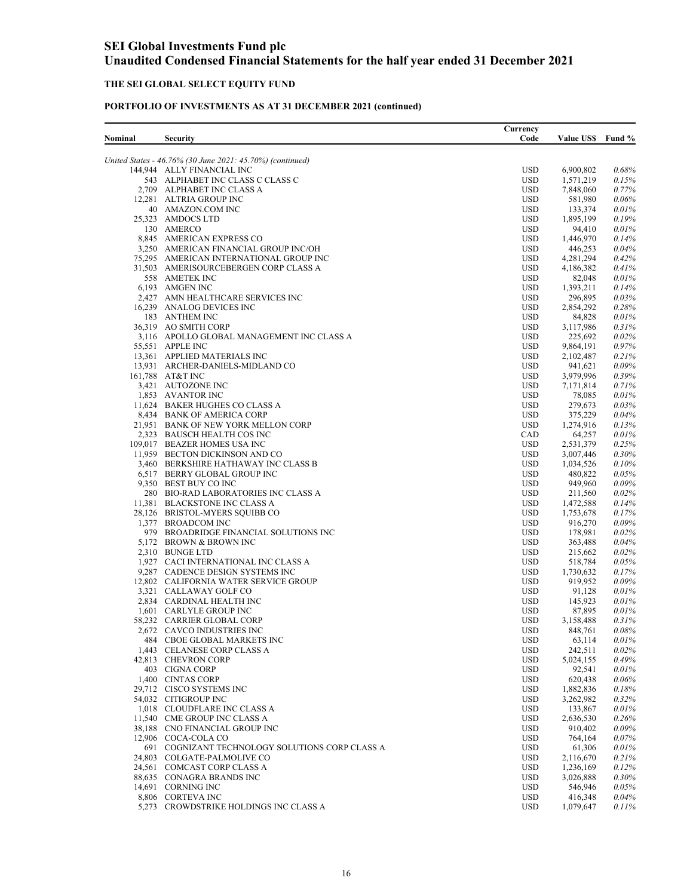# SEI Global Investments Fund plc
# Unaudited Condensed Financial Statements for the half year ended 31 December 2021

## THE SEI GLOBAL SELECT EQUITY FUND

### PORTFOLIO OF INVESTMENTS AS AT 31 DECEMBER 2021 (continued)

| Nominal | Security | Currency Code | Value US$ | Fund % |
|---|---|---|---|---|
| | *United States - 46.76% (30 June 2021: 45.70%) (continued)* | | | |
| 144,944 | ALLY FINANCIAL INC | USD | 6,900,802 | *0.68%* |
| 543 | ALPHABET INC CLASS C CLASS C | USD | 1,571,219 | *0.15%* |
| 2,709 | ALPHABET INC CLASS A | USD | 7,848,060 | *0.77%* |
| 12,281 | ALTRIA GROUP INC | USD | 581,980 | *0.06%* |
| 40 | AMAZON.COM INC | USD | 133,374 | *0.01%* |
| 25,323 | AMDOCS LTD | USD | 1,895,199 | *0.19%* |
| 130 | AMERCO | USD | 94,410 | *0.01%* |
| 8,845 | AMERICAN EXPRESS CO | USD | 1,446,970 | *0.14%* |
| 3,250 | AMERICAN FINANCIAL GROUP INC/OH | USD | 446,253 | *0.04%* |
| 75,295 | AMERICAN INTERNATIONAL GROUP INC | USD | 4,281,294 | *0.42%* |
| 31,503 | AMERISOURCEBERGEN CORP CLASS A | USD | 4,186,382 | *0.41%* |
| 558 | AMETEK INC | USD | 82,048 | *0.01%* |
| 6,193 | AMGEN INC | USD | 1,393,211 | *0.14%* |
| 2,427 | AMN HEALTHCARE SERVICES INC | USD | 296,895 | *0.03%* |
| 16,239 | ANALOG DEVICES INC | USD | 2,854,292 | *0.28%* |
| 183 | ANTHEM INC | USD | 84,828 | *0.01%* |
| 36,319 | AO SMITH CORP | USD | 3,117,986 | *0.31%* |
| 3,116 | APOLLO GLOBAL MANAGEMENT INC CLASS A | USD | 225,692 | *0.02%* |
| 55,551 | APPLE INC | USD | 9,864,191 | *0.97%* |
| 13,361 | APPLIED MATERIALS INC | USD | 2,102,487 | *0.21%* |
| 13,931 | ARCHER-DANIELS-MIDLAND CO | USD | 941,621 | *0.09%* |
| 161,788 | AT&T INC | USD | 3,979,996 | *0.39%* |
| 3,421 | AUTOZONE INC | USD | 7,171,814 | *0.71%* |
| 1,853 | AVANTOR INC | USD | 78,085 | *0.01%* |
| 11,624 | BAKER HUGHES CO CLASS A | USD | 279,673 | *0.03%* |
| 8,434 | BANK OF AMERICA CORP | USD | 375,229 | *0.04%* |
| 21,951 | BANK OF NEW YORK MELLON CORP | USD | 1,274,916 | *0.13%* |
| 2,323 | BAUSCH HEALTH COS INC | CAD | 64,257 | *0.01%* |
| 109,017 | BEAZER HOMES USA INC | USD | 2,531,379 | *0.25%* |
| 11,959 | BECTON DICKINSON AND CO | USD | 3,007,446 | *0.30%* |
| 3,460 | BERKSHIRE HATHAWAY INC CLASS B | USD | 1,034,526 | *0.10%* |
| 6,517 | BERRY GLOBAL GROUP INC | USD | 480,822 | *0.05%* |
| 9,350 | BEST BUY CO INC | USD | 949,960 | *0.09%* |
| 280 | BIO-RAD LABORATORIES INC CLASS A | USD | 211,560 | *0.02%* |
| 11,381 | BLACKSTONE INC CLASS A | USD | 1,472,588 | *0.14%* |
| 28,126 | BRISTOL-MYERS SQUIBB CO | USD | 1,753,678 | *0.17%* |
| 1,377 | BROADCOM INC | USD | 916,270 | *0.09%* |
| 979 | BROADRIDGE FINANCIAL SOLUTIONS INC | USD | 178,981 | *0.02%* |
| 5,172 | BROWN & BROWN INC | USD | 363,488 | *0.04%* |
| 2,310 | BUNGE LTD | USD | 215,662 | *0.02%* |
| 1,927 | CACI INTERNATIONAL INC CLASS A | USD | 518,784 | *0.05%* |
| 9,287 | CADENCE DESIGN SYSTEMS INC | USD | 1,730,632 | *0.17%* |
| 12,802 | CALIFORNIA WATER SERVICE GROUP | USD | 919,952 | *0.09%* |
| 3,321 | CALLAWAY GOLF CO | USD | 91,128 | *0.01%* |
| 2,834 | CARDINAL HEALTH INC | USD | 145,923 | *0.01%* |
| 1,601 | CARLYLE GROUP INC | USD | 87,895 | *0.01%* |
| 58,232 | CARRIER GLOBAL CORP | USD | 3,158,488 | *0.31%* |
| 2,672 | CAVCO INDUSTRIES INC | USD | 848,761 | *0.08%* |
| 484 | CBOE GLOBAL MARKETS INC | USD | 63,114 | *0.01%* |
| 1,443 | CELANESE CORP CLASS A | USD | 242,511 | *0.02%* |
| 42,813 | CHEVRON CORP | USD | 5,024,155 | *0.49%* |
| 403 | CIGNA CORP | USD | 92,541 | *0.01%* |
| 1,400 | CINTAS CORP | USD | 620,438 | *0.06%* |
| 29,712 | CISCO SYSTEMS INC | USD | 1,882,836 | *0.18%* |
| 54,032 | CITIGROUP INC | USD | 3,262,982 | *0.32%* |
| 1,018 | CLOUDFLARE INC CLASS A | USD | 133,867 | *0.01%* |
| 11,540 | CME GROUP INC CLASS A | USD | 2,636,530 | *0.26%* |
| 38,188 | CNO FINANCIAL GROUP INC | USD | 910,402 | *0.09%* |
| 12,906 | COCA-COLA CO | USD | 764,164 | *0.07%* |
| 691 | COGNIZANT TECHNOLOGY SOLUTIONS CORP CLASS A | USD | 61,306 | *0.01%* |
| 24,803 | COLGATE-PALMOLIVE CO | USD | 2,116,670 | *0.21%* |
| 24,561 | COMCAST CORP CLASS A | USD | 1,236,169 | *0.12%* |
| 88,635 | CONAGRA BRANDS INC | USD | 3,026,888 | *0.30%* |
| 14,691 | CORNING INC | USD | 546,946 | *0.05%* |
| 8,806 | CORTEVA INC | USD | 416,348 | *0.04%* |
| 5,273 | CROWDSTRIKE HOLDINGS INC CLASS A | USD | 1,079,647 | *0.11%* |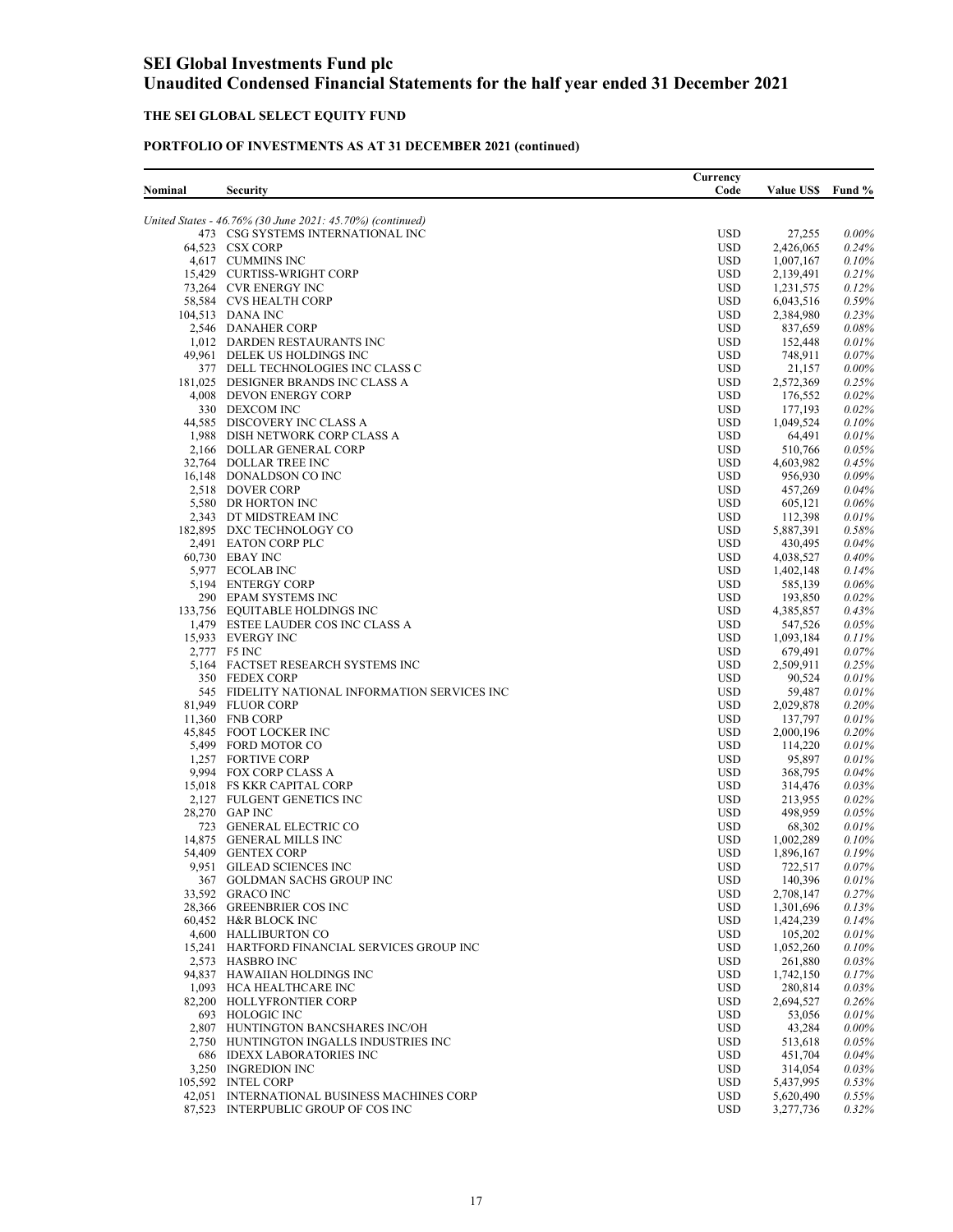# SEI Global Investments Fund plc
# Unaudited Condensed Financial Statements for the half year ended 31 December 2021

## THE SEI GLOBAL SELECT EQUITY FUND

### PORTFOLIO OF INVESTMENTS AS AT 31 DECEMBER 2021 (continued)

| Nominal | Security | Currency Code | Value US$ | Fund % |
|---|---|---|---|---|
| | *United States - 46.76% (30 June 2021: 45.70%) (continued)* | | | |
| 473 | CSG SYSTEMS INTERNATIONAL INC | USD | 27,255 | *0.00%* |
| 64,523 | CSX CORP | USD | 2,426,065 | *0.24%* |
| 4,617 | CUMMINS INC | USD | 1,007,167 | *0.10%* |
| 15,429 | CURTISS-WRIGHT CORP | USD | 2,139,491 | *0.21%* |
| 73,264 | CVR ENERGY INC | USD | 1,231,575 | *0.12%* |
| 58,584 | CVS HEALTH CORP | USD | 6,043,516 | *0.59%* |
| 104,513 | DANA INC | USD | 2,384,980 | *0.23%* |
| 2,546 | DANAHER CORP | USD | 837,659 | *0.08%* |
| 1,012 | DARDEN RESTAURANTS INC | USD | 152,448 | *0.01%* |
| 49,961 | DELEK US HOLDINGS INC | USD | 748,911 | *0.07%* |
| 377 | DELL TECHNOLOGIES INC CLASS C | USD | 21,157 | *0.00%* |
| 181,025 | DESIGNER BRANDS INC CLASS A | USD | 2,572,369 | *0.25%* |
| 4,008 | DEVON ENERGY CORP | USD | 176,552 | *0.02%* |
| 330 | DEXCOM INC | USD | 177,193 | *0.02%* |
| 44,585 | DISCOVERY INC CLASS A | USD | 1,049,524 | *0.10%* |
| 1,988 | DISH NETWORK CORP CLASS A | USD | 64,491 | *0.01%* |
| 2,166 | DOLLAR GENERAL CORP | USD | 510,766 | *0.05%* |
| 32,764 | DOLLAR TREE INC | USD | 4,603,982 | *0.45%* |
| 16,148 | DONALDSON CO INC | USD | 956,930 | *0.09%* |
| 2,518 | DOVER CORP | USD | 457,269 | *0.04%* |
| 5,580 | DR HORTON INC | USD | 605,121 | *0.06%* |
| 2,343 | DT MIDSTREAM INC | USD | 112,398 | *0.01%* |
| 182,895 | DXC TECHNOLOGY CO | USD | 5,887,391 | *0.58%* |
| 2,491 | EATON CORP PLC | USD | 430,495 | *0.04%* |
| 60,730 | EBAY INC | USD | 4,038,527 | *0.40%* |
| 5,977 | ECOLAB INC | USD | 1,402,148 | *0.14%* |
| 5,194 | ENTERGY CORP | USD | 585,139 | *0.06%* |
| 290 | EPAM SYSTEMS INC | USD | 193,850 | *0.02%* |
| 133,756 | EQUITABLE HOLDINGS INC | USD | 4,385,857 | *0.43%* |
| 1,479 | ESTEE LAUDER COS INC CLASS A | USD | 547,526 | *0.05%* |
| 15,933 | EVERGY INC | USD | 1,093,184 | *0.11%* |
| 2,777 | F5 INC | USD | 679,491 | *0.07%* |
| 5,164 | FACTSET RESEARCH SYSTEMS INC | USD | 2,509,911 | *0.25%* |
| 350 | FEDEX CORP | USD | 90,524 | *0.01%* |
| 545 | FIDELITY NATIONAL INFORMATION SERVICES INC | USD | 59,487 | *0.01%* |
| 81,949 | FLUOR CORP | USD | 2,029,878 | *0.20%* |
| 11,360 | FNB CORP | USD | 137,797 | *0.01%* |
| 45,845 | FOOT LOCKER INC | USD | 2,000,196 | *0.20%* |
| 5,499 | FORD MOTOR CO | USD | 114,220 | *0.01%* |
| 1,257 | FORTIVE CORP | USD | 95,897 | *0.01%* |
| 9,994 | FOX CORP CLASS A | USD | 368,795 | *0.04%* |
| 15,018 | FS KKR CAPITAL CORP | USD | 314,476 | *0.03%* |
| 2,127 | FULGENT GENETICS INC | USD | 213,955 | *0.02%* |
| 28,270 | GAP INC | USD | 498,959 | *0.05%* |
| 723 | GENERAL ELECTRIC CO | USD | 68,302 | *0.01%* |
| 14,875 | GENERAL MILLS INC | USD | 1,002,289 | *0.10%* |
| 54,409 | GENTEX CORP | USD | 1,896,167 | *0.19%* |
| 9,951 | GILEAD SCIENCES INC | USD | 722,517 | *0.07%* |
| 367 | GOLDMAN SACHS GROUP INC | USD | 140,396 | *0.01%* |
| 33,592 | GRACO INC | USD | 2,708,147 | *0.27%* |
| 28,366 | GREENBRIER COS INC | USD | 1,301,696 | *0.13%* |
| 60,452 | H&R BLOCK INC | USD | 1,424,239 | *0.14%* |
| 4,600 | HALLIBURTON CO | USD | 105,202 | *0.01%* |
| 15,241 | HARTFORD FINANCIAL SERVICES GROUP INC | USD | 1,052,260 | *0.10%* |
| 2,573 | HASBRO INC | USD | 261,880 | *0.03%* |
| 94,837 | HAWAIIAN HOLDINGS INC | USD | 1,742,150 | *0.17%* |
| 1,093 | HCA HEALTHCARE INC | USD | 280,814 | *0.03%* |
| 82,200 | HOLLYFRONTIER CORP | USD | 2,694,527 | *0.26%* |
| 693 | HOLOGIC INC | USD | 53,056 | *0.01%* |
| 2,807 | HUNTINGTON BANCSHARES INC/OH | USD | 43,284 | *0.00%* |
| 2,750 | HUNTINGTON INGALLS INDUSTRIES INC | USD | 513,618 | *0.05%* |
| 686 | IDEXX LABORATORIES INC | USD | 451,704 | *0.04%* |
| 3,250 | INGREDION INC | USD | 314,054 | *0.03%* |
| 105,592 | INTEL CORP | USD | 5,437,995 | *0.53%* |
| 42,051 | INTERNATIONAL BUSINESS MACHINES CORP | USD | 5,620,490 | *0.55%* |
| 87,523 | INTERPUBLIC GROUP OF COS INC | USD | 3,277,736 | *0.32%* |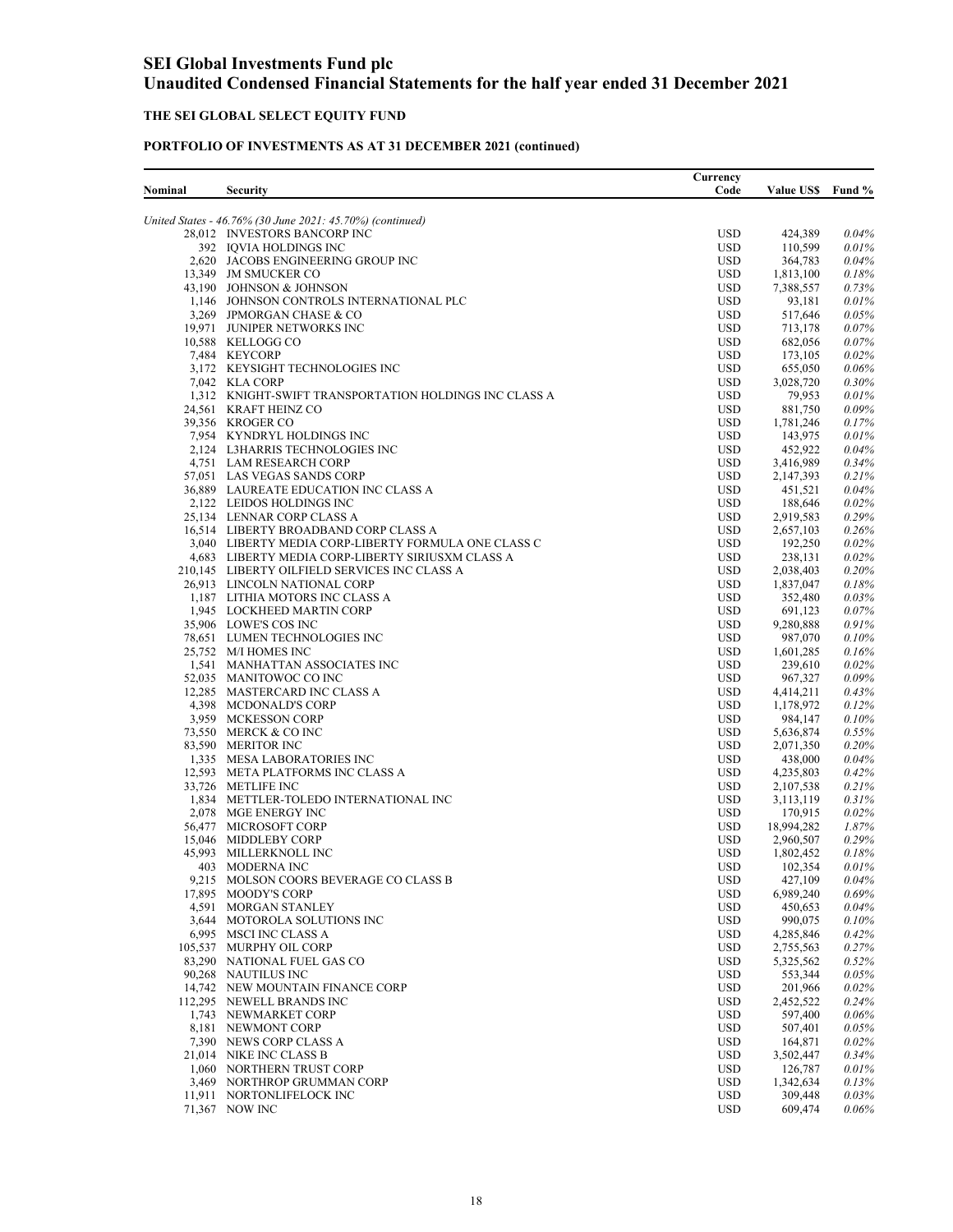# SEI Global Investments Fund plc
# Unaudited Condensed Financial Statements for the half year ended 31 December 2021

## THE SEI GLOBAL SELECT EQUITY FUND

### PORTFOLIO OF INVESTMENTS AS AT 31 DECEMBER 2021 (continued)

| Nominal | Security | Currency Code | Value US$ | Fund % |
|---|---|---|---|---|
| | *United States - 46.76% (30 June 2021: 45.70%) (continued)* | | | |
| 28,012 | INVESTORS BANCORP INC | USD | 424,389 | *0.04%* |
| 392 | IQVIA HOLDINGS INC | USD | 110,599 | *0.01%* |
| 2,620 | JACOBS ENGINEERING GROUP INC | USD | 364,783 | *0.04%* |
| 13,349 | JM SMUCKER CO | USD | 1,813,100 | *0.18%* |
| 43,190 | JOHNSON & JOHNSON | USD | 7,388,557 | *0.73%* |
| 1,146 | JOHNSON CONTROLS INTERNATIONAL PLC | USD | 93,181 | *0.01%* |
| 3,269 | JPMORGAN CHASE & CO | USD | 517,646 | *0.05%* |
| 19,971 | JUNIPER NETWORKS INC | USD | 713,178 | *0.07%* |
| 10,588 | KELLOGG CO | USD | 682,056 | *0.07%* |
| 7,484 | KEYCORP | USD | 173,105 | *0.02%* |
| 3,172 | KEYSIGHT TECHNOLOGIES INC | USD | 655,050 | *0.06%* |
| 7,042 | KLA CORP | USD | 3,028,720 | *0.30%* |
| 1,312 | KNIGHT-SWIFT TRANSPORTATION HOLDINGS INC CLASS A | USD | 79,953 | *0.01%* |
| 24,561 | KRAFT HEINZ CO | USD | 881,750 | *0.09%* |
| 39,356 | KROGER CO | USD | 1,781,246 | *0.17%* |
| 7,954 | KYNDRYL HOLDINGS INC | USD | 143,975 | *0.01%* |
| 2,124 | L3HARRIS TECHNOLOGIES INC | USD | 452,922 | *0.04%* |
| 4,751 | LAM RESEARCH CORP | USD | 3,416,989 | *0.34%* |
| 57,051 | LAS VEGAS SANDS CORP | USD | 2,147,393 | *0.21%* |
| 36,889 | LAUREATE EDUCATION INC CLASS A | USD | 451,521 | *0.04%* |
| 2,122 | LEIDOS HOLDINGS INC | USD | 188,646 | *0.02%* |
| 25,134 | LENNAR CORP CLASS A | USD | 2,919,583 | *0.29%* |
| 16,514 | LIBERTY BROADBAND CORP CLASS A | USD | 2,657,103 | *0.26%* |
| 3,040 | LIBERTY MEDIA CORP-LIBERTY FORMULA ONE CLASS C | USD | 192,250 | *0.02%* |
| 4,683 | LIBERTY MEDIA CORP-LIBERTY SIRIUSXM CLASS A | USD | 238,131 | *0.02%* |
| 210,145 | LIBERTY OILFIELD SERVICES INC CLASS A | USD | 2,038,403 | *0.20%* |
| 26,913 | LINCOLN NATIONAL CORP | USD | 1,837,047 | *0.18%* |
| 1,187 | LITHIA MOTORS INC CLASS A | USD | 352,480 | *0.03%* |
| 1,945 | LOCKHEED MARTIN CORP | USD | 691,123 | *0.07%* |
| 35,906 | LOWE'S COS INC | USD | 9,280,888 | *0.91%* |
| 78,651 | LUMEN TECHNOLOGIES INC | USD | 987,070 | *0.10%* |
| 25,752 | M/I HOMES INC | USD | 1,601,285 | *0.16%* |
| 1,541 | MANHATTAN ASSOCIATES INC | USD | 239,610 | *0.02%* |
| 52,035 | MANITOWOC CO INC | USD | 967,327 | *0.09%* |
| 12,285 | MASTERCARD INC CLASS A | USD | 4,414,211 | *0.43%* |
| 4,398 | MCDONALD'S CORP | USD | 1,178,972 | *0.12%* |
| 3,959 | MCKESSON CORP | USD | 984,147 | *0.10%* |
| 73,550 | MERCK & CO INC | USD | 5,636,874 | *0.55%* |
| 83,590 | MERITOR INC | USD | 2,071,350 | *0.20%* |
| 1,335 | MESA LABORATORIES INC | USD | 438,000 | *0.04%* |
| 12,593 | META PLATFORMS INC CLASS A | USD | 4,235,803 | *0.42%* |
| 33,726 | METLIFE INC | USD | 2,107,538 | *0.21%* |
| 1,834 | METTLER-TOLEDO INTERNATIONAL INC | USD | 3,113,119 | *0.31%* |
| 2,078 | MGE ENERGY INC | USD | 170,915 | *0.02%* |
| 56,477 | MICROSOFT CORP | USD | 18,994,282 | *1.87%* |
| 15,046 | MIDDLEBY CORP | USD | 2,960,507 | *0.29%* |
| 45,993 | MILLERKNOLL INC | USD | 1,802,452 | *0.18%* |
| 403 | MODERNA INC | USD | 102,354 | *0.01%* |
| 9,215 | MOLSON COORS BEVERAGE CO CLASS B | USD | 427,109 | *0.04%* |
| 17,895 | MOODY'S CORP | USD | 6,989,240 | *0.69%* |
| 4,591 | MORGAN STANLEY | USD | 450,653 | *0.04%* |
| 3,644 | MOTOROLA SOLUTIONS INC | USD | 990,075 | *0.10%* |
| 6,995 | MSCI INC CLASS A | USD | 4,285,846 | *0.42%* |
| 105,537 | MURPHY OIL CORP | USD | 2,755,563 | *0.27%* |
| 83,290 | NATIONAL FUEL GAS CO | USD | 5,325,562 | *0.52%* |
| 90,268 | NAUTILUS INC | USD | 553,344 | *0.05%* |
| 14,742 | NEW MOUNTAIN FINANCE CORP | USD | 201,966 | *0.02%* |
| 112,295 | NEWELL BRANDS INC | USD | 2,452,522 | *0.24%* |
| 1,743 | NEWMARKET CORP | USD | 597,400 | *0.06%* |
| 8,181 | NEWMONT CORP | USD | 507,401 | *0.05%* |
| 7,390 | NEWS CORP CLASS A | USD | 164,871 | *0.02%* |
| 21,014 | NIKE INC CLASS B | USD | 3,502,447 | *0.34%* |
| 1,060 | NORTHERN TRUST CORP | USD | 126,787 | *0.01%* |
| 3,469 | NORTHROP GRUMMAN CORP | USD | 1,342,634 | *0.13%* |
| 11,911 | NORTONLIFELOCK INC | USD | 309,448 | *0.03%* |
| 71,367 | NOW INC | USD | 609,474 | *0.06%* |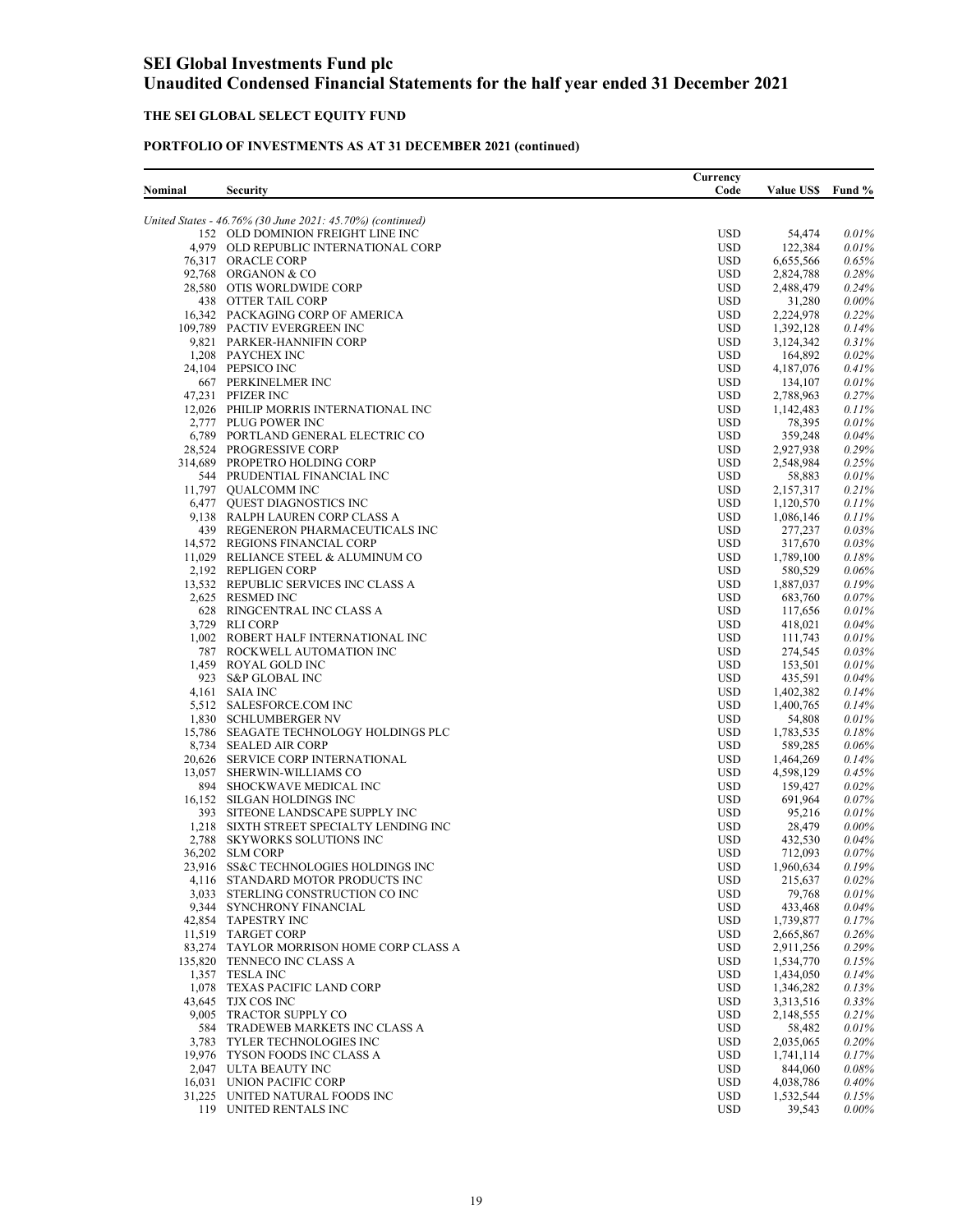# SEI Global Investments Fund plc
# Unaudited Condensed Financial Statements for the half year ended 31 December 2021

## THE SEI GLOBAL SELECT EQUITY FUND

### PORTFOLIO OF INVESTMENTS AS AT 31 DECEMBER 2021 (continued)

| Nominal | Security | Currency Code | Value US$ | Fund % |
|---|---|---|---|---|
| | *United States - 46.76% (30 June 2021: 45.70%) (continued)* | | | |
| 152 | OLD DOMINION FREIGHT LINE INC | USD | 54,474 | *0.01%* |
| 4,979 | OLD REPUBLIC INTERNATIONAL CORP | USD | 122,384 | *0.01%* |
| 76,317 | ORACLE CORP | USD | 6,655,566 | *0.65%* |
| 92,768 | ORGANON & CO | USD | 2,824,788 | *0.28%* |
| 28,580 | OTIS WORLDWIDE CORP | USD | 2,488,479 | *0.24%* |
| 438 | OTTER TAIL CORP | USD | 31,280 | *0.00%* |
| 16,342 | PACKAGING CORP OF AMERICA | USD | 2,224,978 | *0.22%* |
| 109,789 | PACTIV EVERGREEN INC | USD | 1,392,128 | *0.14%* |
| 9,821 | PARKER-HANNIFIN CORP | USD | 3,124,342 | *0.31%* |
| 1,208 | PAYCHEX INC | USD | 164,892 | *0.02%* |
| 24,104 | PEPSICO INC | USD | 4,187,076 | *0.41%* |
| 667 | PERKINELMER INC | USD | 134,107 | *0.01%* |
| 47,231 | PFIZER INC | USD | 2,788,963 | *0.27%* |
| 12,026 | PHILIP MORRIS INTERNATIONAL INC | USD | 1,142,483 | *0.11%* |
| 2,777 | PLUG POWER INC | USD | 78,395 | *0.01%* |
| 6,789 | PORTLAND GENERAL ELECTRIC CO | USD | 359,248 | *0.04%* |
| 28,524 | PROGRESSIVE CORP | USD | 2,927,938 | *0.29%* |
| 314,689 | PROPETRO HOLDING CORP | USD | 2,548,984 | *0.25%* |
| 544 | PRUDENTIAL FINANCIAL INC | USD | 58,883 | *0.01%* |
| 11,797 | QUALCOMM INC | USD | 2,157,317 | *0.21%* |
| 6,477 | QUEST DIAGNOSTICS INC | USD | 1,120,570 | *0.11%* |
| 9,138 | RALPH LAUREN CORP CLASS A | USD | 1,086,146 | *0.11%* |
| 439 | REGENERON PHARMACEUTICALS INC | USD | 277,237 | *0.03%* |
| 14,572 | REGIONS FINANCIAL CORP | USD | 317,670 | *0.03%* |
| 11,029 | RELIANCE STEEL & ALUMINUM CO | USD | 1,789,100 | *0.18%* |
| 2,192 | REPLIGEN CORP | USD | 580,529 | *0.06%* |
| 13,532 | REPUBLIC SERVICES INC CLASS A | USD | 1,887,037 | *0.19%* |
| 2,625 | RESMED INC | USD | 683,760 | *0.07%* |
| 628 | RINGCENTRAL INC CLASS A | USD | 117,656 | *0.01%* |
| 3,729 | RLI CORP | USD | 418,021 | *0.04%* |
| 1,002 | ROBERT HALF INTERNATIONAL INC | USD | 111,743 | *0.01%* |
| 787 | ROCKWELL AUTOMATION INC | USD | 274,545 | *0.03%* |
| 1,459 | ROYAL GOLD INC | USD | 153,501 | *0.01%* |
| 923 | S&P GLOBAL INC | USD | 435,591 | *0.04%* |
| 4,161 | SAIA INC | USD | 1,402,382 | *0.14%* |
| 5,512 | SALESFORCE.COM INC | USD | 1,400,765 | *0.14%* |
| 1,830 | SCHLUMBERGER NV | USD | 54,808 | *0.01%* |
| 15,786 | SEAGATE TECHNOLOGY HOLDINGS PLC | USD | 1,783,535 | *0.18%* |
| 8,734 | SEALED AIR CORP | USD | 589,285 | *0.06%* |
| 20,626 | SERVICE CORP INTERNATIONAL | USD | 1,464,269 | *0.14%* |
| 13,057 | SHERWIN-WILLIAMS CO | USD | 4,598,129 | *0.45%* |
| 894 | SHOCKWAVE MEDICAL INC | USD | 159,427 | *0.02%* |
| 16,152 | SILGAN HOLDINGS INC | USD | 691,964 | *0.07%* |
| 393 | SITEONE LANDSCAPE SUPPLY INC | USD | 95,216 | *0.01%* |
| 1,218 | SIXTH STREET SPECIALTY LENDING INC | USD | 28,479 | *0.00%* |
| 2,788 | SKYWORKS SOLUTIONS INC | USD | 432,530 | *0.04%* |
| 36,202 | SLM CORP | USD | 712,093 | *0.07%* |
| 23,916 | SS&C TECHNOLOGIES HOLDINGS INC | USD | 1,960,634 | *0.19%* |
| 4,116 | STANDARD MOTOR PRODUCTS INC | USD | 215,637 | *0.02%* |
| 3,033 | STERLING CONSTRUCTION CO INC | USD | 79,768 | *0.01%* |
| 9,344 | SYNCHRONY FINANCIAL | USD | 433,468 | *0.04%* |
| 42,854 | TAPESTRY INC | USD | 1,739,877 | *0.17%* |
| 11,519 | TARGET CORP | USD | 2,665,867 | *0.26%* |
| 83,274 | TAYLOR MORRISON HOME CORP CLASS A | USD | 2,911,256 | *0.29%* |
| 135,820 | TENNECO INC CLASS A | USD | 1,534,770 | *0.15%* |
| 1,357 | TESLA INC | USD | 1,434,050 | *0.14%* |
| 1,078 | TEXAS PACIFIC LAND CORP | USD | 1,346,282 | *0.13%* |
| 43,645 | TJX COS INC | USD | 3,313,516 | *0.33%* |
| 9,005 | TRACTOR SUPPLY CO | USD | 2,148,555 | *0.21%* |
| 584 | TRADEWEB MARKETS INC CLASS A | USD | 58,482 | *0.01%* |
| 3,783 | TYLER TECHNOLOGIES INC | USD | 2,035,065 | *0.20%* |
| 19,976 | TYSON FOODS INC CLASS A | USD | 1,741,114 | *0.17%* |
| 2,047 | ULTA BEAUTY INC | USD | 844,060 | *0.08%* |
| 16,031 | UNION PACIFIC CORP | USD | 4,038,786 | *0.40%* |
| 31,225 | UNITED NATURAL FOODS INC | USD | 1,532,544 | *0.15%* |
| 119 | UNITED RENTALS INC | USD | 39,543 | *0.00%* |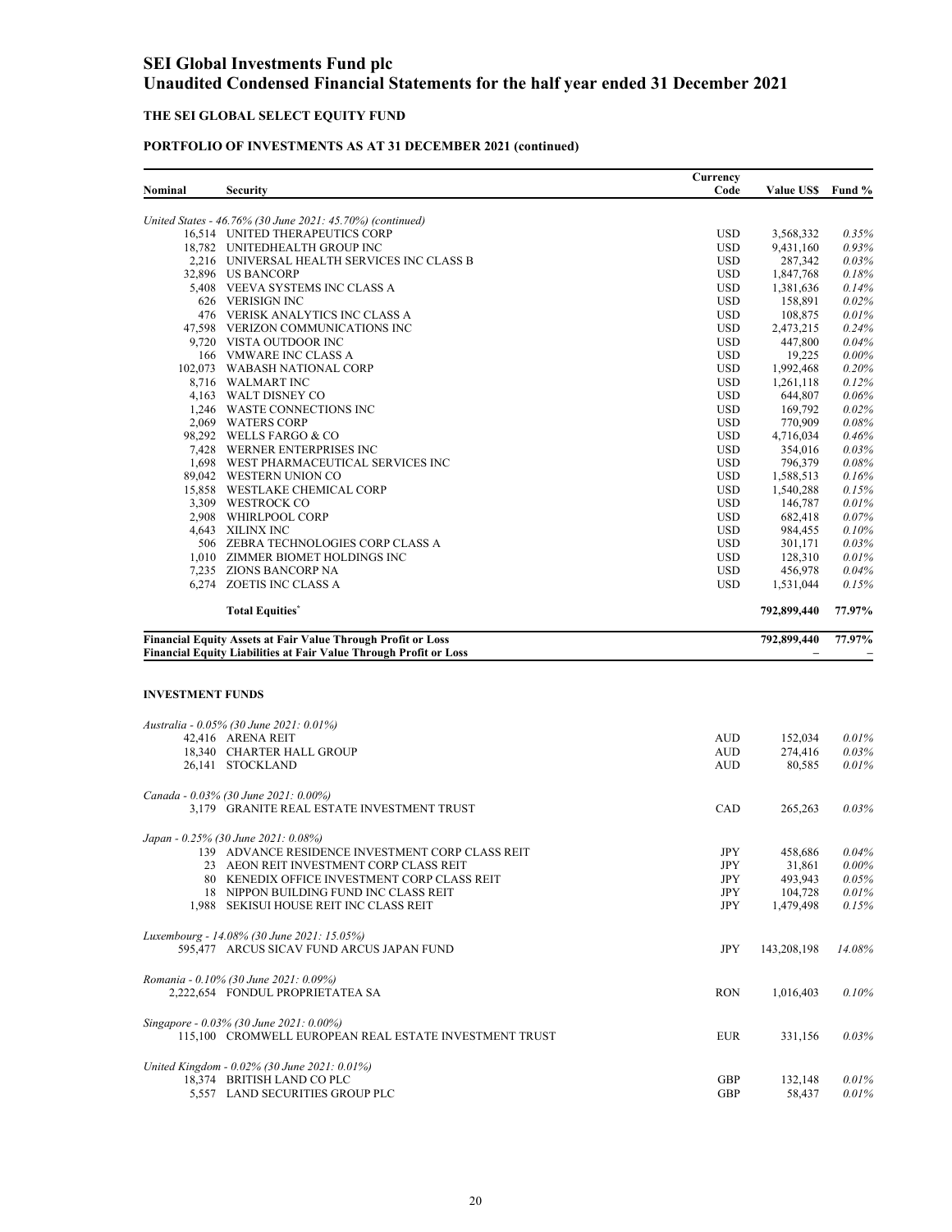# SEI Global Investments Fund plc
# Unaudited Condensed Financial Statements for the half year ended 31 December 2021

## THE SEI GLOBAL SELECT EQUITY FUND

### PORTFOLIO OF INVESTMENTS AS AT 31 DECEMBER 2021 (continued)

| Nominal | Security | Currency Code | Value US$ | Fund % |
|---|---|---|---|---|
| | *United States - 46.76% (30 June 2021: 45.70%) (continued)* | | | |
| 16,514 | UNITED THERAPEUTICS CORP | USD | 3,568,332 | *0.35%* |
| 18,782 | UNITEDHEALTH GROUP INC | USD | 9,431,160 | *0.93%* |
| 2,216 | UNIVERSAL HEALTH SERVICES INC CLASS B | USD | 287,342 | *0.03%* |
| 32,896 | US BANCORP | USD | 1,847,768 | *0.18%* |
| 5,408 | VEEVA SYSTEMS INC CLASS A | USD | 1,381,636 | *0.14%* |
| 626 | VERISIGN INC | USD | 158,891 | *0.02%* |
| 476 | VERISK ANALYTICS INC CLASS A | USD | 108,875 | *0.01%* |
| 47,598 | VERIZON COMMUNICATIONS INC | USD | 2,473,215 | *0.24%* |
| 9,720 | VISTA OUTDOOR INC | USD | 447,800 | *0.04%* |
| 166 | VMWARE INC CLASS A | USD | 19,225 | *0.00%* |
| 102,073 | WABASH NATIONAL CORP | USD | 1,992,468 | *0.20%* |
| 8,716 | WALMART INC | USD | 1,261,118 | *0.12%* |
| 4,163 | WALT DISNEY CO | USD | 644,807 | *0.06%* |
| 1,246 | WASTE CONNECTIONS INC | USD | 169,792 | *0.02%* |
| 2,069 | WATERS CORP | USD | 770,909 | *0.08%* |
| 98,292 | WELLS FARGO & CO | USD | 4,716,034 | *0.46%* |
| 7,428 | WERNER ENTERPRISES INC | USD | 354,016 | *0.03%* |
| 1,698 | WEST PHARMACEUTICAL SERVICES INC | USD | 796,379 | *0.08%* |
| 89,042 | WESTERN UNION CO | USD | 1,588,513 | *0.16%* |
| 15,858 | WESTLAKE CHEMICAL CORP | USD | 1,540,288 | *0.15%* |
| 3,309 | WESTROCK CO | USD | 146,787 | *0.01%* |
| 2,908 | WHIRLPOOL CORP | USD | 682,418 | *0.07%* |
| 4,643 | XILINX INC | USD | 984,455 | *0.10%* |
| 506 | ZEBRA TECHNOLOGIES CORP CLASS A | USD | 301,171 | *0.03%* |
| 1,010 | ZIMMER BIOMET HOLDINGS INC | USD | 128,310 | *0.01%* |
| 7,235 | ZIONS BANCORP NA | USD | 456,978 | *0.04%* |
| 6,274 | ZOETIS INC CLASS A | USD | 1,531,044 | *0.15%* |
| | **Total Equities*** | | **792,899,440** | **77.97%** |
| | **Financial Equity Assets at Fair Value Through Profit or Loss** | | **792,899,440** | **77.97%** |
| | **Financial Equity Liabilities at Fair Value Through Profit or Loss** | | – | – |

#### INVESTMENT FUNDS

| Nominal | Security | Currency Code | Value US$ | Fund % |
|---|---|---|---|---|
| | *Australia - 0.05% (30 June 2021: 0.01%)* | | | |
| 42,416 | ARENA REIT | AUD | 152,034 | *0.01%* |
| 18,340 | CHARTER HALL GROUP | AUD | 274,416 | *0.03%* |
| 26,141 | STOCKLAND | AUD | 80,585 | *0.01%* |
| | *Canada - 0.03% (30 June 2021: 0.00%)* | | | |
| 3,179 | GRANITE REAL ESTATE INVESTMENT TRUST | CAD | 265,263 | *0.03%* |
| | *Japan - 0.25% (30 June 2021: 0.08%)* | | | |
| 139 | ADVANCE RESIDENCE INVESTMENT CORP CLASS REIT | JPY | 458,686 | *0.04%* |
| 23 | AEON REIT INVESTMENT CORP CLASS REIT | JPY | 31,861 | *0.00%* |
| 80 | KENEDIX OFFICE INVESTMENT CORP CLASS REIT | JPY | 493,943 | *0.05%* |
| 18 | NIPPON BUILDING FUND INC CLASS REIT | JPY | 104,728 | *0.01%* |
| 1,988 | SEKISUI HOUSE REIT INC CLASS REIT | JPY | 1,479,498 | *0.15%* |
| | *Luxembourg - 14.08% (30 June 2021: 15.05%)* | | | |
| 595,477 | ARCUS SICAV FUND ARCUS JAPAN FUND | JPY | 143,208,198 | *14.08%* |
| | *Romania - 0.10% (30 June 2021: 0.09%)* | | | |
| 2,222,654 | FONDUL PROPRIETATEA SA | RON | 1,016,403 | *0.10%* |
| | *Singapore - 0.03% (30 June 2021: 0.00%)* | | | |
| 115,100 | CROMWELL EUROPEAN REAL ESTATE INVESTMENT TRUST | EUR | 331,156 | *0.03%* |
| | *United Kingdom - 0.02% (30 June 2021: 0.01%)* | | | |
| 18,374 | BRITISH LAND CO PLC | GBP | 132,148 | *0.01%* |
| 5,557 | LAND SECURITIES GROUP PLC | GBP | 58,437 | *0.01%* |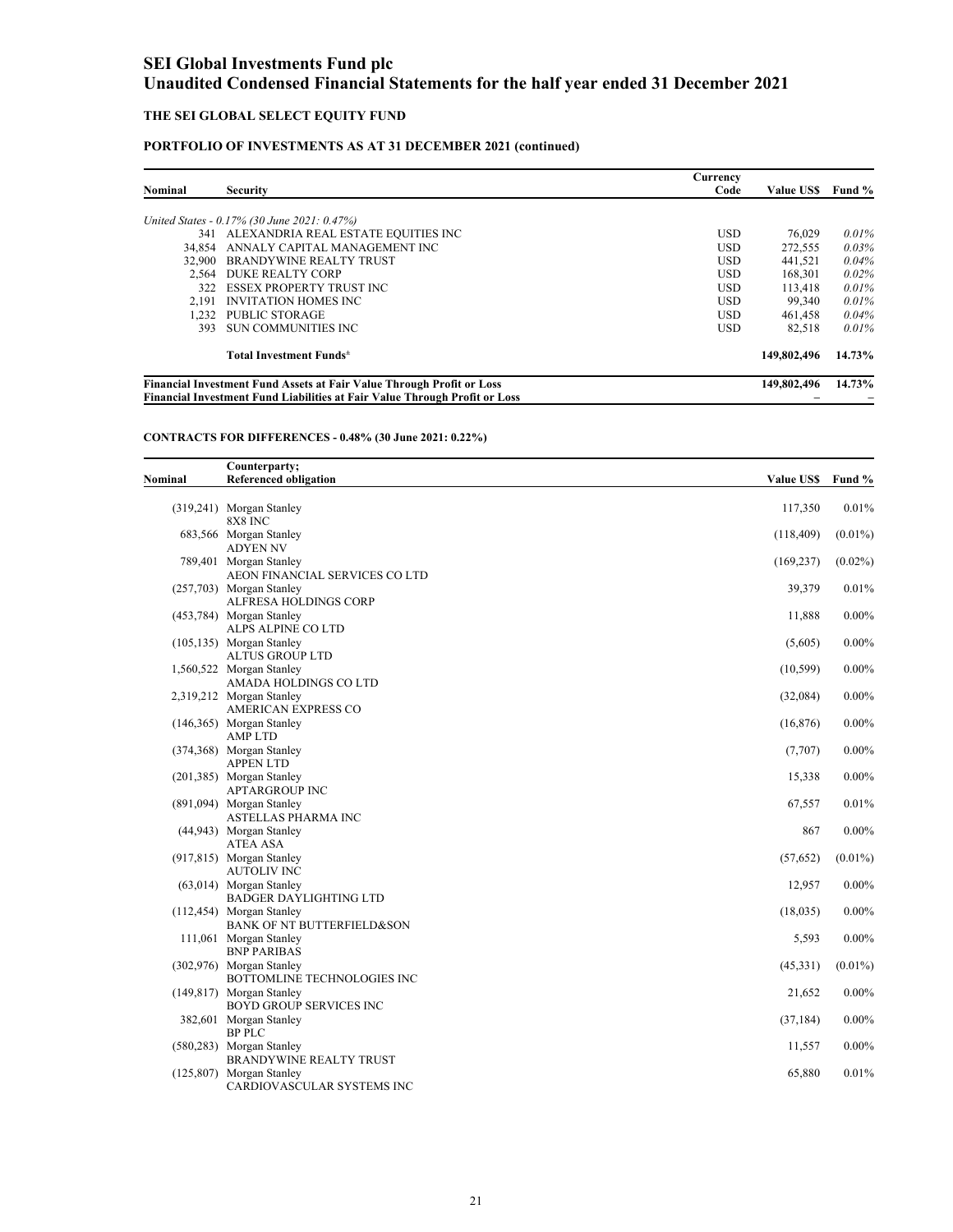# SEI Global Investments Fund plc
# Unaudited Condensed Financial Statements for the half year ended 31 December 2021

## THE SEI GLOBAL SELECT EQUITY FUND

### PORTFOLIO OF INVESTMENTS AS AT 31 DECEMBER 2021 (continued)

| Nominal | Security | Currency Code | Value US$ | Fund % |
|---|---|---|---|---|
| | *United States - 0.17% (30 June 2021: 0.47%)* | | | |
| 341 | ALEXANDRIA REAL ESTATE EQUITIES INC | USD | 76,029 | *0.01%* |
| 34,854 | ANNALY CAPITAL MANAGEMENT INC | USD | 272,555 | *0.03%* |
| 32,900 | BRANDYWINE REALTY TRUST | USD | 441,521 | *0.04%* |
| 2,564 | DUKE REALTY CORP | USD | 168,301 | *0.02%* |
| 322 | ESSEX PROPERTY TRUST INC | USD | 113,418 | *0.01%* |
| 2,191 | INVITATION HOMES INC | USD | 99,340 | *0.01%* |
| 1,232 | PUBLIC STORAGE | USD | 461,458 | *0.04%* |
| 393 | SUN COMMUNITIES INC | USD | 82,518 | *0.01%* |
| | **Total Investment Funds**[±] | | **149,802,496** | **14.73%** |
| | **Financial Investment Fund Assets at Fair Value Through Profit or Loss** | | **149,802,496** | **14.73%** |
| | **Financial Investment Fund Liabilities at Fair Value Through Profit or Loss** | | – | – |

### CONTRACTS FOR DIFFERENCES - 0.48% (30 June 2021: 0.22%)

| Nominal | Counterparty; Referenced obligation | Value US$ | Fund % |
|---|---|---|---|
| (319,241) | Morgan Stanley 8X8 INC | 117,350 | 0.01% |
| 683,566 | Morgan Stanley ADYEN NV | (118,409) | (0.01%) |
| 789,401 | Morgan Stanley AEON FINANCIAL SERVICES CO LTD | (169,237) | (0.02%) |
| (257,703) | Morgan Stanley ALFRESA HOLDINGS CORP | 39,379 | 0.01% |
| (453,784) | Morgan Stanley ALPS ALPINE CO LTD | 11,888 | 0.00% |
| (105,135) | Morgan Stanley ALTUS GROUP LTD | (5,605) | 0.00% |
| 1,560,522 | Morgan Stanley AMADA HOLDINGS CO LTD | (10,599) | 0.00% |
| 2,319,212 | Morgan Stanley AMERICAN EXPRESS CO | (32,084) | 0.00% |
| (146,365) | Morgan Stanley AMP LTD | (16,876) | 0.00% |
| (374,368) | Morgan Stanley APPEN LTD | (7,707) | 0.00% |
| (201,385) | Morgan Stanley APTARGROUP INC | 15,338 | 0.00% |
| (891,094) | Morgan Stanley ASTELLAS PHARMA INC | 67,557 | 0.01% |
| (44,943) | Morgan Stanley ATEA ASA | 867 | 0.00% |
| (917,815) | Morgan Stanley AUTOLIV INC | (57,652) | (0.01%) |
| (63,014) | Morgan Stanley BADGER DAYLIGHTING LTD | 12,957 | 0.00% |
| (112,454) | Morgan Stanley BANK OF NT BUTTERFIELD&SON | (18,035) | 0.00% |
| 111,061 | Morgan Stanley BNP PARIBAS | 5,593 | 0.00% |
| (302,976) | Morgan Stanley BOTTOMLINE TECHNOLOGIES INC | (45,331) | (0.01%) |
| (149,817) | Morgan Stanley BOYD GROUP SERVICES INC | 21,652 | 0.00% |
| 382,601 | Morgan Stanley BP PLC | (37,184) | 0.00% |
| (580,283) | Morgan Stanley BRANDYWINE REALTY TRUST | 11,557 | 0.00% |
| (125,807) | Morgan Stanley CARDIOVASCULAR SYSTEMS INC | 65,880 | 0.01% |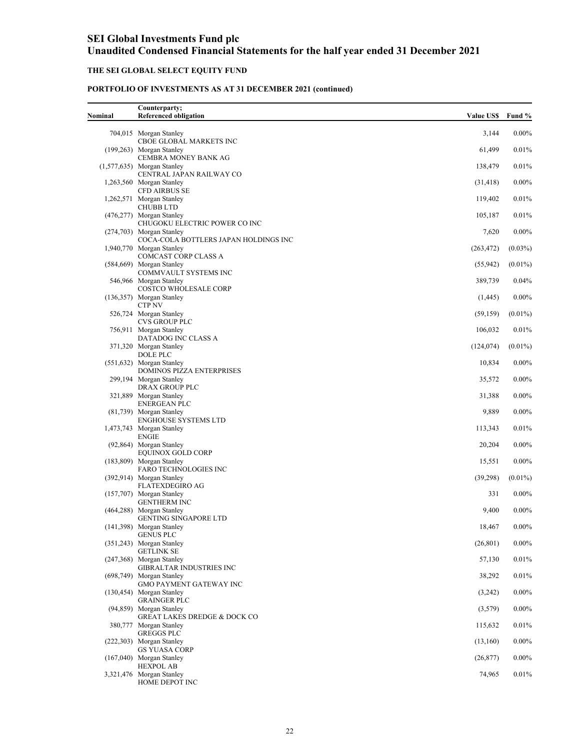# SEI Global Investments Fund plc
# Unaudited Condensed Financial Statements for the half year ended 31 December 2021

## THE SEI GLOBAL SELECT EQUITY FUND

### PORTFOLIO OF INVESTMENTS AS AT 31 DECEMBER 2021 (continued)

| Nominal | Counterparty; Referenced obligation | Value US$ | Fund % |
|---|---|---|---|
| 704,015 | Morgan Stanley CBOE GLOBAL MARKETS INC | 3,144 | 0.00% |
| (199,263) | Morgan Stanley CEMBRA MONEY BANK AG | 61,499 | 0.01% |
| (1,577,635) | Morgan Stanley CENTRAL JAPAN RAILWAY CO | 138,479 | 0.01% |
| 1,263,560 | Morgan Stanley CFD AIRBUS SE | (31,418) | 0.00% |
| 1,262,571 | Morgan Stanley CHUBB LTD | 119,402 | 0.01% |
| (476,277) | Morgan Stanley CHUGOKU ELECTRIC POWER CO INC | 105,187 | 0.01% |
| (274,703) | Morgan Stanley COCA-COLA BOTTLERS JAPAN HOLDINGS INC | 7,620 | 0.00% |
| 1,940,770 | Morgan Stanley COMCAST CORP CLASS A | (263,472) | (0.03%) |
| (584,669) | Morgan Stanley COMMVAULT SYSTEMS INC | (55,942) | (0.01%) |
| 546,966 | Morgan Stanley COSTCO WHOLESALE CORP | 389,739 | 0.04% |
| (136,357) | Morgan Stanley CTP NV | (1,445) | 0.00% |
| 526,724 | Morgan Stanley CVS GROUP PLC | (59,159) | (0.01%) |
| 756,911 | Morgan Stanley DATADOG INC CLASS A | 106,032 | 0.01% |
| 371,320 | Morgan Stanley DOLE PLC | (124,074) | (0.01%) |
| (551,632) | Morgan Stanley DOMINOS PIZZA ENTERPRISES | 10,834 | 0.00% |
| 299,194 | Morgan Stanley DRAX GROUP PLC | 35,572 | 0.00% |
| 321,889 | Morgan Stanley ENERGEAN PLC | 31,388 | 0.00% |
| (81,739) | Morgan Stanley ENGHOUSE SYSTEMS LTD | 9,889 | 0.00% |
| 1,473,743 | Morgan Stanley ENGIE | 113,343 | 0.01% |
| (92,864) | Morgan Stanley EQUINOX GOLD CORP | 20,204 | 0.00% |
| (183,809) | Morgan Stanley FARO TECHNOLOGIES INC | 15,551 | 0.00% |
| (392,914) | Morgan Stanley FLATEXDEGIRO AG | (39,298) | (0.01%) |
| (157,707) | Morgan Stanley GENTHERM INC | 331 | 0.00% |
| (464,288) | Morgan Stanley GENTING SINGAPORE LTD | 9,400 | 0.00% |
| (141,398) | Morgan Stanley GENUS PLC | 18,467 | 0.00% |
| (351,243) | Morgan Stanley GETLINK SE | (26,801) | 0.00% |
| (247,368) | Morgan Stanley GIBRALTAR INDUSTRIES INC | 57,130 | 0.01% |
| (698,749) | Morgan Stanley GMO PAYMENT GATEWAY INC | 38,292 | 0.01% |
| (130,454) | Morgan Stanley GRAINGER PLC | (3,242) | 0.00% |
| (94,859) | Morgan Stanley GREAT LAKES DREDGE & DOCK CO | (3,579) | 0.00% |
| 380,777 | Morgan Stanley GREGGS PLC | 115,632 | 0.01% |
| (222,303) | Morgan Stanley GS YUASA CORP | (13,160) | 0.00% |
| (167,040) | Morgan Stanley HEXPOL AB | (26,877) | 0.00% |
| 3,321,476 | Morgan Stanley HOME DEPOT INC | 74,965 | 0.01% |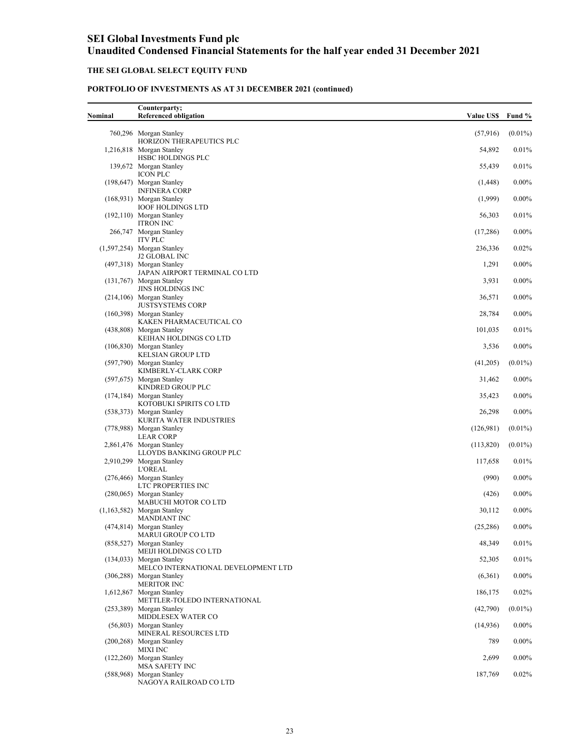## THE SEI GLOBAL SELECT EQUITY FUND

### PORTFOLIO OF INVESTMENTS AS AT 31 DECEMBER 2021 (continued)

| Nominal | Counterparty;<br>Referenced obligation | Value US$ | Fund % |
|---|---|---|---|
| 760,296 | Morgan Stanley<br>HORIZON THERAPEUTICS PLC | (57,916) | (0.01%) |
| 1,216,818 | Morgan Stanley<br>HSBC HOLDINGS PLC | 54,892 | 0.01% |
| 139,672 | Morgan Stanley<br>ICON PLC | 55,439 | 0.01% |
| (198,647) | Morgan Stanley<br>INFINERA CORP | (1,448) | 0.00% |
| (168,931) | Morgan Stanley<br>IOOF HOLDINGS LTD | (1,999) | 0.00% |
| (192,110) | Morgan Stanley<br>ITRON INC | 56,303 | 0.01% |
| 266,747 | Morgan Stanley<br>ITV PLC | (17,286) | 0.00% |
| (1,597,254) | Morgan Stanley<br>J2 GLOBAL INC | 236,336 | 0.02% |
| (497,318) | Morgan Stanley<br>JAPAN AIRPORT TERMINAL CO LTD | 1,291 | 0.00% |
| (131,767) | Morgan Stanley<br>JINS HOLDINGS INC | 3,931 | 0.00% |
| (214,106) | Morgan Stanley<br>JUSTSYSTEMS CORP | 36,571 | 0.00% |
| (160,398) | Morgan Stanley<br>KAKEN PHARMACEUTICAL CO | 28,784 | 0.00% |
| (438,808) | Morgan Stanley<br>KEIHAN HOLDINGS CO LTD | 101,035 | 0.01% |
| (106,830) | Morgan Stanley<br>KELSIAN GROUP LTD | 3,536 | 0.00% |
| (597,790) | Morgan Stanley<br>KIMBERLY-CLARK CORP | (41,205) | (0.01%) |
| (597,675) | Morgan Stanley<br>KINDRED GROUP PLC | 31,462 | 0.00% |
| (174,184) | Morgan Stanley<br>KOTOBUKI SPIRITS CO LTD | 35,423 | 0.00% |
| (538,373) | Morgan Stanley<br>KURITA WATER INDUSTRIES | 26,298 | 0.00% |
| (778,988) | Morgan Stanley<br>LEAR CORP | (126,981) | (0.01%) |
| 2,861,476 | Morgan Stanley<br>LLOYDS BANKING GROUP PLC | (113,820) | (0.01%) |
| 2,910,299 | Morgan Stanley<br>L'OREAL | 117,658 | 0.01% |
| (276,466) | Morgan Stanley<br>LTC PROPERTIES INC | (990) | 0.00% |
| (280,065) | Morgan Stanley<br>MABUCHI MOTOR CO LTD | (426) | 0.00% |
| (1,163,582) | Morgan Stanley<br>MANDIANT INC | 30,112 | 0.00% |
| (474,814) | Morgan Stanley<br>MARUI GROUP CO LTD | (25,286) | 0.00% |
| (858,527) | Morgan Stanley<br>MEIJI HOLDINGS CO LTD | 48,349 | 0.01% |
| (134,033) | Morgan Stanley<br>MELCO INTERNATIONAL DEVELOPMENT LTD | 52,305 | 0.01% |
| (306,288) | Morgan Stanley<br>MERITOR INC | (6,361) | 0.00% |
| 1,612,867 | Morgan Stanley<br>METTLER-TOLEDO INTERNATIONAL | 186,175 | 0.02% |
| (253,389) | Morgan Stanley<br>MIDDLESEX WATER CO | (42,790) | (0.01%) |
| (56,803) | Morgan Stanley<br>MINERAL RESOURCES LTD | (14,936) | 0.00% |
| (200,268) | Morgan Stanley<br>MIXI INC | 789 | 0.00% |
| (122,260) | Morgan Stanley<br>MSA SAFETY INC | 2,699 | 0.00% |
| (588,968) | Morgan Stanley<br>NAGOYA RAILROAD CO LTD | 187,769 | 0.02% |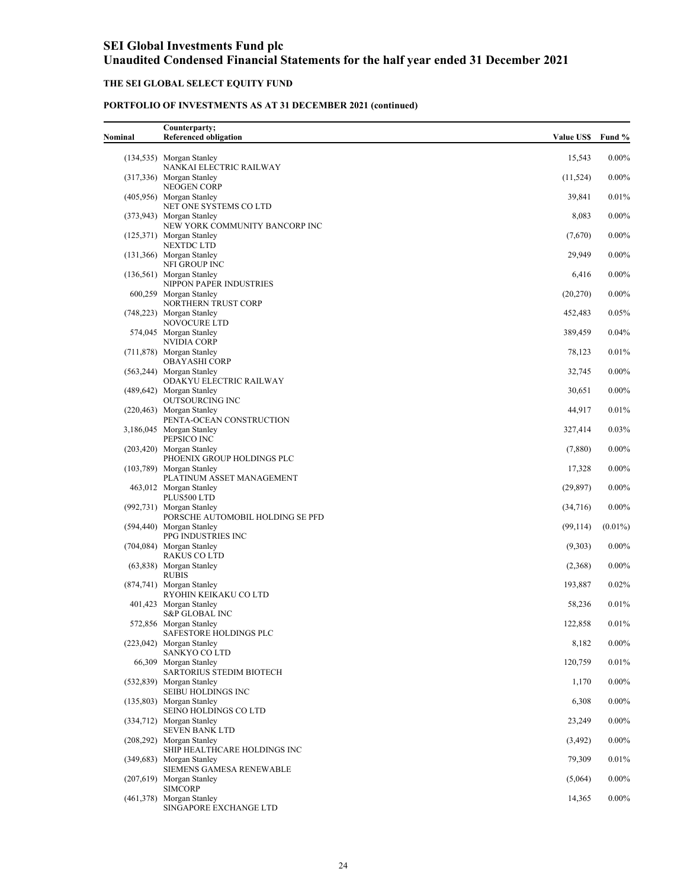# SEI Global Investments Fund plc
# Unaudited Condensed Financial Statements for the half year ended 31 December 2021

### THE SEI GLOBAL SELECT EQUITY FUND

### PORTFOLIO OF INVESTMENTS AS AT 31 DECEMBER 2021 (continued)

| Nominal | Counterparty; Referenced obligation | Value US$ | Fund % |
|---|---|---|---|
| (134,535) | Morgan Stanley NANKAI ELECTRIC RAILWAY | 15,543 | 0.00% |
| (317,336) | Morgan Stanley NEOGEN CORP | (11,524) | 0.00% |
| (405,956) | Morgan Stanley NET ONE SYSTEMS CO LTD | 39,841 | 0.01% |
| (373,943) | Morgan Stanley NEW YORK COMMUNITY BANCORP INC | 8,083 | 0.00% |
| (125,371) | Morgan Stanley NEXTDC LTD | (7,670) | 0.00% |
| (131,366) | Morgan Stanley NFI GROUP INC | 29,949 | 0.00% |
| (136,561) | Morgan Stanley NIPPON PAPER INDUSTRIES | 6,416 | 0.00% |
| 600,259 | Morgan Stanley NORTHERN TRUST CORP | (20,270) | 0.00% |
| (748,223) | Morgan Stanley NOVOCURE LTD | 452,483 | 0.05% |
| 574,045 | Morgan Stanley NVIDIA CORP | 389,459 | 0.04% |
| (711,878) | Morgan Stanley OBAYASHI CORP | 78,123 | 0.01% |
| (563,244) | Morgan Stanley ODAKYU ELECTRIC RAILWAY | 32,745 | 0.00% |
| (489,642) | Morgan Stanley OUTSOURCING INC | 30,651 | 0.00% |
| (220,463) | Morgan Stanley PENTA-OCEAN CONSTRUCTION | 44,917 | 0.01% |
| 3,186,045 | Morgan Stanley PEPSICO INC | 327,414 | 0.03% |
| (203,420) | Morgan Stanley PHOENIX GROUP HOLDINGS PLC | (7,880) | 0.00% |
| (103,789) | Morgan Stanley PLATINUM ASSET MANAGEMENT | 17,328 | 0.00% |
| 463,012 | Morgan Stanley PLUS500 LTD | (29,897) | 0.00% |
| (992,731) | Morgan Stanley PORSCHE AUTOMOBIL HOLDING SE PFD | (34,716) | 0.00% |
| (594,440) | Morgan Stanley PPG INDUSTRIES INC | (99,114) | (0.01%) |
| (704,084) | Morgan Stanley RAKUS CO LTD | (9,303) | 0.00% |
| (63,838) | Morgan Stanley RUBIS | (2,368) | 0.00% |
| (874,741) | Morgan Stanley RYOHIN KEIKAKU CO LTD | 193,887 | 0.02% |
| 401,423 | Morgan Stanley S&P GLOBAL INC | 58,236 | 0.01% |
| 572,856 | Morgan Stanley SAFESTORE HOLDINGS PLC | 122,858 | 0.01% |
| (223,042) | Morgan Stanley SANKYO CO LTD | 8,182 | 0.00% |
| 66,309 | Morgan Stanley SARTORIUS STEDIM BIOTECH | 120,759 | 0.01% |
| (532,839) | Morgan Stanley SEIBU HOLDINGS INC | 1,170 | 0.00% |
| (135,803) | Morgan Stanley SEINO HOLDINGS CO LTD | 6,308 | 0.00% |
| (334,712) | Morgan Stanley SEVEN BANK LTD | 23,249 | 0.00% |
| (208,292) | Morgan Stanley SHIP HEALTHCARE HOLDINGS INC | (3,492) | 0.00% |
| (349,683) | Morgan Stanley SIEMENS GAMESA RENEWABLE | 79,309 | 0.01% |
| (207,619) | Morgan Stanley SIMCORP | (5,064) | 0.00% |
| (461,378) | Morgan Stanley SINGAPORE EXCHANGE LTD | 14,365 | 0.00% |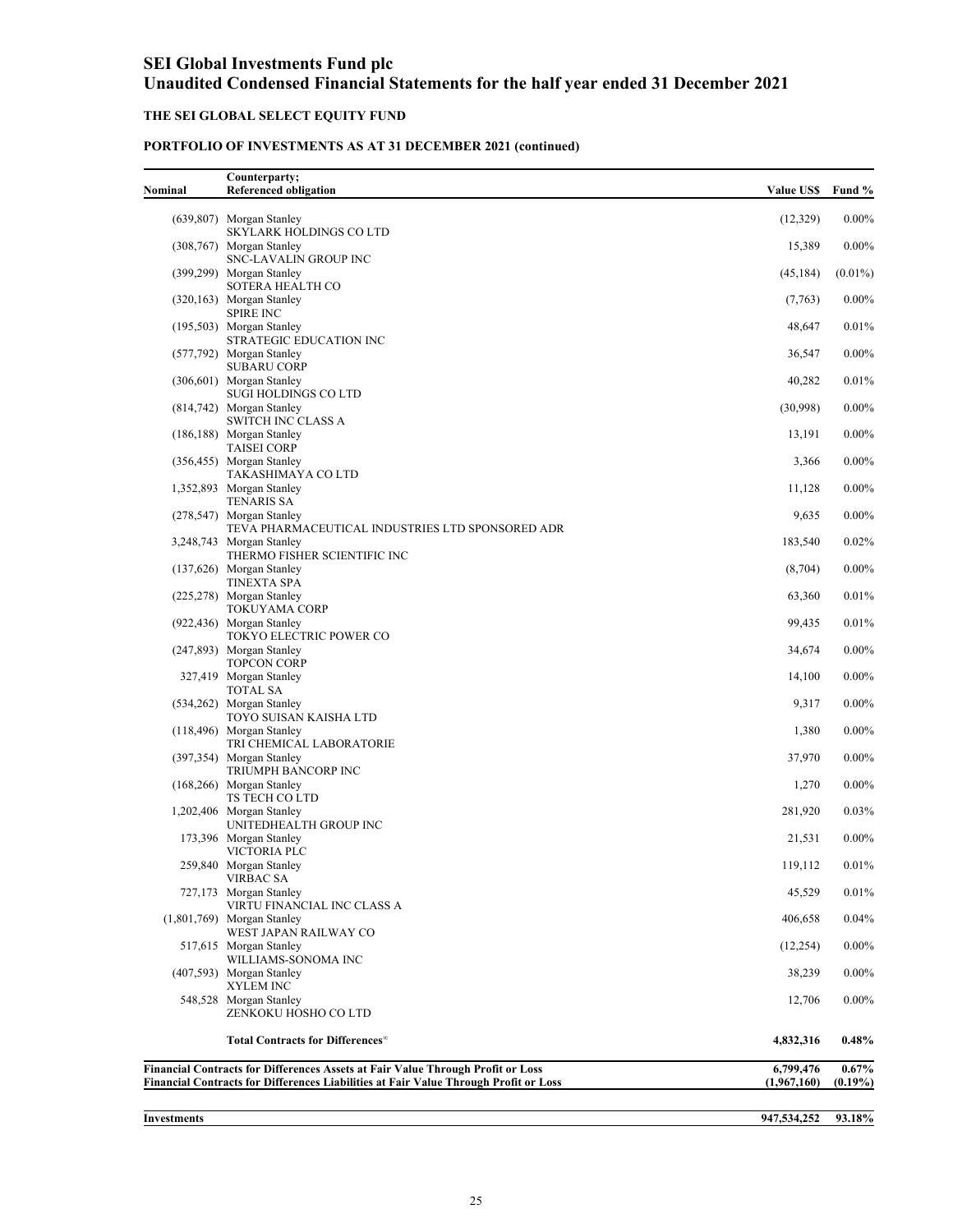# SEI Global Investments Fund plc
# Unaudited Condensed Financial Statements for the half year ended 31 December 2021

## THE SEI GLOBAL SELECT EQUITY FUND

### PORTFOLIO OF INVESTMENTS AS AT 31 DECEMBER 2021 (continued)

| Nominal | Counterparty; Referenced obligation | Value US$ | Fund % |
|---|---|---|---|
| (639,807) | Morgan Stanley SKYLARK HOLDINGS CO LTD | (12,329) | 0.00% |
| (308,767) | Morgan Stanley SNC-LAVALIN GROUP INC | 15,389 | 0.00% |
| (399,299) | Morgan Stanley SOTERA HEALTH CO | (45,184) | (0.01%) |
| (320,163) | Morgan Stanley SPIRE INC | (7,763) | 0.00% |
| (195,503) | Morgan Stanley STRATEGIC EDUCATION INC | 48,647 | 0.01% |
| (577,792) | Morgan Stanley SUBARU CORP | 36,547 | 0.00% |
| (306,601) | Morgan Stanley SUGI HOLDINGS CO LTD | 40,282 | 0.01% |
| (814,742) | Morgan Stanley SWITCH INC CLASS A | (30,998) | 0.00% |
| (186,188) | Morgan Stanley TAISEI CORP | 13,191 | 0.00% |
| (356,455) | Morgan Stanley TAKASHIMAYA CO LTD | 3,366 | 0.00% |
| 1,352,893 | Morgan Stanley TENARIS SA | 11,128 | 0.00% |
| (278,547) | Morgan Stanley TEVA PHARMACEUTICAL INDUSTRIES LTD SPONSORED ADR | 9,635 | 0.00% |
| 3,248,743 | Morgan Stanley THERMO FISHER SCIENTIFIC INC | 183,540 | 0.02% |
| (137,626) | Morgan Stanley TINEXTA SPA | (8,704) | 0.00% |
| (225,278) | Morgan Stanley TOKUYAMA CORP | 63,360 | 0.01% |
| (922,436) | Morgan Stanley TOKYO ELECTRIC POWER CO | 99,435 | 0.01% |
| (247,893) | Morgan Stanley TOPCON CORP | 34,674 | 0.00% |
| 327,419 | Morgan Stanley TOTAL SA | 14,100 | 0.00% |
| (534,262) | Morgan Stanley TOYO SUISAN KAISHA LTD | 9,317 | 0.00% |
| (118,496) | Morgan Stanley TRI CHEMICAL LABORATORIE | 1,380 | 0.00% |
| (397,354) | Morgan Stanley TRIUMPH BANCORP INC | 37,970 | 0.00% |
| (168,266) | Morgan Stanley TS TECH CO LTD | 1,270 | 0.00% |
| 1,202,406 | Morgan Stanley UNITEDHEALTH GROUP INC | 281,920 | 0.03% |
| 173,396 | Morgan Stanley VICTORIA PLC | 21,531 | 0.00% |
| 259,840 | Morgan Stanley VIRBAC SA | 119,112 | 0.01% |
| 727,173 | Morgan Stanley VIRTU FINANCIAL INC CLASS A | 45,529 | 0.01% |
| (1,801,769) | Morgan Stanley WEST JAPAN RAILWAY CO | 406,658 | 0.04% |
| 517,615 | Morgan Stanley WILLIAMS-SONOMA INC | (12,254) | 0.00% |
| (407,593) | Morgan Stanley XYLEM INC | 38,239 | 0.00% |
| 548,528 | Morgan Stanley ZENKOKU HOSHO CO LTD | 12,706 | 0.00% |
| | **Total Contracts for Differences**[∞] | **4,832,316** | **0.48%** |
| | **Financial Contracts for Differences Assets at Fair Value Through Profit or Loss** | **6,799,476** | **0.67%** |
| | **Financial Contracts for Differences Liabilities at Fair Value Through Profit or Loss** | **(1,967,160)** | **(0.19%)** |
| | **Investments** | **947,534,252** | **93.18%** |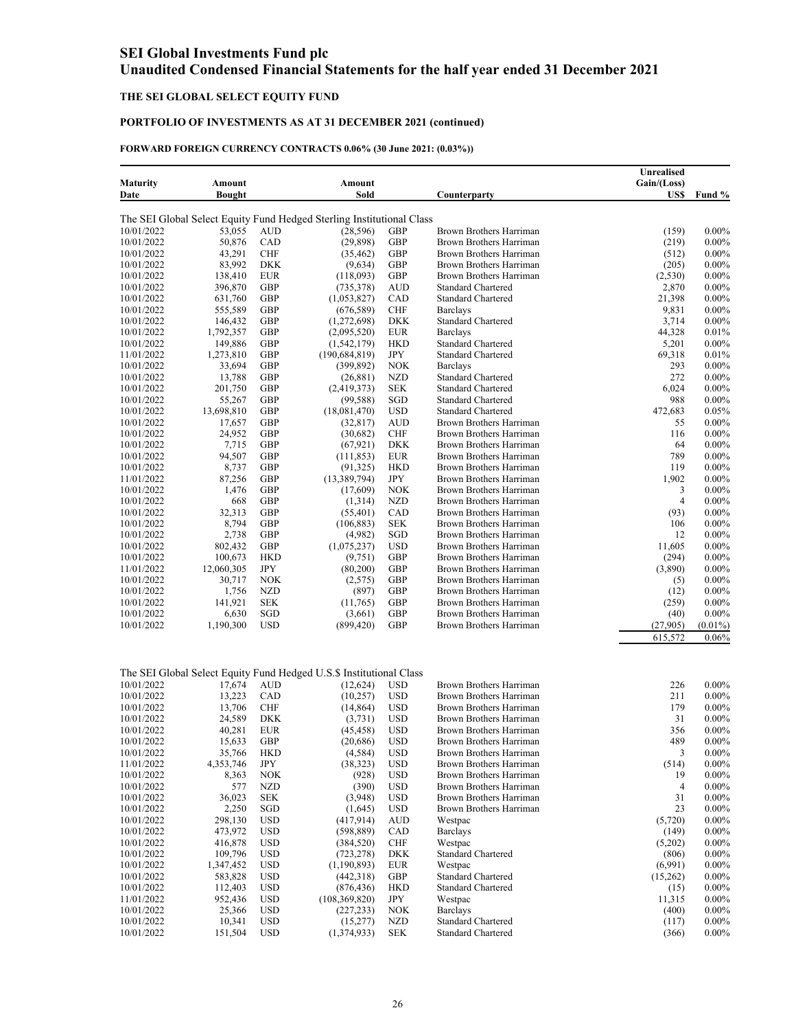# SEI Global Investments Fund plc
# Unaudited Condensed Financial Statements for the half year ended 31 December 2021

## THE SEI GLOBAL SELECT EQUITY FUND

### PORTFOLIO OF INVESTMENTS AS AT 31 DECEMBER 2021 (continued)

#### FORWARD FOREIGN CURRENCY CONTRACTS 0.06% (30 June 2021: (0.03%))

| Maturity Date | Amount Bought | | Amount Sold | | Counterparty | Unrealised Gain/(Loss) US$ | Fund % |
|---|---|---|---|---|---|---|---|
| The SEI Global Select Equity Fund Hedged Sterling Institutional Class | | | | | | | |
| 10/01/2022 | 53,055 | AUD | (28,596) | GBP | Brown Brothers Harriman | (159) | 0.00% |
| 10/01/2022 | 50,876 | CAD | (29,898) | GBP | Brown Brothers Harriman | (219) | 0.00% |
| 10/01/2022 | 43,291 | CHF | (35,462) | GBP | Brown Brothers Harriman | (512) | 0.00% |
| 10/01/2022 | 83,992 | DKK | (9,634) | GBP | Brown Brothers Harriman | (205) | 0.00% |
| 10/01/2022 | 138,410 | EUR | (118,093) | GBP | Brown Brothers Harriman | (2,530) | 0.00% |
| 10/01/2022 | 396,870 | GBP | (735,378) | AUD | Standard Chartered | 2,870 | 0.00% |
| 10/01/2022 | 631,760 | GBP | (1,053,827) | CAD | Standard Chartered | 21,398 | 0.00% |
| 10/01/2022 | 555,589 | GBP | (676,589) | CHF | Barclays | 9,831 | 0.00% |
| 10/01/2022 | 146,432 | GBP | (1,272,698) | DKK | Standard Chartered | 3,714 | 0.00% |
| 10/01/2022 | 1,792,357 | GBP | (2,095,520) | EUR | Barclays | 44,328 | 0.01% |
| 10/01/2022 | 149,886 | GBP | (1,542,179) | HKD | Standard Chartered | 5,201 | 0.00% |
| 11/01/2022 | 1,273,810 | GBP | (190,684,819) | JPY | Standard Chartered | 69,318 | 0.01% |
| 10/01/2022 | 33,694 | GBP | (399,892) | NOK | Barclays | 293 | 0.00% |
| 10/01/2022 | 13,788 | GBP | (26,881) | NZD | Standard Chartered | 272 | 0.00% |
| 10/01/2022 | 201,750 | GBP | (2,419,373) | SEK | Standard Chartered | 6,024 | 0.00% |
| 10/01/2022 | 55,267 | GBP | (99,588) | SGD | Standard Chartered | 988 | 0.00% |
| 10/01/2022 | 13,698,810 | GBP | (18,081,470) | USD | Standard Chartered | 472,683 | 0.05% |
| 10/01/2022 | 17,657 | GBP | (32,817) | AUD | Brown Brothers Harriman | 55 | 0.00% |
| 10/01/2022 | 24,952 | GBP | (30,682) | CHF | Brown Brothers Harriman | 116 | 0.00% |
| 10/01/2022 | 7,715 | GBP | (67,921) | DKK | Brown Brothers Harriman | 64 | 0.00% |
| 10/01/2022 | 94,507 | GBP | (111,853) | EUR | Brown Brothers Harriman | 789 | 0.00% |
| 10/01/2022 | 8,737 | GBP | (91,325) | HKD | Brown Brothers Harriman | 119 | 0.00% |
| 11/01/2022 | 87,256 | GBP | (13,389,794) | JPY | Brown Brothers Harriman | 1,902 | 0.00% |
| 10/01/2022 | 1,476 | GBP | (17,609) | NOK | Brown Brothers Harriman | 3 | 0.00% |
| 10/01/2022 | 668 | GBP | (1,314) | NZD | Brown Brothers Harriman | 4 | 0.00% |
| 10/01/2022 | 32,313 | GBP | (55,401) | CAD | Brown Brothers Harriman | (93) | 0.00% |
| 10/01/2022 | 8,794 | GBP | (106,883) | SEK | Brown Brothers Harriman | 106 | 0.00% |
| 10/01/2022 | 2,738 | GBP | (4,982) | SGD | Brown Brothers Harriman | 12 | 0.00% |
| 10/01/2022 | 802,432 | GBP | (1,075,237) | USD | Brown Brothers Harriman | 11,605 | 0.00% |
| 10/01/2022 | 100,673 | HKD | (9,751) | GBP | Brown Brothers Harriman | (294) | 0.00% |
| 11/01/2022 | 12,060,305 | JPY | (80,200) | GBP | Brown Brothers Harriman | (3,890) | 0.00% |
| 10/01/2022 | 30,717 | NOK | (2,575) | GBP | Brown Brothers Harriman | (5) | 0.00% |
| 10/01/2022 | 1,756 | NZD | (897) | GBP | Brown Brothers Harriman | (12) | 0.00% |
| 10/01/2022 | 141,921 | SEK | (11,765) | GBP | Brown Brothers Harriman | (259) | 0.00% |
| 10/01/2022 | 6,630 | SGD | (3,661) | GBP | Brown Brothers Harriman | (40) | 0.00% |
| 10/01/2022 | 1,190,300 | USD | (899,420) | GBP | Brown Brothers Harriman | (27,905) | (0.01%) |
| | | | | | | 615,572 | 0.06% |

| Maturity Date | Amount Bought | | Amount Sold | | Counterparty | Unrealised Gain/(Loss) US$ | Fund % |
|---|---|---|---|---|---|---|---|
| The SEI Global Select Equity Fund Hedged U.S.$ Institutional Class | | | | | | | |
| 10/01/2022 | 17,674 | AUD | (12,624) | USD | Brown Brothers Harriman | 226 | 0.00% |
| 10/01/2022 | 13,223 | CAD | (10,257) | USD | Brown Brothers Harriman | 211 | 0.00% |
| 10/01/2022 | 13,706 | CHF | (14,864) | USD | Brown Brothers Harriman | 179 | 0.00% |
| 10/01/2022 | 24,589 | DKK | (3,731) | USD | Brown Brothers Harriman | 31 | 0.00% |
| 10/01/2022 | 40,281 | EUR | (45,458) | USD | Brown Brothers Harriman | 356 | 0.00% |
| 10/01/2022 | 15,633 | GBP | (20,686) | USD | Brown Brothers Harriman | 489 | 0.00% |
| 10/01/2022 | 35,766 | HKD | (4,584) | USD | Brown Brothers Harriman | 3 | 0.00% |
| 11/01/2022 | 4,353,746 | JPY | (38,323) | USD | Brown Brothers Harriman | (514) | 0.00% |
| 10/01/2022 | 8,363 | NOK | (928) | USD | Brown Brothers Harriman | 19 | 0.00% |
| 10/01/2022 | 577 | NZD | (390) | USD | Brown Brothers Harriman | 4 | 0.00% |
| 10/01/2022 | 36,023 | SEK | (3,948) | USD | Brown Brothers Harriman | 31 | 0.00% |
| 10/01/2022 | 2,250 | SGD | (1,645) | USD | Brown Brothers Harriman | 23 | 0.00% |
| 10/01/2022 | 298,130 | USD | (417,914) | AUD | Westpac | (5,720) | 0.00% |
| 10/01/2022 | 473,972 | USD | (598,889) | CAD | Barclays | (149) | 0.00% |
| 10/01/2022 | 416,878 | USD | (384,520) | CHF | Westpac | (5,202) | 0.00% |
| 10/01/2022 | 109,796 | USD | (723,278) | DKK | Standard Chartered | (806) | 0.00% |
| 10/01/2022 | 1,347,452 | USD | (1,190,893) | EUR | Westpac | (6,991) | 0.00% |
| 10/01/2022 | 583,828 | USD | (442,318) | GBP | Standard Chartered | (15,262) | 0.00% |
| 10/01/2022 | 112,403 | USD | (876,436) | HKD | Standard Chartered | (15) | 0.00% |
| 11/01/2022 | 952,436 | USD | (108,369,820) | JPY | Westpac | 11,315 | 0.00% |
| 10/01/2022 | 25,366 | USD | (227,233) | NOK | Barclays | (400) | 0.00% |
| 10/01/2022 | 10,341 | USD | (15,277) | NZD | Standard Chartered | (117) | 0.00% |
| 10/01/2022 | 151,504 | USD | (1,374,933) | SEK | Standard Chartered | (366) | 0.00% |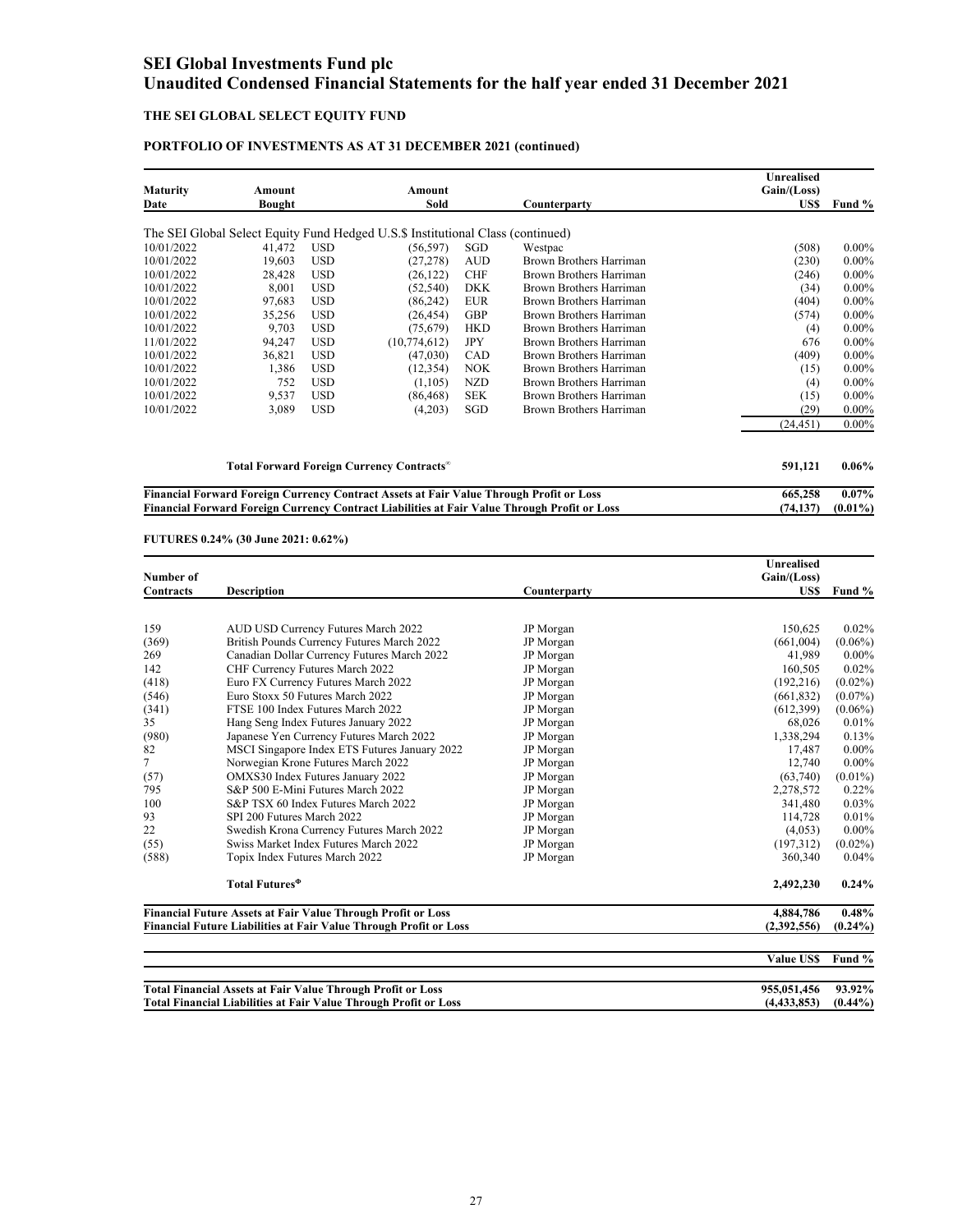# SEI Global Investments Fund plc
# Unaudited Condensed Financial Statements for the half year ended 31 December 2021

### THE SEI GLOBAL SELECT EQUITY FUND

#### PORTFOLIO OF INVESTMENTS AS AT 31 DECEMBER 2021 (continued)

| Maturity Date | Amount Bought | | Amount Sold | | Counterparty | Unrealised Gain/(Loss) US$ | Fund % |
|---|---|---|---|---|---|---|---|
| The SEI Global Select Equity Fund Hedged U.S.$ Institutional Class (continued) | | | | | | | |
| 10/01/2022 | 41,472 | USD | (56,597) | SGD | Westpac | (508) | 0.00% |
| 10/01/2022 | 19,603 | USD | (27,278) | AUD | Brown Brothers Harriman | (230) | 0.00% |
| 10/01/2022 | 28,428 | USD | (26,122) | CHF | Brown Brothers Harriman | (246) | 0.00% |
| 10/01/2022 | 8,001 | USD | (52,540) | DKK | Brown Brothers Harriman | (34) | 0.00% |
| 10/01/2022 | 97,683 | USD | (86,242) | EUR | Brown Brothers Harriman | (404) | 0.00% |
| 10/01/2022 | 35,256 | USD | (26,454) | GBP | Brown Brothers Harriman | (574) | 0.00% |
| 10/01/2022 | 9,703 | USD | (75,679) | HKD | Brown Brothers Harriman | (4) | 0.00% |
| 11/01/2022 | 94,247 | USD | (10,774,612) | JPY | Brown Brothers Harriman | 676 | 0.00% |
| 10/01/2022 | 36,821 | USD | (47,030) | CAD | Brown Brothers Harriman | (409) | 0.00% |
| 10/01/2022 | 1,386 | USD | (12,354) | NOK | Brown Brothers Harriman | (15) | 0.00% |
| 10/01/2022 | 752 | USD | (1,105) | NZD | Brown Brothers Harriman | (4) | 0.00% |
| 10/01/2022 | 9,537 | USD | (86,468) | SEK | Brown Brothers Harriman | (15) | 0.00% |
| 10/01/2022 | 3,089 | USD | (4,203) | SGD | Brown Brothers Harriman | (29) | 0.00% |
| | | | | | | (24,451) | 0.00% |
| | **Total Forward Foreign Currency Contracts**[©] | | | | | **591,121** | **0.06%** |
| **Financial Forward Foreign Currency Contract Assets at Fair Value Through Profit or Loss** | | | | | | **665,258** | **0.07%** |
| **Financial Forward Foreign Currency Contract Liabilities at Fair Value Through Profit or Loss** | | | | | | **(74,137)** | **(0.01%)** |

#### FUTURES 0.24% (30 June 2021: 0.62%)

| Number of Contracts | Description | Counterparty | Unrealised Gain/(Loss) US$ | Fund % |
|---|---|---|---|---|
| 159 | AUD USD Currency Futures March 2022 | JP Morgan | 150,625 | 0.02% |
| (369) | British Pounds Currency Futures March 2022 | JP Morgan | (661,004) | (0.06%) |
| 269 | Canadian Dollar Currency Futures March 2022 | JP Morgan | 41,989 | 0.00% |
| 142 | CHF Currency Futures March 2022 | JP Morgan | 160,505 | 0.02% |
| (418) | Euro FX Currency Futures March 2022 | JP Morgan | (192,216) | (0.02%) |
| (546) | Euro Stoxx 50 Futures March 2022 | JP Morgan | (661,832) | (0.07%) |
| (341) | FTSE 100 Index Futures March 2022 | JP Morgan | (612,399) | (0.06%) |
| 35 | Hang Seng Index Futures January 2022 | JP Morgan | 68,026 | 0.01% |
| (980) | Japanese Yen Currency Futures March 2022 | JP Morgan | 1,338,294 | 0.13% |
| 82 | MSCI Singapore Index ETS Futures January 2022 | JP Morgan | 17,487 | 0.00% |
| 7 | Norwegian Krone Futures March 2022 | JP Morgan | 12,740 | 0.00% |
| (57) | OMXS30 Index Futures January 2022 | JP Morgan | (63,740) | (0.01%) |
| 795 | S&P 500 E-Mini Futures March 2022 | JP Morgan | 2,278,572 | 0.22% |
| 100 | S&P TSX 60 Index Futures March 2022 | JP Morgan | 341,480 | 0.03% |
| 93 | SPI 200 Futures March 2022 | JP Morgan | 114,728 | 0.01% |
| 22 | Swedish Krona Currency Futures March 2022 | JP Morgan | (4,053) | 0.00% |
| (55) | Swiss Market Index Futures March 2022 | JP Morgan | (197,312) | (0.02%) |
| (588) | Topix Index Futures March 2022 | JP Morgan | 360,340 | 0.04% |
| | **Total Futures**[Φ] | | **2,492,230** | **0.24%** |
| **Financial Future Assets at Fair Value Through Profit or Loss** | | | **4,884,786** | **0.48%** |
| **Financial Future Liabilities at Fair Value Through Profit or Loss** | | | **(2,392,556)** | **(0.24%)** |

| | Value US$ | Fund % |
|---|---|---|
| **Total Financial Assets at Fair Value Through Profit or Loss** | **955,051,456** | **93.92%** |
| **Total Financial Liabilities at Fair Value Through Profit or Loss** | **(4,433,853)** | **(0.44%)** |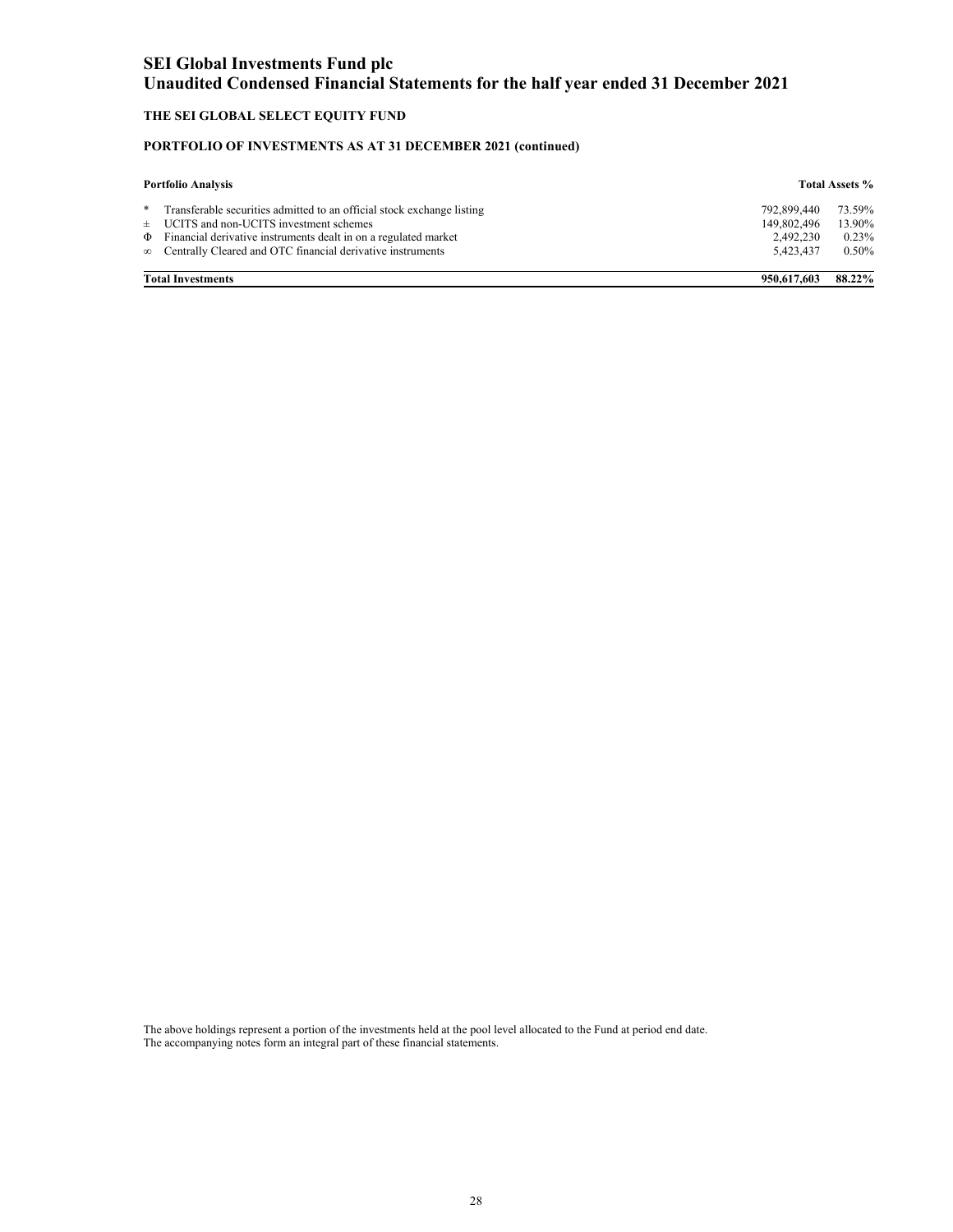# SEI Global Investments Fund plc
# Unaudited Condensed Financial Statements for the half year ended 31 December 2021

### THE SEI GLOBAL SELECT EQUITY FUND

### PORTFOLIO OF INVESTMENTS AS AT 31 DECEMBER 2021 (continued)

| | **Portfolio Analysis** | | **Total Assets %** |
|---|---|---|---|
| * | Transferable securities admitted to an official stock exchange listing | 792,899,440 | 73.59% |
| ± | UCITS and non-UCITS investment schemes | 149,802,496 | 13.90% |
| Φ | Financial derivative instruments dealt in on a regulated market | 2,492,230 | 0.23% |
| ∞ | Centrally Cleared and OTC financial derivative instruments | 5,423,437 | 0.50% |
| | **Total Investments** | **950,617,603** | **88.22%** |

The above holdings represent a portion of the investments held at the pool level allocated to the Fund at period end date.
The accompanying notes form an integral part of these financial statements.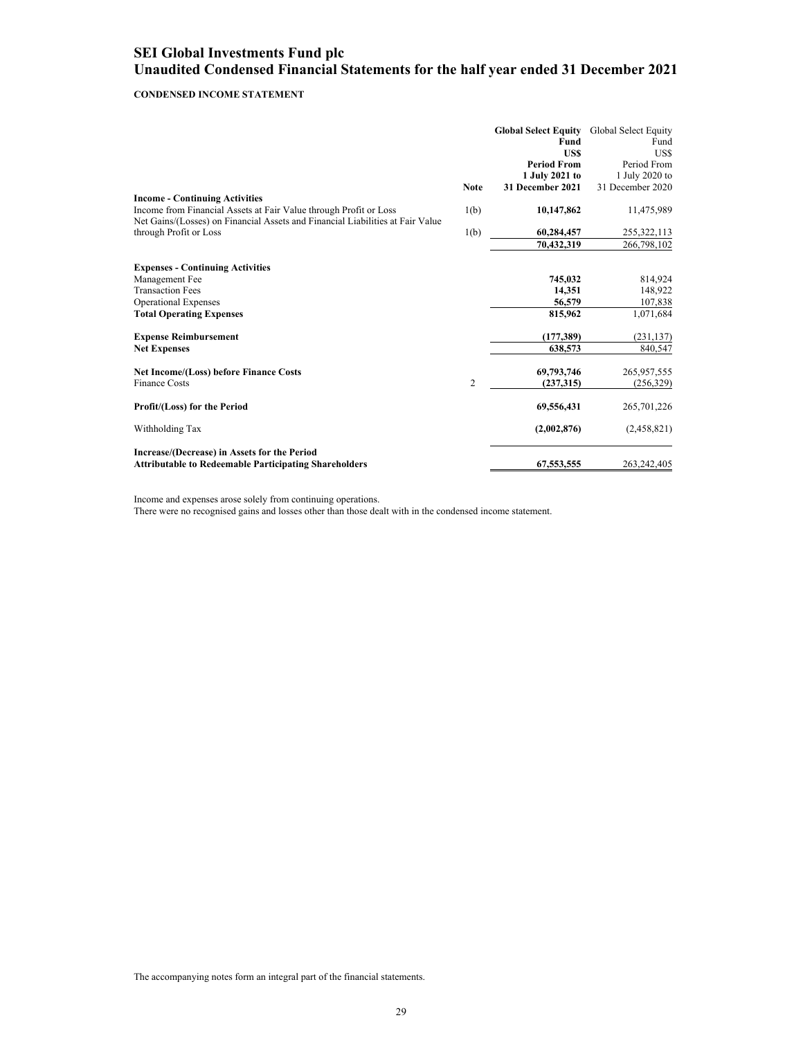# SEI Global Investments Fund plc
## Unaudited Condensed Financial Statements for the half year ended 31 December 2021

**CONDENSED INCOME STATEMENT**

| | Note | **Global Select Equity Fund US$ Period From 1 July 2021 to 31 December 2021** | Global Select Equity Fund US$ Period From 1 July 2020 to 31 December 2020 |
|---|---|---|---|
| **Income - Continuing Activities** | | | |
| Income from Financial Assets at Fair Value through Profit or Loss | 1(b) | **10,147,862** | 11,475,989 |
| Net Gains/(Losses) on Financial Assets and Financial Liabilities at Fair Value through Profit or Loss | 1(b) | **60,284,457** | 255,322,113 |
| | | **70,432,319** | 266,798,102 |
| **Expenses - Continuing Activities** | | | |
| Management Fee | | **745,032** | 814,924 |
| Transaction Fees | | **14,351** | 148,922 |
| Operational Expenses | | **56,579** | 107,838 |
| **Total Operating Expenses** | | **815,962** | 1,071,684 |
| **Expense Reimbursement** | | **(177,389)** | (231,137) |
| **Net Expenses** | | **638,573** | 840,547 |
| **Net Income/(Loss) before Finance Costs** | | **69,793,746** | 265,957,555 |
| Finance Costs | 2 | **(237,315)** | (256,329) |
| **Profit/(Loss) for the Period** | | **69,556,431** | 265,701,226 |
| Withholding Tax | | **(2,002,876)** | (2,458,821) |
| **Increase/(Decrease) in Assets for the Period Attributable to Redeemable Participating Shareholders** | | **67,553,555** | 263,242,405 |

Income and expenses arose solely from continuing operations.
There were no recognised gains and losses other than those dealt with in the condensed income statement.

The accompanying notes form an integral part of the financial statements.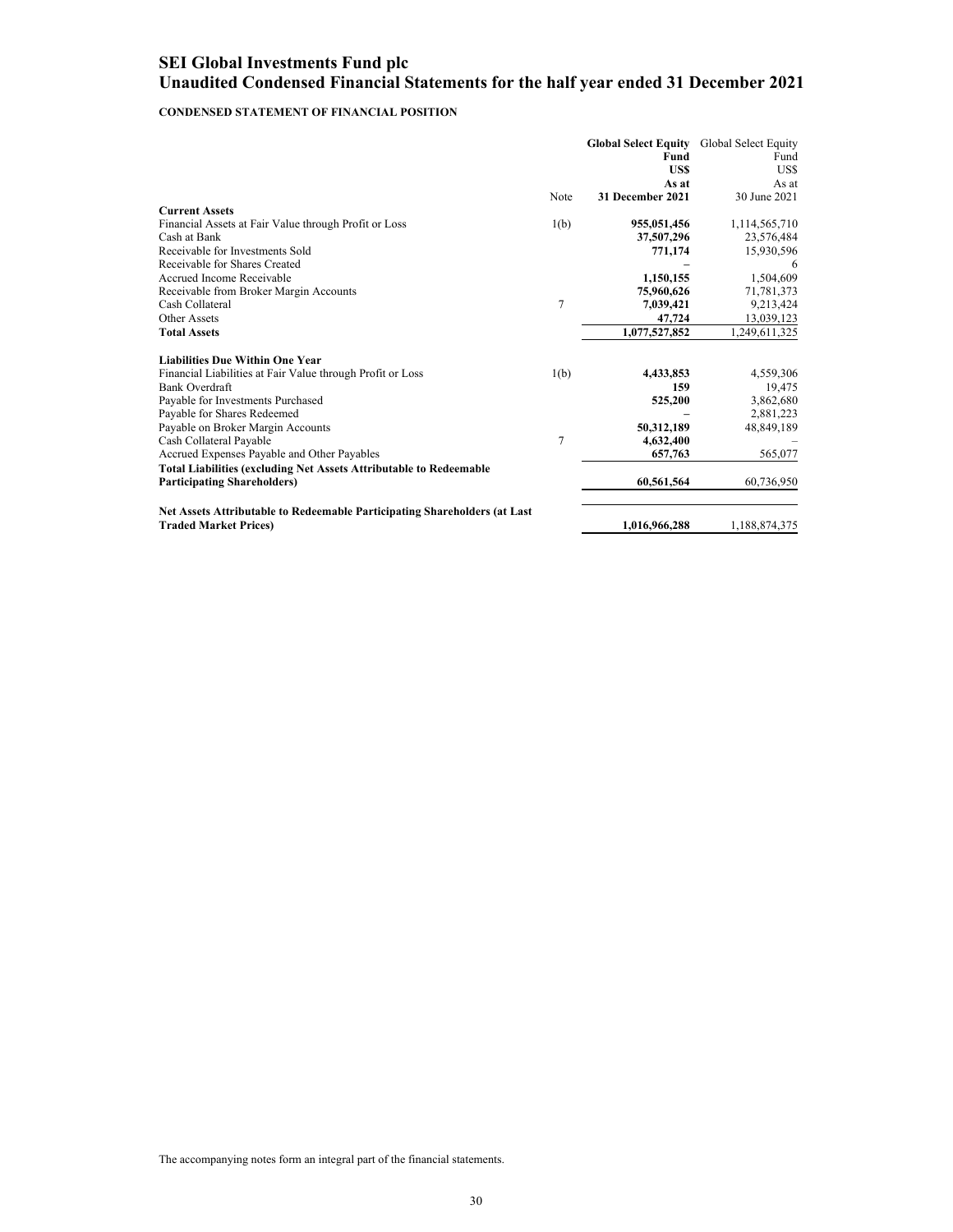# SEI Global Investments Fund plc
# Unaudited Condensed Financial Statements for the half year ended 31 December 2021

**CONDENSED STATEMENT OF FINANCIAL POSITION**

| | Note | **Global Select Equity Fund US$ As at 31 December 2021** | Global Select Equity Fund US$ As at 30 June 2021 |
|---|---|---|---|
| **Current Assets** | | | |
| Financial Assets at Fair Value through Profit or Loss | 1(b) | **955,051,456** | 1,114,565,710 |
| Cash at Bank | | **37,507,296** | 23,576,484 |
| Receivable for Investments Sold | | **771,174** | 15,930,596 |
| Receivable for Shares Created | | **–** | 6 |
| Accrued Income Receivable | | **1,150,155** | 1,504,609 |
| Receivable from Broker Margin Accounts | | **75,960,626** | 71,781,373 |
| Cash Collateral | 7 | **7,039,421** | 9,213,424 |
| Other Assets | | **47,724** | 13,039,123 |
| **Total Assets** | | **1,077,527,852** | 1,249,611,325 |
| **Liabilities Due Within One Year** | | | |
| Financial Liabilities at Fair Value through Profit or Loss | 1(b) | **4,433,853** | 4,559,306 |
| Bank Overdraft | | **159** | 19,475 |
| Payable for Investments Purchased | | **525,200** | 3,862,680 |
| Payable for Shares Redeemed | | **–** | 2,881,223 |
| Payable on Broker Margin Accounts | | **50,312,189** | 48,849,189 |
| Cash Collateral Payable | 7 | **4,632,400** | – |
| Accrued Expenses Payable and Other Payables | | **657,763** | 565,077 |
| **Total Liabilities (excluding Net Assets Attributable to Redeemable Participating Shareholders)** | | **60,561,564** | 60,736,950 |
| **Net Assets Attributable to Redeemable Participating Shareholders (at Last Traded Market Prices)** | | **1,016,966,288** | 1,188,874,375 |

The accompanying notes form an integral part of the financial statements.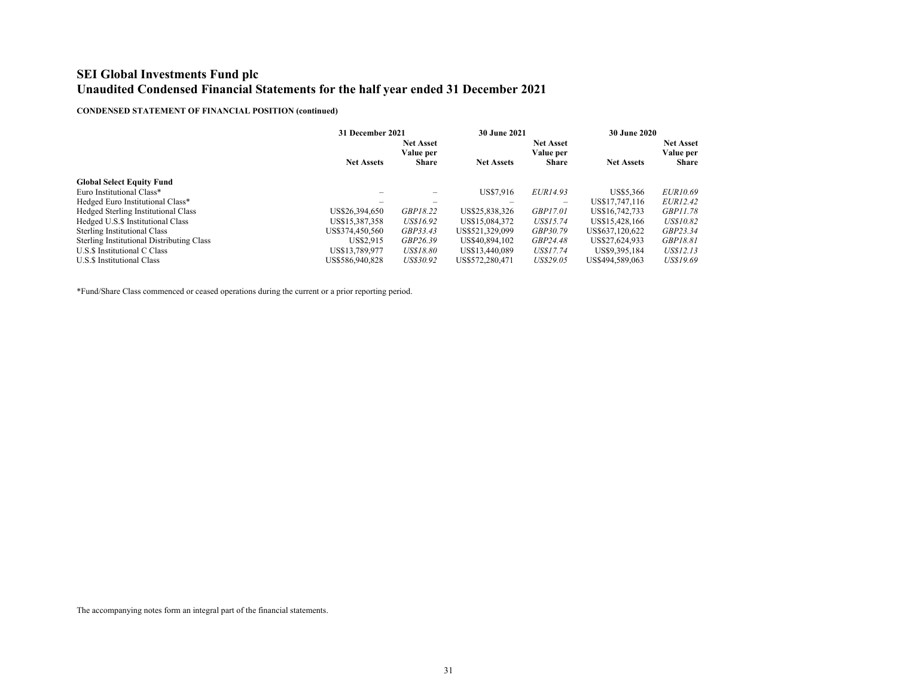# SEI Global Investments Fund plc
# Unaudited Condensed Financial Statements for the half year ended 31 December 2021

**CONDENSED STATEMENT OF FINANCIAL POSITION (continued)**

| | 31 December 2021 | | 30 June 2021 | | 30 June 2020 | |
|---|---|---|---|---|---|---|
| | **Net Assets** | **Net Asset Value per Share** | **Net Assets** | **Net Asset Value per Share** | **Net Assets** | **Net Asset Value per Share** |
| **Global Select Equity Fund** | | | | | | |
| Euro Institutional Class* | – | – | US$7,916 | *EUR14.93* | US$5,366 | *EUR10.69* |
| Hedged Euro Institutional Class* | – | – | – | – | US$17,747,116 | *EUR12.42* |
| Hedged Sterling Institutional Class | US$26,394,650 | *GBP18.22* | US$25,838,326 | *GBP17.01* | US$16,742,733 | *GBP11.78* |
| Hedged U.S.$ Institutional Class | US$15,387,358 | *US$16.92* | US$15,084,372 | *US$15.74* | US$15,428,166 | *US$10.82* |
| Sterling Institutional Class | US$374,450,560 | *GBP33.43* | US$521,329,099 | *GBP30.79* | US$637,120,622 | *GBP23.34* |
| Sterling Institutional Distributing Class | US$2,915 | *GBP26.39* | US$40,894,102 | *GBP24.48* | US$27,624,933 | *GBP18.81* |
| U.S.$ Institutional C Class | US$13,789,977 | *US$18.80* | US$13,440,089 | *US$17.74* | US$9,395,184 | *US$12.13* |
| U.S.$ Institutional Class | US$586,940,828 | *US$30.92* | US$572,280,471 | *US$29.05* | US$494,589,063 | *US$19.69* |

*Fund/Share Class commenced or ceased operations during the current or a prior reporting period.

The accompanying notes form an integral part of the financial statements.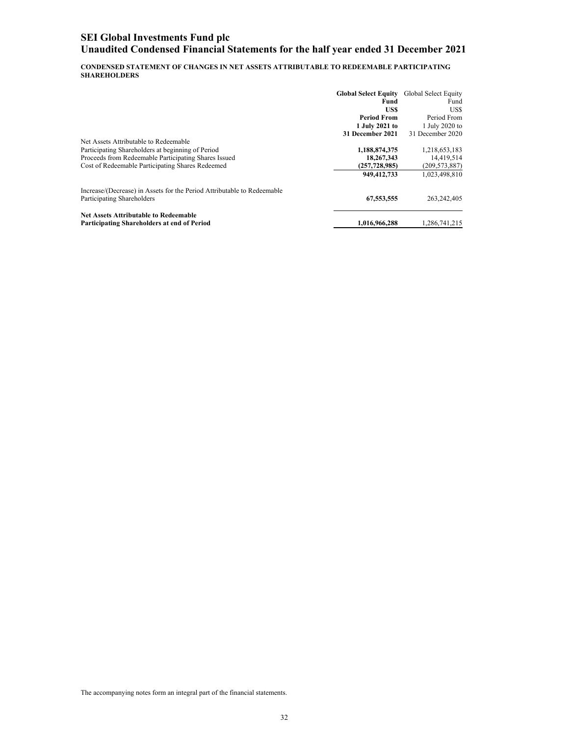# SEI Global Investments Fund plc
## Unaudited Condensed Financial Statements for the half year ended 31 December 2021

**CONDENSED STATEMENT OF CHANGES IN NET ASSETS ATTRIBUTABLE TO REDEEMABLE PARTICIPATING SHAREHOLDERS**

| | **Global Select Equity Fund US$ Period From 1 July 2021 to 31 December 2021** | Global Select Equity Fund US$ Period From 1 July 2020 to 31 December 2020 |
|---|---|---|
| Net Assets Attributable to Redeemable Participating Shareholders at beginning of Period | **1,188,874,375** | 1,218,653,183 |
| Proceeds from Redeemable Participating Shares Issued | **18,267,343** | 14,419,514 |
| Cost of Redeemable Participating Shares Redeemed | **(257,728,985)** | (209,573,887) |
| | **949,412,733** | 1,023,498,810 |
| Increase/(Decrease) in Assets for the Period Attributable to Redeemable Participating Shareholders | **67,553,555** | 263,242,405 |
| **Net Assets Attributable to Redeemable Participating Shareholders at end of Period** | **1,016,966,288** | 1,286,741,215 |

The accompanying notes form an integral part of the financial statements.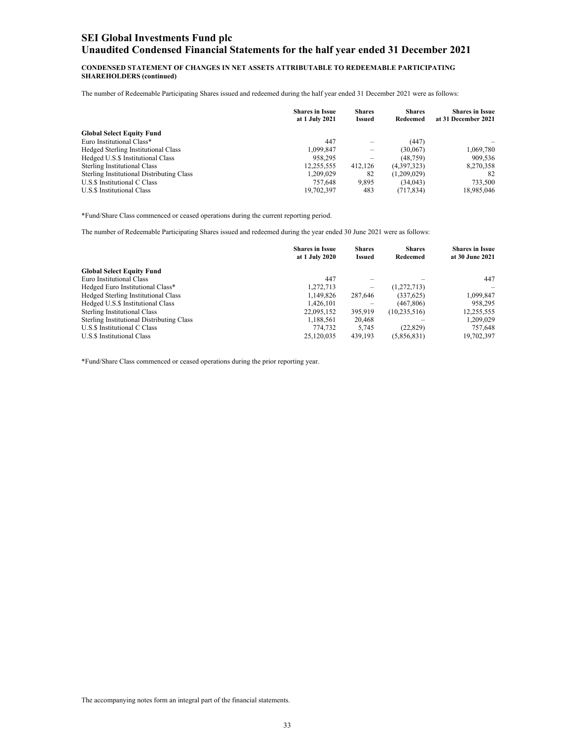**SEI Global Investments Fund plc**
**Unaudited Condensed Financial Statements for the half year ended 31 December 2021**

**CONDENSED STATEMENT OF CHANGES IN NET ASSETS ATTRIBUTABLE TO REDEEMABLE PARTICIPATING SHAREHOLDERS (continued)**

The number of Redeemable Participating Shares issued and redeemed during the half year ended 31 December 2021 were as follows:

| | Shares in Issue at 1 July 2021 | Shares Issued | Shares Redeemed | Shares in Issue at 31 December 2021 |
|---|---|---|---|---|
| **Global Select Equity Fund** | | | | |
| Euro Institutional Class* | 447 | – | (447) | – |
| Hedged Sterling Institutional Class | 1,099,847 | – | (30,067) | 1,069,780 |
| Hedged U.S.$ Institutional Class | 958,295 | – | (48,759) | 909,536 |
| Sterling Institutional Class | 12,255,555 | 412,126 | (4,397,323) | 8,270,358 |
| Sterling Institutional Distributing Class | 1,209,029 | 82 | (1,209,029) | 82 |
| U.S.$ Institutional C Class | 757,648 | 9,895 | (34,043) | 733,500 |
| U.S.$ Institutional Class | 19,702,397 | 483 | (717,834) | 18,985,046 |

*Fund/Share Class commenced or ceased operations during the current reporting period.

The number of Redeemable Participating Shares issued and redeemed during the year ended 30 June 2021 were as follows:

| | Shares in Issue at 1 July 2020 | Shares Issued | Shares Redeemed | Shares in Issue at 30 June 2021 |
|---|---|---|---|---|
| **Global Select Equity Fund** | | | | |
| Euro Institutional Class | 447 | – | – | 447 |
| Hedged Euro Institutional Class* | 1,272,713 | – | (1,272,713) | – |
| Hedged Sterling Institutional Class | 1,149,826 | 287,646 | (337,625) | 1,099,847 |
| Hedged U.S.$ Institutional Class | 1,426,101 | – | (467,806) | 958,295 |
| Sterling Institutional Class | 22,095,152 | 395,919 | (10,235,516) | 12,255,555 |
| Sterling Institutional Distributing Class | 1,188,561 | 20,468 | – | 1,209,029 |
| U.S.$ Institutional C Class | 774,732 | 5,745 | (22,829) | 757,648 |
| U.S.$ Institutional Class | 25,120,035 | 439,193 | (5,856,831) | 19,702,397 |

*Fund/Share Class commenced or ceased operations during the prior reporting year.

The accompanying notes form an integral part of the financial statements.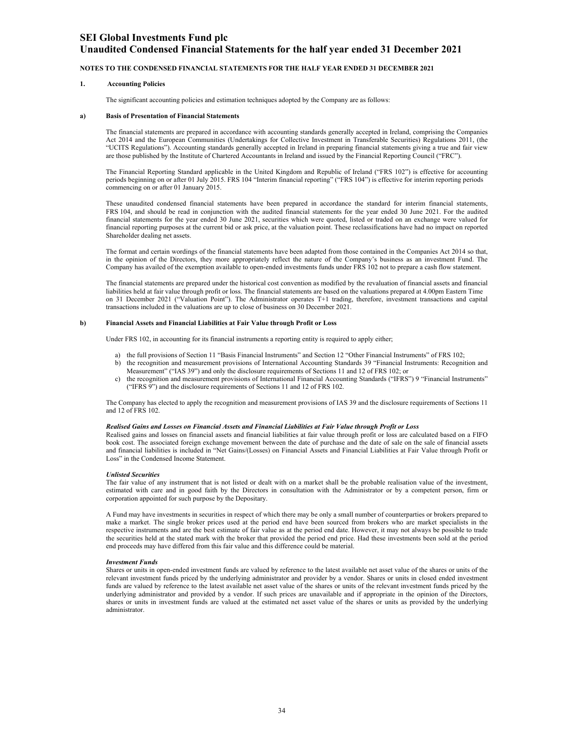# SEI Global Investments Fund plc
# Unaudited Condensed Financial Statements for the half year ended 31 December 2021

**NOTES TO THE CONDENSED FINANCIAL STATEMENTS FOR THE HALF YEAR ENDED 31 DECEMBER 2021**

## 1. Accounting Policies

The significant accounting policies and estimation techniques adopted by the Company are as follows:

### a) Basis of Presentation of Financial Statements

The financial statements are prepared in accordance with accounting standards generally accepted in Ireland, comprising the Companies Act 2014 and the European Communities (Undertakings for Collective Investment in Transferable Securities) Regulations 2011, (the "UCITS Regulations"). Accounting standards generally accepted in Ireland in preparing financial statements giving a true and fair view are those published by the Institute of Chartered Accountants in Ireland and issued by the Financial Reporting Council ("FRC").

The Financial Reporting Standard applicable in the United Kingdom and Republic of Ireland ("FRS 102") is effective for accounting periods beginning on or after 01 July 2015. FRS 104 "Interim financial reporting" ("FRS 104") is effective for interim reporting periods commencing on or after 01 January 2015.

These unaudited condensed financial statements have been prepared in accordance the standard for interim financial statements, FRS 104, and should be read in conjunction with the audited financial statements for the year ended 30 June 2021. For the audited financial statements for the year ended 30 June 2021, securities which were quoted, listed or traded on an exchange were valued for financial reporting purposes at the current bid or ask price, at the valuation point. These reclassifications have had no impact on reported Shareholder dealing net assets.

The format and certain wordings of the financial statements have been adapted from those contained in the Companies Act 2014 so that, in the opinion of the Directors, they more appropriately reflect the nature of the Company's business as an investment Fund. The Company has availed of the exemption available to open-ended investments funds under FRS 102 not to prepare a cash flow statement.

The financial statements are prepared under the historical cost convention as modified by the revaluation of financial assets and financial liabilities held at fair value through profit or loss. The financial statements are based on the valuations prepared at 4.00pm Eastern Time on 31 December 2021 ("Valuation Point"). The Administrator operates T+1 trading, therefore, investment transactions and capital transactions included in the valuations are up to close of business on 30 December 2021.

### b) Financial Assets and Financial Liabilities at Fair Value through Profit or Loss

Under FRS 102, in accounting for its financial instruments a reporting entity is required to apply either;

a) the full provisions of Section 11 "Basis Financial Instruments" and Section 12 "Other Financial Instruments" of FRS 102;
b) the recognition and measurement provisions of International Accounting Standards 39 "Financial Instruments: Recognition and Measurement" ("IAS 39") and only the disclosure requirements of Sections 11 and 12 of FRS 102; or
c) the recognition and measurement provisions of International Financial Accounting Standards ("IFRS") 9 "Financial Instruments" ("IFRS 9") and the disclosure requirements of Sections 11 and 12 of FRS 102.

The Company has elected to apply the recognition and measurement provisions of IAS 39 and the disclosure requirements of Sections 11 and 12 of FRS 102.

***Realised Gains and Losses on Financial Assets and Financial Liabilities at Fair Value through Profit or Loss***
Realised gains and losses on financial assets and financial liabilities at fair value through profit or loss are calculated based on a FIFO book cost. The associated foreign exchange movement between the date of purchase and the date of sale on the sale of financial assets and financial liabilities is included in "Net Gains/(Losses) on Financial Assets and Financial Liabilities at Fair Value through Profit or Loss" in the Condensed Income Statement.

***Unlisted Securities***
The fair value of any instrument that is not listed or dealt with on a market shall be the probable realisation value of the investment, estimated with care and in good faith by the Directors in consultation with the Administrator or by a competent person, firm or corporation appointed for such purpose by the Depositary.

A Fund may have investments in securities in respect of which there may be only a small number of counterparties or brokers prepared to make a market. The single broker prices used at the period end have been sourced from brokers who are market specialists in the respective instruments and are the best estimate of fair value as at the period end date. However, it may not always be possible to trade the securities held at the stated mark with the broker that provided the period end price. Had these investments been sold at the period end proceeds may have differed from this fair value and this difference could be material.

***Investment Funds***
Shares or units in open-ended investment funds are valued by reference to the latest available net asset value of the shares or units of the relevant investment funds priced by the underlying administrator and provider by a vendor. Shares or units in closed ended investment funds are valued by reference to the latest available net asset value of the shares or units of the relevant investment funds priced by the underlying administrator and provided by a vendor. If such prices are unavailable and if appropriate in the opinion of the Directors, shares or units in investment funds are valued at the estimated net asset value of the shares or units as provided by the underlying administrator.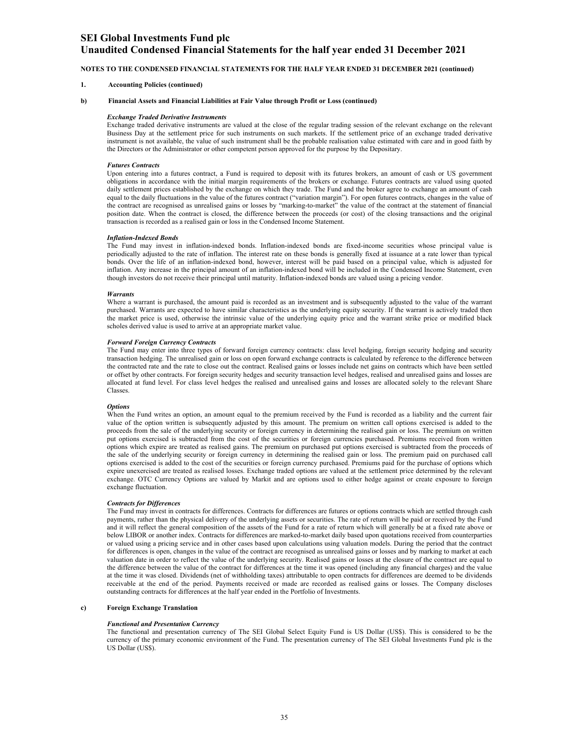**NOTES TO THE CONDENSED FINANCIAL STATEMENTS FOR THE HALF YEAR ENDED 31 DECEMBER 2021 (continued)**

**1. Accounting Policies (continued)**

**b) Financial Assets and Financial Liabilities at Fair Value through Profit or Loss (continued)**

***Exchange Traded Derivative Instruments***

Exchange traded derivative instruments are valued at the close of the regular trading session of the relevant exchange on the relevant Business Day at the settlement price for such instruments on such markets. If the settlement price of an exchange traded derivative instrument is not available, the value of such instrument shall be the probable realisation value estimated with care and in good faith by the Directors or the Administrator or other competent person approved for the purpose by the Depositary.

***Futures Contracts***

Upon entering into a futures contract, a Fund is required to deposit with its futures brokers, an amount of cash or US government obligations in accordance with the initial margin requirements of the brokers or exchange. Futures contracts are valued using quoted daily settlement prices established by the exchange on which they trade. The Fund and the broker agree to exchange an amount of cash equal to the daily fluctuations in the value of the futures contract ("variation margin"). For open futures contracts, changes in the value of the contract are recognised as unrealised gains or losses by "marking-to-market" the value of the contract at the statement of financial position date. When the contract is closed, the difference between the proceeds (or cost) of the closing transactions and the original transaction is recorded as a realised gain or loss in the Condensed Income Statement.

***Inflation-Indexed Bonds***

The Fund may invest in inflation-indexed bonds. Inflation-indexed bonds are fixed-income securities whose principal value is periodically adjusted to the rate of inflation. The interest rate on these bonds is generally fixed at issuance at a rate lower than typical bonds. Over the life of an inflation-indexed bond, however, interest will be paid based on a principal value, which is adjusted for inflation. Any increase in the principal amount of an inflation-indexed bond will be included in the Condensed Income Statement, even though investors do not receive their principal until maturity. Inflation-indexed bonds are valued using a pricing vendor.

***Warrants***

Where a warrant is purchased, the amount paid is recorded as an investment and is subsequently adjusted to the value of the warrant purchased. Warrants are expected to have similar characteristics as the underlying equity security. If the warrant is actively traded then the market price is used, otherwise the intrinsic value of the underlying equity price and the warrant strike price or modified black scholes derived value is used to arrive at an appropriate market value.

***Forward Foreign Currency Contracts***

The Fund may enter into three types of forward foreign currency contracts: class level hedging, foreign security hedging and security transaction hedging. The unrealised gain or loss on open forward exchange contracts is calculated by reference to the difference between the contracted rate and the rate to close out the contract. Realised gains or losses include net gains on contracts which have been settled or offset by other contracts. For foreign security hedges and security transaction level hedges, realised and unrealised gains and losses are allocated at fund level. For class level hedges the realised and unrealised gains and losses are allocated solely to the relevant Share Classes.

***Options***

When the Fund writes an option, an amount equal to the premium received by the Fund is recorded as a liability and the current fair value of the option written is subsequently adjusted by this amount. The premium on written call options exercised is added to the proceeds from the sale of the underlying security or foreign currency in determining the realised gain or loss. The premium on written put options exercised is subtracted from the cost of the securities or foreign currencies purchased. Premiums received from written options which expire are treated as realised gains. The premium on purchased put options exercised is subtracted from the proceeds of the sale of the underlying security or foreign currency in determining the realised gain or loss. The premium paid on purchased call options exercised is added to the cost of the securities or foreign currency purchased. Premiums paid for the purchase of options which expire unexercised are treated as realised losses. Exchange traded options are valued at the settlement price determined by the relevant exchange. OTC Currency Options are valued by Markit and are options used to either hedge against or create exposure to foreign exchange fluctuation.

***Contracts for Differences***

The Fund may invest in contracts for differences. Contracts for differences are futures or options contracts which are settled through cash payments, rather than the physical delivery of the underlying assets or securities. The rate of return will be paid or received by the Fund and it will reflect the general composition of the assets of the Fund for a rate of return which will generally be at a fixed rate above or below LIBOR or another index. Contracts for differences are marked-to-market daily based upon quotations received from counterparties or valued using a pricing service and in other cases based upon calculations using valuation models. During the period that the contract for differences is open, changes in the value of the contract are recognised as unrealised gains or losses and by marking to market at each valuation date in order to reflect the value of the underlying security. Realised gains or losses at the closure of the contract are equal to the difference between the value of the contract for differences at the time it was opened (including any financial charges) and the value at the time it was closed. Dividends (net of withholding taxes) attributable to open contracts for differences are deemed to be dividends receivable at the end of the period. Payments received or made are recorded as realised gains or losses. The Company discloses outstanding contracts for differences at the half year ended in the Portfolio of Investments.

**c) Foreign Exchange Translation**

***Functional and Presentation Currency***

The functional and presentation currency of The SEI Global Select Equity Fund is US Dollar (US$). This is considered to be the currency of the primary economic environment of the Fund. The presentation currency of The SEI Global Investments Fund plc is the US Dollar (US$).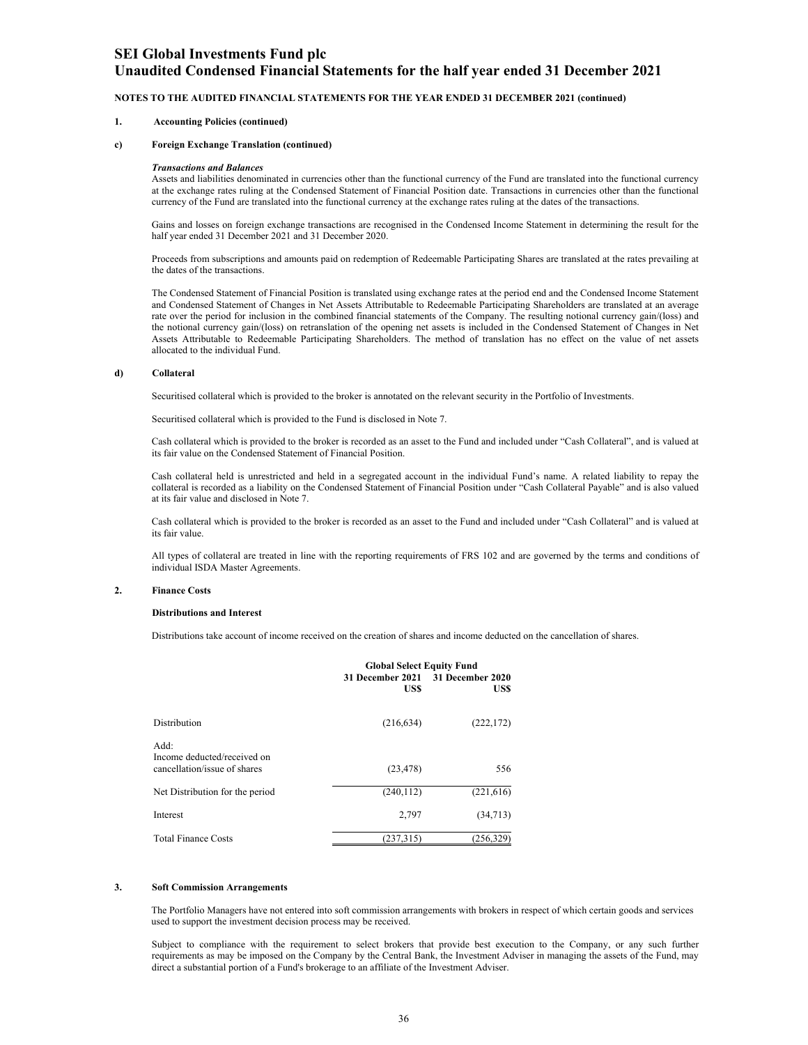**NOTES TO THE AUDITED FINANCIAL STATEMENTS FOR THE YEAR ENDED 31 DECEMBER 2021 (continued)**

**1. Accounting Policies (continued)**

**c) Foreign Exchange Translation (continued)**

***Transactions and Balances***

Assets and liabilities denominated in currencies other than the functional currency of the Fund are translated into the functional currency at the exchange rates ruling at the Condensed Statement of Financial Position date. Transactions in currencies other than the functional currency of the Fund are translated into the functional currency at the exchange rates ruling at the dates of the transactions.

Gains and losses on foreign exchange transactions are recognised in the Condensed Income Statement in determining the result for the half year ended 31 December 2021 and 31 December 2020.

Proceeds from subscriptions and amounts paid on redemption of Redeemable Participating Shares are translated at the rates prevailing at the dates of the transactions.

The Condensed Statement of Financial Position is translated using exchange rates at the period end and the Condensed Income Statement and Condensed Statement of Changes in Net Assets Attributable to Redeemable Participating Shareholders are translated at an average rate over the period for inclusion in the combined financial statements of the Company. The resulting notional currency gain/(loss) and the notional currency gain/(loss) on retranslation of the opening net assets is included in the Condensed Statement of Changes in Net Assets Attributable to Redeemable Participating Shareholders. The method of translation has no effect on the value of net assets allocated to the individual Fund.

**d) Collateral**

Securitised collateral which is provided to the broker is annotated on the relevant security in the Portfolio of Investments.

Securitised collateral which is provided to the Fund is disclosed in Note 7.

Cash collateral which is provided to the broker is recorded as an asset to the Fund and included under "Cash Collateral", and is valued at its fair value on the Condensed Statement of Financial Position.

Cash collateral held is unrestricted and held in a segregated account in the individual Fund's name. A related liability to repay the collateral is recorded as a liability on the Condensed Statement of Financial Position under "Cash Collateral Payable" and is also valued at its fair value and disclosed in Note 7.

Cash collateral which is provided to the broker is recorded as an asset to the Fund and included under "Cash Collateral" and is valued at its fair value.

All types of collateral are treated in line with the reporting requirements of FRS 102 and are governed by the terms and conditions of individual ISDA Master Agreements.

**2. Finance Costs**

**Distributions and Interest**

Distributions take account of income received on the creation of shares and income deducted on the cancellation of shares.

| | Global Select Equity Fund | |
|---|---|---|
| | 31 December 2021 US$ | 31 December 2020 US$ |
| Distribution | (216,634) | (222,172) |
| Add: Income deducted/received on cancellation/issue of shares | (23,478) | 556 |
| Net Distribution for the period | (240,112) | (221,616) |
| Interest | 2,797 | (34,713) |
| Total Finance Costs | (237,315) | (256,329) |

**3. Soft Commission Arrangements**

The Portfolio Managers have not entered into soft commission arrangements with brokers in respect of which certain goods and services used to support the investment decision process may be received.

Subject to compliance with the requirement to select brokers that provide best execution to the Company, or any such further requirements as may be imposed on the Company by the Central Bank, the Investment Adviser in managing the assets of the Fund, may direct a substantial portion of a Fund's brokerage to an affiliate of the Investment Adviser.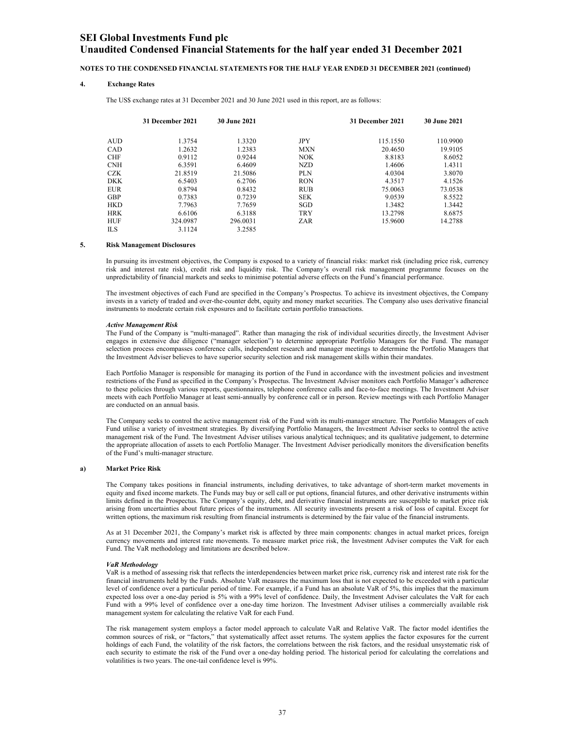# SEI Global Investments Fund plc
# Unaudited Condensed Financial Statements for the half year ended 31 December 2021

**NOTES TO THE CONDENSED FINANCIAL STATEMENTS FOR THE HALF YEAR ENDED 31 DECEMBER 2021 (continued)**

## 4. Exchange Rates

The US$ exchange rates at 31 December 2021 and 30 June 2021 used in this report, are as follows:

| | 31 December 2021 | 30 June 2021 | | 31 December 2021 | 30 June 2021 |
|---|---|---|---|---|---|
| AUD | 1.3754 | 1.3320 | JPY | 115.1550 | 110.9900 |
| CAD | 1.2632 | 1.2383 | MXN | 20.4650 | 19.9105 |
| CHF | 0.9112 | 0.9244 | NOK | 8.8183 | 8.6052 |
| CNH | 6.3591 | 6.4609 | NZD | 1.4606 | 1.4311 |
| CZK | 21.8519 | 21.5086 | PLN | 4.0304 | 3.8070 |
| DKK | 6.5403 | 6.2706 | RON | 4.3517 | 4.1526 |
| EUR | 0.8794 | 0.8432 | RUB | 75.0063 | 73.0538 |
| GBP | 0.7383 | 0.7239 | SEK | 9.0539 | 8.5522 |
| HKD | 7.7963 | 7.7659 | SGD | 1.3482 | 1.3442 |
| HRK | 6.6106 | 6.3188 | TRY | 13.2798 | 8.6875 |
| HUF | 324.0987 | 296.0031 | ZAR | 15.9600 | 14.2788 |
| ILS | 3.1124 | 3.2585 | | | |

## 5. Risk Management Disclosures

In pursuing its investment objectives, the Company is exposed to a variety of financial risks: market risk (including price risk, currency risk and interest rate risk), credit risk and liquidity risk. The Company's overall risk management programme focuses on the unpredictability of financial markets and seeks to minimise potential adverse effects on the Fund's financial performance.

The investment objectives of each Fund are specified in the Company's Prospectus. To achieve its investment objectives, the Company invests in a variety of traded and over-the-counter debt, equity and money market securities. The Company also uses derivative financial instruments to moderate certain risk exposures and to facilitate certain portfolio transactions.

***Active Management Risk***

The Fund of the Company is "multi-managed". Rather than managing the risk of individual securities directly, the Investment Adviser engages in extensive due diligence ("manager selection") to determine appropriate Portfolio Managers for the Fund. The manager selection process encompasses conference calls, independent research and manager meetings to determine the Portfolio Managers that the Investment Adviser believes to have superior security selection and risk management skills within their mandates.

Each Portfolio Manager is responsible for managing its portion of the Fund in accordance with the investment policies and investment restrictions of the Fund as specified in the Company's Prospectus. The Investment Adviser monitors each Portfolio Manager's adherence to these policies through various reports, questionnaires, telephone conference calls and face-to-face meetings. The Investment Adviser meets with each Portfolio Manager at least semi-annually by conference call or in person. Review meetings with each Portfolio Manager are conducted on an annual basis.

The Company seeks to control the active management risk of the Fund with its multi-manager structure. The Portfolio Managers of each Fund utilise a variety of investment strategies. By diversifying Portfolio Managers, the Investment Adviser seeks to control the active management risk of the Fund. The Investment Adviser utilises various analytical techniques; and its qualitative judgement, to determine the appropriate allocation of assets to each Portfolio Manager. The Investment Adviser periodically monitors the diversification benefits of the Fund's multi-manager structure.

### a) Market Price Risk

The Company takes positions in financial instruments, including derivatives, to take advantage of short-term market movements in equity and fixed income markets. The Funds may buy or sell call or put options, financial futures, and other derivative instruments within limits defined in the Prospectus. The Company's equity, debt, and derivative financial instruments are susceptible to market price risk arising from uncertainties about future prices of the instruments. All security investments present a risk of loss of capital. Except for written options, the maximum risk resulting from financial instruments is determined by the fair value of the financial instruments.

As at 31 December 2021, the Company's market risk is affected by three main components: changes in actual market prices, foreign currency movements and interest rate movements. To measure market price risk, the Investment Adviser computes the VaR for each Fund. The VaR methodology and limitations are described below.

***VaR Methodology***

VaR is a method of assessing risk that reflects the interdependencies between market price risk, currency risk and interest rate risk for the financial instruments held by the Funds. Absolute VaR measures the maximum loss that is not expected to be exceeded with a particular level of confidence over a particular period of time. For example, if a Fund has an absolute VaR of 5%, this implies that the maximum expected loss over a one-day period is 5% with a 99% level of confidence. Daily, the Investment Adviser calculates the VaR for each Fund with a 99% level of confidence over a one-day time horizon. The Investment Adviser utilises a commercially available risk management system for calculating the relative VaR for each Fund.

The risk management system employs a factor model approach to calculate VaR and Relative VaR. The factor model identifies the common sources of risk, or "factors," that systematically affect asset returns. The system applies the factor exposures for the current holdings of each Fund, the volatility of the risk factors, the correlations between the risk factors, and the residual unsystematic risk of each security to estimate the risk of the Fund over a one-day holding period. The historical period for calculating the correlations and volatilities is two years. The one-tail confidence level is 99%.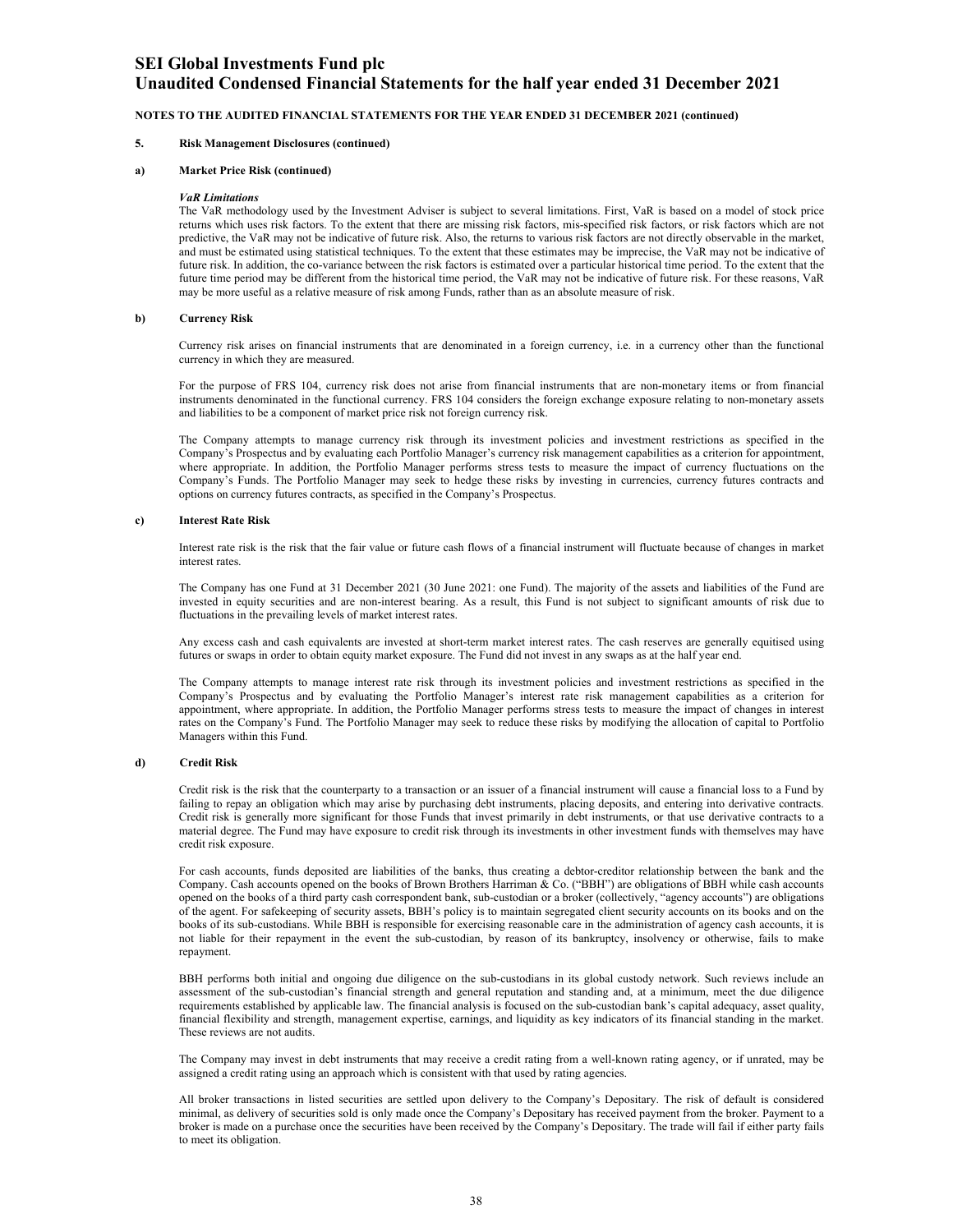**NOTES TO THE AUDITED FINANCIAL STATEMENTS FOR THE YEAR ENDED 31 DECEMBER 2021 (continued)**

**5. Risk Management Disclosures (continued)**

**a) Market Price Risk (continued)**

***VaR Limitations***

The VaR methodology used by the Investment Adviser is subject to several limitations. First, VaR is based on a model of stock price returns which uses risk factors. To the extent that there are missing risk factors, mis-specified risk factors, or risk factors which are not predictive, the VaR may not be indicative of future risk. Also, the returns to various risk factors are not directly observable in the market, and must be estimated using statistical techniques. To the extent that these estimates may be imprecise, the VaR may not be indicative of future risk. In addition, the co-variance between the risk factors is estimated over a particular historical time period. To the extent that the future time period may be different from the historical time period, the VaR may not be indicative of future risk. For these reasons, VaR may be more useful as a relative measure of risk among Funds, rather than as an absolute measure of risk.

**b) Currency Risk**

Currency risk arises on financial instruments that are denominated in a foreign currency, i.e. in a currency other than the functional currency in which they are measured.

For the purpose of FRS 104, currency risk does not arise from financial instruments that are non-monetary items or from financial instruments denominated in the functional currency. FRS 104 considers the foreign exchange exposure relating to non-monetary assets and liabilities to be a component of market price risk not foreign currency risk.

The Company attempts to manage currency risk through its investment policies and investment restrictions as specified in the Company's Prospectus and by evaluating each Portfolio Manager's currency risk management capabilities as a criterion for appointment, where appropriate. In addition, the Portfolio Manager performs stress tests to measure the impact of currency fluctuations on the Company's Funds. The Portfolio Manager may seek to hedge these risks by investing in currencies, currency futures contracts and options on currency futures contracts, as specified in the Company's Prospectus.

**c) Interest Rate Risk**

Interest rate risk is the risk that the fair value or future cash flows of a financial instrument will fluctuate because of changes in market interest rates.

The Company has one Fund at 31 December 2021 (30 June 2021: one Fund). The majority of the assets and liabilities of the Fund are invested in equity securities and are non-interest bearing. As a result, this Fund is not subject to significant amounts of risk due to fluctuations in the prevailing levels of market interest rates.

Any excess cash and cash equivalents are invested at short-term market interest rates. The cash reserves are generally equitised using futures or swaps in order to obtain equity market exposure. The Fund did not invest in any swaps as at the half year end.

The Company attempts to manage interest rate risk through its investment policies and investment restrictions as specified in the Company's Prospectus and by evaluating the Portfolio Manager's interest rate risk management capabilities as a criterion for appointment, where appropriate. In addition, the Portfolio Manager performs stress tests to measure the impact of changes in interest rates on the Company's Fund. The Portfolio Manager may seek to reduce these risks by modifying the allocation of capital to Portfolio Managers within this Fund.

**d) Credit Risk**

Credit risk is the risk that the counterparty to a transaction or an issuer of a financial instrument will cause a financial loss to a Fund by failing to repay an obligation which may arise by purchasing debt instruments, placing deposits, and entering into derivative contracts. Credit risk is generally more significant for those Funds that invest primarily in debt instruments, or that use derivative contracts to a material degree. The Fund may have exposure to credit risk through its investments in other investment funds with themselves may have credit risk exposure.

For cash accounts, funds deposited are liabilities of the banks, thus creating a debtor-creditor relationship between the bank and the Company. Cash accounts opened on the books of Brown Brothers Harriman & Co. ("BBH") are obligations of BBH while cash accounts opened on the books of a third party cash correspondent bank, sub-custodian or a broker (collectively, "agency accounts") are obligations of the agent. For safekeeping of security assets, BBH's policy is to maintain segregated client security accounts on its books and on the books of its sub-custodians. While BBH is responsible for exercising reasonable care in the administration of agency cash accounts, it is not liable for their repayment in the event the sub-custodian, by reason of its bankruptcy, insolvency or otherwise, fails to make repayment.

BBH performs both initial and ongoing due diligence on the sub-custodians in its global custody network. Such reviews include an assessment of the sub-custodian's financial strength and general reputation and standing and, at a minimum, meet the due diligence requirements established by applicable law. The financial analysis is focused on the sub-custodian bank's capital adequacy, asset quality, financial flexibility and strength, management expertise, earnings, and liquidity as key indicators of its financial standing in the market. These reviews are not audits.

The Company may invest in debt instruments that may receive a credit rating from a well-known rating agency, or if unrated, may be assigned a credit rating using an approach which is consistent with that used by rating agencies.

All broker transactions in listed securities are settled upon delivery to the Company's Depositary. The risk of default is considered minimal, as delivery of securities sold is only made once the Company's Depositary has received payment from the broker. Payment to a broker is made on a purchase once the securities have been received by the Company's Depositary. The trade will fail if either party fails to meet its obligation.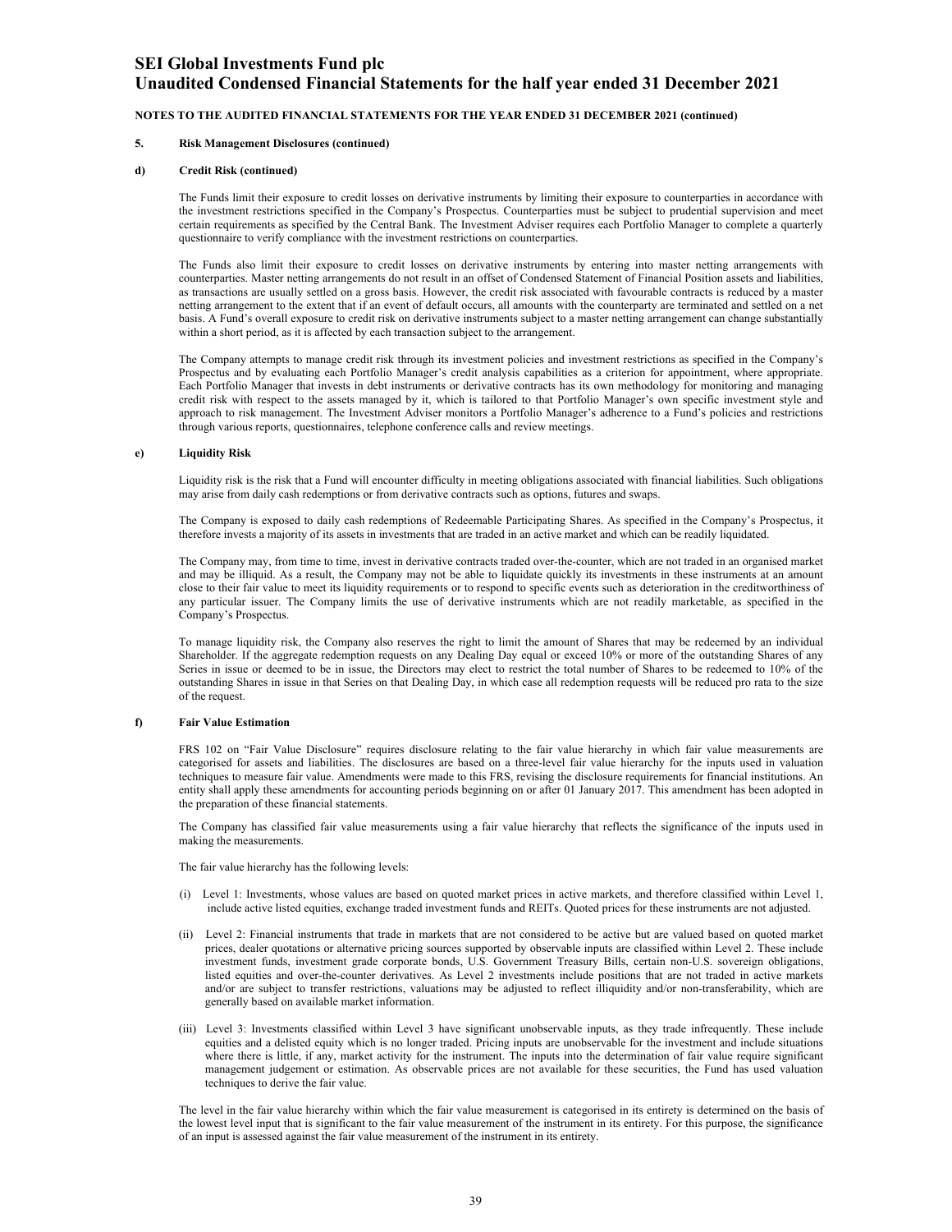**NOTES TO THE AUDITED FINANCIAL STATEMENTS FOR THE YEAR ENDED 31 DECEMBER 2021 (continued)**

**5. Risk Management Disclosures (continued)**

**d) Credit Risk (continued)**

The Funds limit their exposure to credit losses on derivative instruments by limiting their exposure to counterparties in accordance with the investment restrictions specified in the Company's Prospectus. Counterparties must be subject to prudential supervision and meet certain requirements as specified by the Central Bank. The Investment Adviser requires each Portfolio Manager to complete a quarterly questionnaire to verify compliance with the investment restrictions on counterparties.

The Funds also limit their exposure to credit losses on derivative instruments by entering into master netting arrangements with counterparties. Master netting arrangements do not result in an offset of Condensed Statement of Financial Position assets and liabilities, as transactions are usually settled on a gross basis. However, the credit risk associated with favourable contracts is reduced by a master netting arrangement to the extent that if an event of default occurs, all amounts with the counterparty are terminated and settled on a net basis. A Fund's overall exposure to credit risk on derivative instruments subject to a master netting arrangement can change substantially within a short period, as it is affected by each transaction subject to the arrangement.

The Company attempts to manage credit risk through its investment policies and investment restrictions as specified in the Company's Prospectus and by evaluating each Portfolio Manager's credit analysis capabilities as a criterion for appointment, where appropriate. Each Portfolio Manager that invests in debt instruments or derivative contracts has its own methodology for monitoring and managing credit risk with respect to the assets managed by it, which is tailored to that Portfolio Manager's own specific investment style and approach to risk management. The Investment Adviser monitors a Portfolio Manager's adherence to a Fund's policies and restrictions through various reports, questionnaires, telephone conference calls and review meetings.

**e) Liquidity Risk**

Liquidity risk is the risk that a Fund will encounter difficulty in meeting obligations associated with financial liabilities. Such obligations may arise from daily cash redemptions or from derivative contracts such as options, futures and swaps.

The Company is exposed to daily cash redemptions of Redeemable Participating Shares. As specified in the Company's Prospectus, it therefore invests a majority of its assets in investments that are traded in an active market and which can be readily liquidated.

The Company may, from time to time, invest in derivative contracts traded over-the-counter, which are not traded in an organised market and may be illiquid. As a result, the Company may not be able to liquidate quickly its investments in these instruments at an amount close to their fair value to meet its liquidity requirements or to respond to specific events such as deterioration in the creditworthiness of any particular issuer. The Company limits the use of derivative instruments which are not readily marketable, as specified in the Company's Prospectus.

To manage liquidity risk, the Company also reserves the right to limit the amount of Shares that may be redeemed by an individual Shareholder. If the aggregate redemption requests on any Dealing Day equal or exceed 10% or more of the outstanding Shares of any Series in issue or deemed to be in issue, the Directors may elect to restrict the total number of Shares to be redeemed to 10% of the outstanding Shares in issue in that Series on that Dealing Day, in which case all redemption requests will be reduced pro rata to the size of the request.

**f) Fair Value Estimation**

FRS 102 on "Fair Value Disclosure" requires disclosure relating to the fair value hierarchy in which fair value measurements are categorised for assets and liabilities. The disclosures are based on a three-level fair value hierarchy for the inputs used in valuation techniques to measure fair value. Amendments were made to this FRS, revising the disclosure requirements for financial institutions. An entity shall apply these amendments for accounting periods beginning on or after 01 January 2017. This amendment has been adopted in the preparation of these financial statements.

The Company has classified fair value measurements using a fair value hierarchy that reflects the significance of the inputs used in making the measurements.

The fair value hierarchy has the following levels:

(i) Level 1: Investments, whose values are based on quoted market prices in active markets, and therefore classified within Level 1, include active listed equities, exchange traded investment funds and REITs. Quoted prices for these instruments are not adjusted.

(ii) Level 2: Financial instruments that trade in markets that are not considered to be active but are valued based on quoted market prices, dealer quotations or alternative pricing sources supported by observable inputs are classified within Level 2. These include investment funds, investment grade corporate bonds, U.S. Government Treasury Bills, certain non-U.S. sovereign obligations, listed equities and over-the-counter derivatives. As Level 2 investments include positions that are not traded in active markets and/or are subject to transfer restrictions, valuations may be adjusted to reflect illiquidity and/or non-transferability, which are generally based on available market information.

(iii) Level 3: Investments classified within Level 3 have significant unobservable inputs, as they trade infrequently. These include equities and a delisted equity which is no longer traded. Pricing inputs are unobservable for the investment and include situations where there is little, if any, market activity for the instrument. The inputs into the determination of fair value require significant management judgement or estimation. As observable prices are not available for these securities, the Fund has used valuation techniques to derive the fair value.

The level in the fair value hierarchy within which the fair value measurement is categorised in its entirety is determined on the basis of the lowest level input that is significant to the fair value measurement of the instrument in its entirety. For this purpose, the significance of an input is assessed against the fair value measurement of the instrument in its entirety.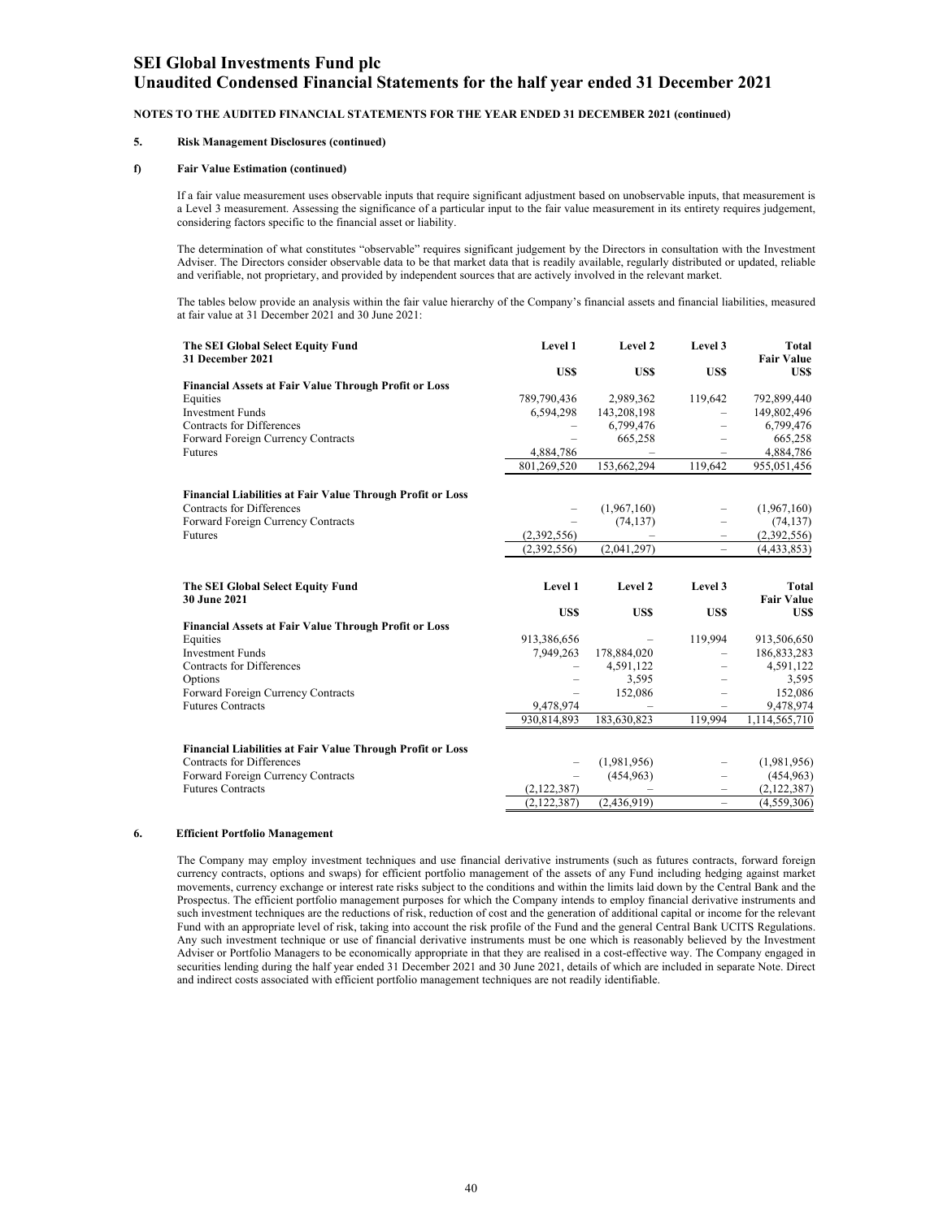**NOTES TO THE AUDITED FINANCIAL STATEMENTS FOR THE YEAR ENDED 31 DECEMBER 2021 (continued)**

## 5. Risk Management Disclosures (continued)

### f) Fair Value Estimation (continued)

If a fair value measurement uses observable inputs that require significant adjustment based on unobservable inputs, that measurement is a Level 3 measurement. Assessing the significance of a particular input to the fair value measurement in its entirety requires judgement, considering factors specific to the financial asset or liability.

The determination of what constitutes "observable" requires significant judgement by the Directors in consultation with the Investment Adviser. The Directors consider observable data to be that market data that is readily available, regularly distributed or updated, reliable and verifiable, not proprietary, and provided by independent sources that are actively involved in the relevant market.

The tables below provide an analysis within the fair value hierarchy of the Company's financial assets and financial liabilities, measured at fair value at 31 December 2021 and 30 June 2021:

| The SEI Global Select Equity Fund 31 December 2021 | Level 1 US$ | Level 2 US$ | Level 3 US$ | Total Fair Value US$ |
|---|---|---|---|---|
| **Financial Assets at Fair Value Through Profit or Loss** | | | | |
| Equities | 789,790,436 | 2,989,362 | 119,642 | 792,899,440 |
| Investment Funds | 6,594,298 | 143,208,198 | – | 149,802,496 |
| Contracts for Differences | – | 6,799,476 | – | 6,799,476 |
| Forward Foreign Currency Contracts | – | 665,258 | – | 665,258 |
| Futures | 4,884,786 | – | – | 4,884,786 |
| | 801,269,520 | 153,662,294 | 119,642 | 955,051,456 |
| **Financial Liabilities at Fair Value Through Profit or Loss** | | | | |
| Contracts for Differences | – | (1,967,160) | – | (1,967,160) |
| Forward Foreign Currency Contracts | – | (74,137) | – | (74,137) |
| Futures | (2,392,556) | – | – | (2,392,556) |
| | (2,392,556) | (2,041,297) | – | (4,433,853) |

| The SEI Global Select Equity Fund 30 June 2021 | Level 1 US$ | Level 2 US$ | Level 3 US$ | Total Fair Value US$ |
|---|---|---|---|---|
| **Financial Assets at Fair Value Through Profit or Loss** | | | | |
| Equities | 913,386,656 | – | 119,994 | 913,506,650 |
| Investment Funds | 7,949,263 | 178,884,020 | – | 186,833,283 |
| Contracts for Differences | – | 4,591,122 | – | 4,591,122 |
| Options | – | 3,595 | – | 3,595 |
| Forward Foreign Currency Contracts | – | 152,086 | – | 152,086 |
| Futures Contracts | 9,478,974 | – | – | 9,478,974 |
| | 930,814,893 | 183,630,823 | 119,994 | 1,114,565,710 |
| **Financial Liabilities at Fair Value Through Profit or Loss** | | | | |
| Contracts for Differences | – | (1,981,956) | – | (1,981,956) |
| Forward Foreign Currency Contracts | – | (454,963) | – | (454,963) |
| Futures Contracts | (2,122,387) | – | – | (2,122,387) |
| | (2,122,387) | (2,436,919) | – | (4,559,306) |

## 6. Efficient Portfolio Management

The Company may employ investment techniques and use financial derivative instruments (such as futures contracts, forward foreign currency contracts, options and swaps) for efficient portfolio management of the assets of any Fund including hedging against market movements, currency exchange or interest rate risks subject to the conditions and within the limits laid down by the Central Bank and the Prospectus. The efficient portfolio management purposes for which the Company intends to employ financial derivative instruments and such investment techniques are the reductions of risk, reduction of cost and the generation of additional capital or income for the relevant Fund with an appropriate level of risk, taking into account the risk profile of the Fund and the general Central Bank UCITS Regulations. Any such investment technique or use of financial derivative instruments must be one which is reasonably believed by the Investment Adviser or Portfolio Managers to be economically appropriate in that they are realised in a cost-effective way. The Company engaged in securities lending during the half year ended 31 December 2021 and 30 June 2021, details of which are included in separate Note. Direct and indirect costs associated with efficient portfolio management techniques are not readily identifiable.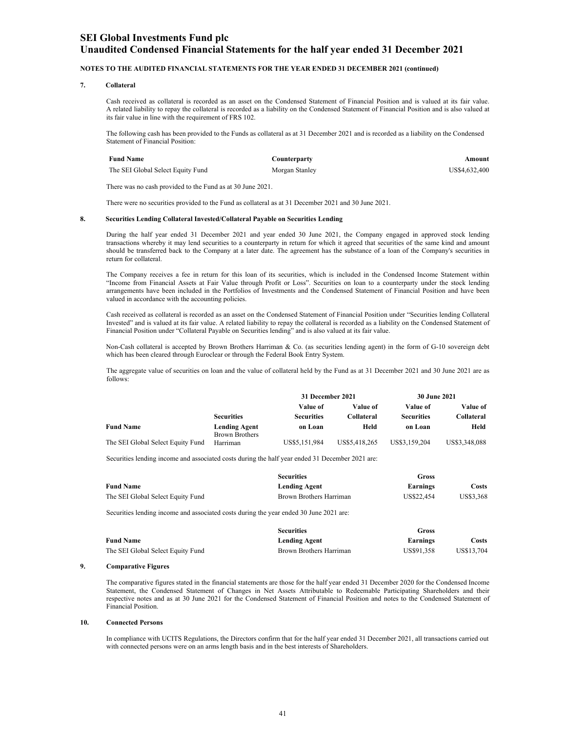# SEI Global Investments Fund plc
# Unaudited Condensed Financial Statements for the half year ended 31 December 2021

**NOTES TO THE AUDITED FINANCIAL STATEMENTS FOR THE YEAR ENDED 31 DECEMBER 2021 (continued)**

## 7. Collateral

Cash received as collateral is recorded as an asset on the Condensed Statement of Financial Position and is valued at its fair value. A related liability to repay the collateral is recorded as a liability on the Condensed Statement of Financial Position and is also valued at its fair value in line with the requirement of FRS 102.

The following cash has been provided to the Funds as collateral as at 31 December 2021 and is recorded as a liability on the Condensed Statement of Financial Position:

| Fund Name | Counterparty | Amount |
|---|---|---|
| The SEI Global Select Equity Fund | Morgan Stanley | US$4,632,400 |

There was no cash provided to the Fund as at 30 June 2021.

There were no securities provided to the Fund as collateral as at 31 December 2021 and 30 June 2021.

## 8. Securities Lending Collateral Invested/Collateral Payable on Securities Lending

During the half year ended 31 December 2021 and year ended 30 June 2021, the Company engaged in approved stock lending transactions whereby it may lend securities to a counterparty in return for which it agreed that securities of the same kind and amount should be transferred back to the Company at a later date. The agreement has the substance of a loan of the Company's securities in return for collateral.

The Company receives a fee in return for this loan of its securities, which is included in the Condensed Income Statement within "Income from Financial Assets at Fair Value through Profit or Loss". Securities on loan to a counterparty under the stock lending arrangements have been included in the Portfolios of Investments and the Condensed Statement of Financial Position and have been valued in accordance with the accounting policies.

Cash received as collateral is recorded as an asset on the Condensed Statement of Financial Position under "Securities lending Collateral Invested" and is valued at its fair value. A related liability to repay the collateral is recorded as a liability on the Condensed Statement of Financial Position under "Collateral Payable on Securities lending" and is also valued at its fair value.

Non-Cash collateral is accepted by Brown Brothers Harriman & Co. (as securities lending agent) in the form of G-10 sovereign debt which has been cleared through Euroclear or through the Federal Book Entry System.

The aggregate value of securities on loan and the value of collateral held by the Fund as at 31 December 2021 and 30 June 2021 are as follows:

| | | 31 December 2021 | | 30 June 2021 | |
|---|---|---|---|---|---|
| **Fund Name** | **Securities Lending Agent** | **Value of Securities on Loan** | **Value of Collateral Held** | **Value of Securities on Loan** | **Value of Collateral Held** |
| The SEI Global Select Equity Fund | Brown Brothers Harriman | US$5,151,984 | US$5,418,265 | US$3,159,204 | US$3,348,088 |

Securities lending income and associated costs during the half year ended 31 December 2021 are:

| Fund Name | Securities Lending Agent | Gross Earnings | Costs |
|---|---|---|---|
| The SEI Global Select Equity Fund | Brown Brothers Harriman | US$22,454 | US$3,368 |

Securities lending income and associated costs during the year ended 30 June 2021 are:

| Fund Name | Securities Lending Agent | Gross Earnings | Costs |
|---|---|---|---|
| The SEI Global Select Equity Fund | Brown Brothers Harriman | US$91,358 | US$13,704 |

## 9. Comparative Figures

The comparative figures stated in the financial statements are those for the half year ended 31 December 2020 for the Condensed Income Statement, the Condensed Statement of Changes in Net Assets Attributable to Redeemable Participating Shareholders and their respective notes and as at 30 June 2021 for the Condensed Statement of Financial Position and notes to the Condensed Statement of Financial Position.

## 10. Connected Persons

In compliance with UCITS Regulations, the Directors confirm that for the half year ended 31 December 2021, all transactions carried out with connected persons were on an arms length basis and in the best interests of Shareholders.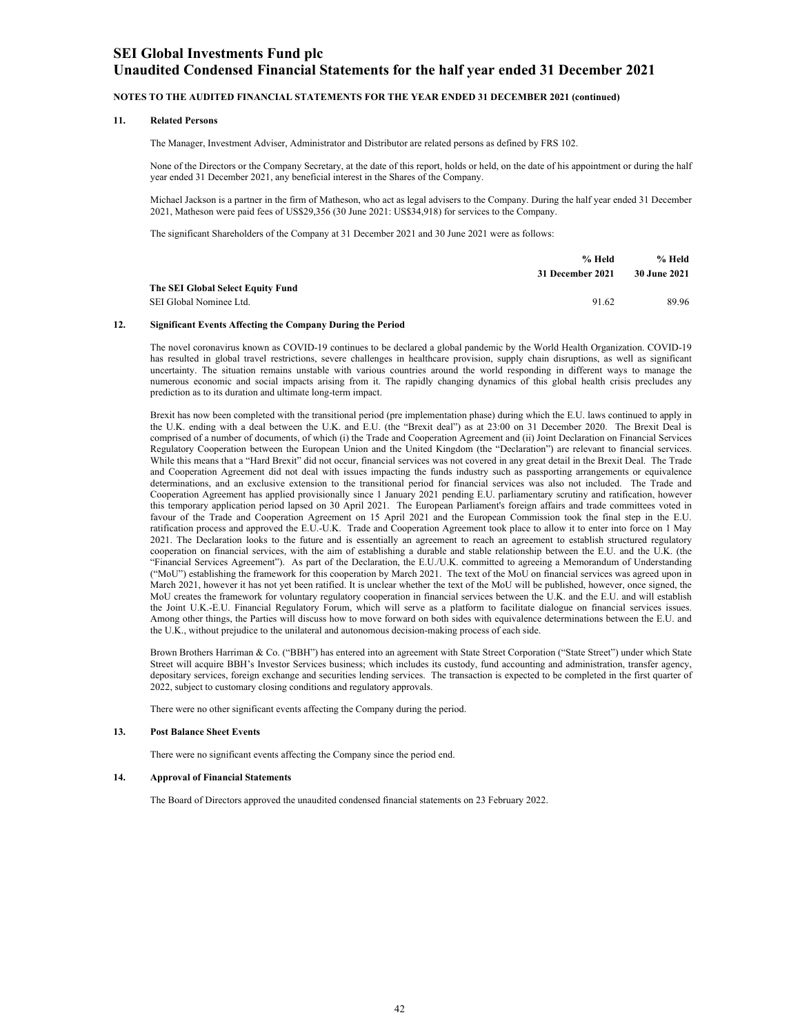**NOTES TO THE AUDITED FINANCIAL STATEMENTS FOR THE YEAR ENDED 31 DECEMBER 2021 (continued)**

## 11. Related Persons

The Manager, Investment Adviser, Administrator and Distributor are related persons as defined by FRS 102.

None of the Directors or the Company Secretary, at the date of this report, holds or held, on the date of his appointment or during the half year ended 31 December 2021, any beneficial interest in the Shares of the Company.

Michael Jackson is a partner in the firm of Matheson, who act as legal advisers to the Company. During the half year ended 31 December 2021, Matheson were paid fees of US$29,356 (30 June 2021: US$34,918) for services to the Company.

The significant Shareholders of the Company at 31 December 2021 and 30 June 2021 were as follows:

| | % Held 31 December 2021 | % Held 30 June 2021 |
|---|---|---|
| **The SEI Global Select Equity Fund** | | |
| SEI Global Nominee Ltd. | 91.62 | 89.96 |

## 12. Significant Events Affecting the Company During the Period

The novel coronavirus known as COVID-19 continues to be declared a global pandemic by the World Health Organization. COVID-19 has resulted in global travel restrictions, severe challenges in healthcare provision, supply chain disruptions, as well as significant uncertainty. The situation remains unstable with various countries around the world responding in different ways to manage the numerous economic and social impacts arising from it. The rapidly changing dynamics of this global health crisis precludes any prediction as to its duration and ultimate long-term impact.

Brexit has now been completed with the transitional period (pre implementation phase) during which the E.U. laws continued to apply in the U.K. ending with a deal between the U.K. and E.U. (the "Brexit deal") as at 23:00 on 31 December 2020. The Brexit Deal is comprised of a number of documents, of which (i) the Trade and Cooperation Agreement and (ii) Joint Declaration on Financial Services Regulatory Cooperation between the European Union and the United Kingdom (the "Declaration") are relevant to financial services. While this means that a "Hard Brexit" did not occur, financial services was not covered in any great detail in the Brexit Deal. The Trade and Cooperation Agreement did not deal with issues impacting the funds industry such as passporting arrangements or equivalence determinations, and an exclusive extension to the transitional period for financial services was also not included. The Trade and Cooperation Agreement has applied provisionally since 1 January 2021 pending E.U. parliamentary scrutiny and ratification, however this temporary application period lapsed on 30 April 2021. The European Parliament's foreign affairs and trade committees voted in favour of the Trade and Cooperation Agreement on 15 April 2021 and the European Commission took the final step in the E.U. ratification process and approved the E.U.-U.K. Trade and Cooperation Agreement took place to allow it to enter into force on 1 May 2021. The Declaration looks to the future and is essentially an agreement to reach an agreement to establish structured regulatory cooperation on financial services, with the aim of establishing a durable and stable relationship between the E.U. and the U.K. (the "Financial Services Agreement"). As part of the Declaration, the E.U./U.K. committed to agreeing a Memorandum of Understanding ("MoU") establishing the framework for this cooperation by March 2021. The text of the MoU on financial services was agreed upon in March 2021, however it has not yet been ratified. It is unclear whether the text of the MoU will be published, however, once signed, the MoU creates the framework for voluntary regulatory cooperation in financial services between the U.K. and the E.U. and will establish the Joint U.K.-E.U. Financial Regulatory Forum, which will serve as a platform to facilitate dialogue on financial services issues. Among other things, the Parties will discuss how to move forward on both sides with equivalence determinations between the E.U. and the U.K., without prejudice to the unilateral and autonomous decision-making process of each side.

Brown Brothers Harriman & Co. ("BBH") has entered into an agreement with State Street Corporation ("State Street") under which State Street will acquire BBH's Investor Services business; which includes its custody, fund accounting and administration, transfer agency, depositary services, foreign exchange and securities lending services. The transaction is expected to be completed in the first quarter of 2022, subject to customary closing conditions and regulatory approvals.

There were no other significant events affecting the Company during the period.

## 13. Post Balance Sheet Events

There were no significant events affecting the Company since the period end.

## 14. Approval of Financial Statements

The Board of Directors approved the unaudited condensed financial statements on 23 February 2022.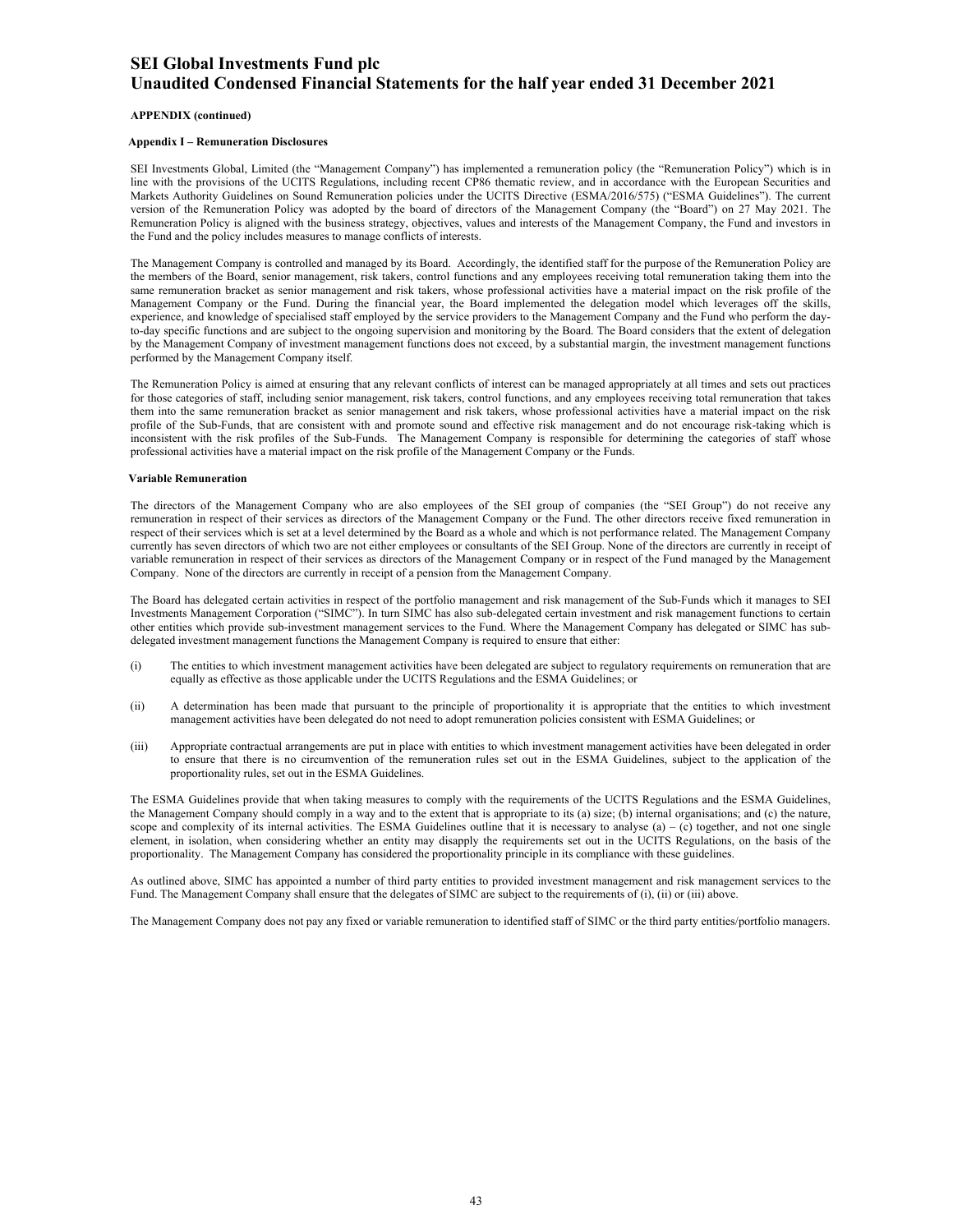**APPENDIX (continued)**

**Appendix I – Remuneration Disclosures**

SEI Investments Global, Limited (the "Management Company") has implemented a remuneration policy (the "Remuneration Policy") which is in line with the provisions of the UCITS Regulations, including recent CP86 thematic review, and in accordance with the European Securities and Markets Authority Guidelines on Sound Remuneration policies under the UCITS Directive (ESMA/2016/575) ("ESMA Guidelines"). The current version of the Remuneration Policy was adopted by the board of directors of the Management Company (the "Board") on 27 May 2021. The Remuneration Policy is aligned with the business strategy, objectives, values and interests of the Management Company, the Fund and investors in the Fund and the policy includes measures to manage conflicts of interests.

The Management Company is controlled and managed by its Board. Accordingly, the identified staff for the purpose of the Remuneration Policy are the members of the Board, senior management, risk takers, control functions and any employees receiving total remuneration taking them into the same remuneration bracket as senior management and risk takers, whose professional activities have a material impact on the risk profile of the Management Company or the Fund. During the financial year, the Board implemented the delegation model which leverages off the skills, experience, and knowledge of specialised staff employed by the service providers to the Management Company and the Fund who perform the day-to-day specific functions and are subject to the ongoing supervision and monitoring by the Board. The Board considers that the extent of delegation by the Management Company of investment management functions does not exceed, by a substantial margin, the investment management functions performed by the Management Company itself.

The Remuneration Policy is aimed at ensuring that any relevant conflicts of interest can be managed appropriately at all times and sets out practices for those categories of staff, including senior management, risk takers, control functions, and any employees receiving total remuneration that takes them into the same remuneration bracket as senior management and risk takers, whose professional activities have a material impact on the risk profile of the Sub-Funds, that are consistent with and promote sound and effective risk management and do not encourage risk-taking which is inconsistent with the risk profiles of the Sub-Funds. The Management Company is responsible for determining the categories of staff whose professional activities have a material impact on the risk profile of the Management Company or the Funds.

**Variable Remuneration**

The directors of the Management Company who are also employees of the SEI group of companies (the "SEI Group") do not receive any remuneration in respect of their services as directors of the Management Company or the Fund. The other directors receive fixed remuneration in respect of their services which is set at a level determined by the Board as a whole and which is not performance related. The Management Company currently has seven directors of which two are not either employees or consultants of the SEI Group. None of the directors are currently in receipt of variable remuneration in respect of their services as directors of the Management Company or in respect of the Fund managed by the Management Company. None of the directors are currently in receipt of a pension from the Management Company.

The Board has delegated certain activities in respect of the portfolio management and risk management of the Sub-Funds which it manages to SEI Investments Management Corporation ("SIMC"). In turn SIMC has also sub-delegated certain investment and risk management functions to certain other entities which provide sub-investment management services to the Fund. Where the Management Company has delegated or SIMC has sub-delegated investment management functions the Management Company is required to ensure that either:

(i) The entities to which investment management activities have been delegated are subject to regulatory requirements on remuneration that are equally as effective as those applicable under the UCITS Regulations and the ESMA Guidelines; or

(ii) A determination has been made that pursuant to the principle of proportionality it is appropriate that the entities to which investment management activities have been delegated do not need to adopt remuneration policies consistent with ESMA Guidelines; or

(iii) Appropriate contractual arrangements are put in place with entities to which investment management activities have been delegated in order to ensure that there is no circumvention of the remuneration rules set out in the ESMA Guidelines, subject to the application of the proportionality rules, set out in the ESMA Guidelines.

The ESMA Guidelines provide that when taking measures to comply with the requirements of the UCITS Regulations and the ESMA Guidelines, the Management Company should comply in a way and to the extent that is appropriate to its (a) size; (b) internal organisations; and (c) the nature, scope and complexity of its internal activities. The ESMA Guidelines outline that it is necessary to analyse (a) – (c) together, and not one single element, in isolation, when considering whether an entity may disapply the requirements set out in the UCITS Regulations, on the basis of the proportionality. The Management Company has considered the proportionality principle in its compliance with these guidelines.

As outlined above, SIMC has appointed a number of third party entities to provided investment management and risk management services to the Fund. The Management Company shall ensure that the delegates of SIMC are subject to the requirements of (i), (ii) or (iii) above.

The Management Company does not pay any fixed or variable remuneration to identified staff of SIMC or the third party entities/portfolio managers.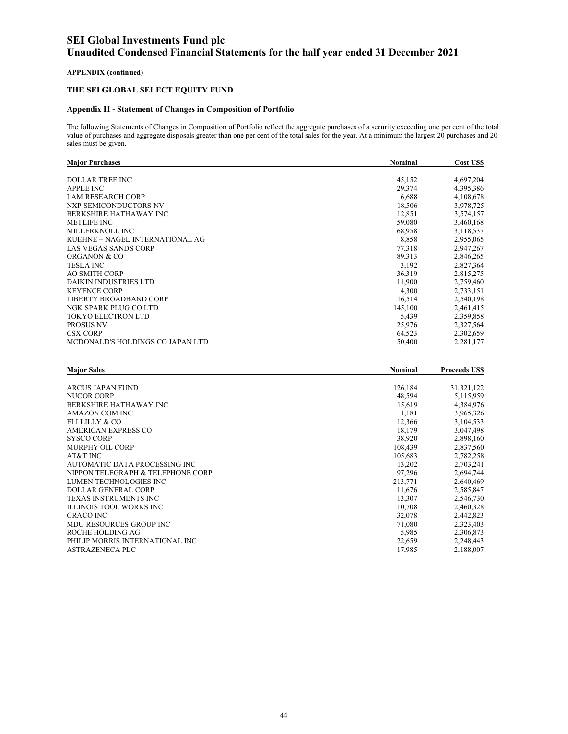# SEI Global Investments Fund plc
# Unaudited Condensed Financial Statements for the half year ended 31 December 2021

**APPENDIX (continued)**

### THE SEI GLOBAL SELECT EQUITY FUND

#### Appendix II - Statement of Changes in Composition of Portfolio

The following Statements of Changes in Composition of Portfolio reflect the aggregate purchases of a security exceeding one per cent of the total value of purchases and aggregate disposals greater than one per cent of the total sales for the year. At a minimum the largest 20 purchases and 20 sales must be given.

| Major Purchases | Nominal | Cost US$ |
|---|---|---|
| DOLLAR TREE INC | 45,152 | 4,697,204 |
| APPLE INC | 29,374 | 4,395,386 |
| LAM RESEARCH CORP | 6,688 | 4,108,678 |
| NXP SEMICONDUCTORS NV | 18,506 | 3,978,725 |
| BERKSHIRE HATHAWAY INC | 12,851 | 3,574,157 |
| METLIFE INC | 59,080 | 3,460,168 |
| MILLERKNOLL INC | 68,958 | 3,118,537 |
| KUEHNE + NAGEL INTERNATIONAL AG | 8,858 | 2,955,065 |
| LAS VEGAS SANDS CORP | 77,318 | 2,947,267 |
| ORGANON & CO | 89,313 | 2,846,265 |
| TESLA INC | 3,192 | 2,827,364 |
| AO SMITH CORP | 36,319 | 2,815,275 |
| DAIKIN INDUSTRIES LTD | 11,900 | 2,759,460 |
| KEYENCE CORP | 4,300 | 2,733,151 |
| LIBERTY BROADBAND CORP | 16,514 | 2,540,198 |
| NGK SPARK PLUG CO LTD | 145,100 | 2,461,415 |
| TOKYO ELECTRON LTD | 5,439 | 2,359,858 |
| PROSUS NV | 25,976 | 2,327,564 |
| CSX CORP | 64,523 | 2,302,659 |
| MCDONALD'S HOLDINGS CO JAPAN LTD | 50,400 | 2,281,177 |

| Major Sales | Nominal | Proceeds US$ |
|---|---|---|
| ARCUS JAPAN FUND | 126,184 | 31,321,122 |
| NUCOR CORP | 48,594 | 5,115,959 |
| BERKSHIRE HATHAWAY INC | 15,619 | 4,384,976 |
| AMAZON.COM INC | 1,181 | 3,965,326 |
| ELI LILLY & CO | 12,366 | 3,104,533 |
| AMERICAN EXPRESS CO | 18,179 | 3,047,498 |
| SYSCO CORP | 38,920 | 2,898,160 |
| MURPHY OIL CORP | 108,439 | 2,837,560 |
| AT&T INC | 105,683 | 2,782,258 |
| AUTOMATIC DATA PROCESSING INC | 13,202 | 2,703,241 |
| NIPPON TELEGRAPH & TELEPHONE CORP | 97,296 | 2,694,744 |
| LUMEN TECHNOLOGIES INC | 213,771 | 2,640,469 |
| DOLLAR GENERAL CORP | 11,676 | 2,585,847 |
| TEXAS INSTRUMENTS INC | 13,307 | 2,546,730 |
| ILLINOIS TOOL WORKS INC | 10,708 | 2,460,328 |
| GRACO INC | 32,078 | 2,442,823 |
| MDU RESOURCES GROUP INC | 71,080 | 2,323,403 |
| ROCHE HOLDING AG | 5,985 | 2,306,873 |
| PHILIP MORRIS INTERNATIONAL INC | 22,659 | 2,248,443 |
| ASTRAZENECA PLC | 17,985 | 2,188,007 |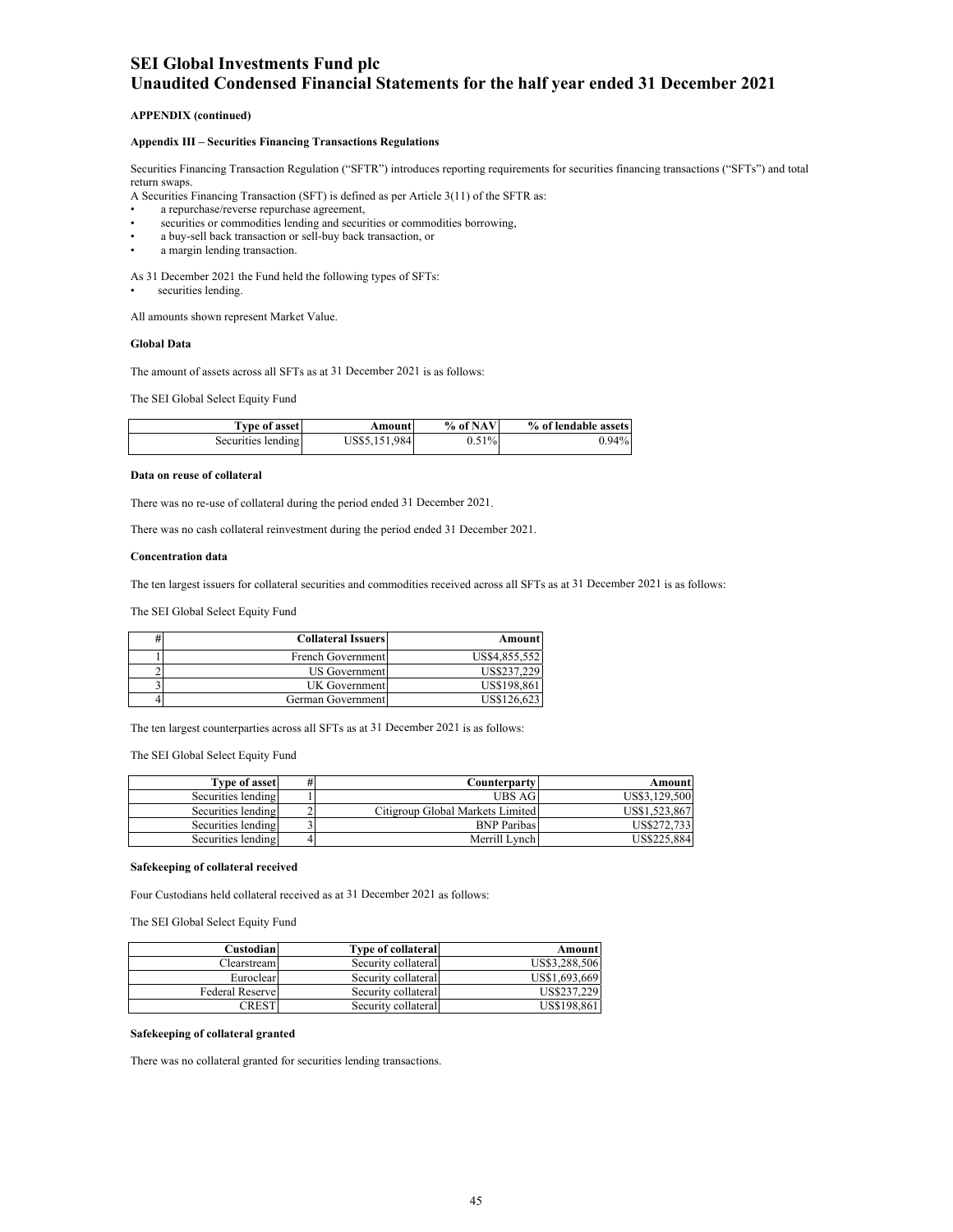**APPENDIX (continued)**

**Appendix III – Securities Financing Transactions Regulations**

Securities Financing Transaction Regulation ("SFTR") introduces reporting requirements for securities financing transactions ("SFTs") and total return swaps.

A Securities Financing Transaction (SFT) is defined as per Article 3(11) of the SFTR as:

- a repurchase/reverse repurchase agreement,
- securities or commodities lending and securities or commodities borrowing,
- a buy-sell back transaction or sell-buy back transaction, or
- a margin lending transaction.

As 31 December 2021 the Fund held the following types of SFTs:

- securities lending.

All amounts shown represent Market Value.

**Global Data**

The amount of assets across all SFTs as at 31 December 2021 is as follows:

The SEI Global Select Equity Fund

| Type of asset | Amount | % of NAV | % of lendable assets |
|---|---|---|---|
| Securities lending | US$5,151,984 | 0.51% | 0.94% |

**Data on reuse of collateral**

There was no re-use of collateral during the period ended 31 December 2021.

There was no cash collateral reinvestment during the period ended 31 December 2021.

**Concentration data**

The ten largest issuers for collateral securities and commodities received across all SFTs as at 31 December 2021 is as follows:

The SEI Global Select Equity Fund

| # | Collateral Issuers | Amount |
|---|---|---|
| 1 | French Government | US$4,855,552 |
| 2 | US Government | US$237,229 |
| 3 | UK Government | US$198,861 |
| 4 | German Government | US$126,623 |

The ten largest counterparties across all SFTs as at 31 December 2021 is as follows:

The SEI Global Select Equity Fund

| Type of asset | # | Counterparty | Amount |
|---|---|---|---|
| Securities lending | 1 | UBS AG | US$3,129,500 |
| Securities lending | 2 | Citigroup Global Markets Limited | US$1,523,867 |
| Securities lending | 3 | BNP Paribas | US$272,733 |
| Securities lending | 4 | Merrill Lynch | US$225,884 |

**Safekeeping of collateral received**

Four Custodians held collateral received as at 31 December 2021 as follows:

The SEI Global Select Equity Fund

| Custodian | Type of collateral | Amount |
|---|---|---|
| Clearstream | Security collateral | US$3,288,506 |
| Euroclear | Security collateral | US$1,693,669 |
| Federal Reserve | Security collateral | US$237,229 |
| CREST | Security collateral | US$198,861 |

**Safekeeping of collateral granted**

There was no collateral granted for securities lending transactions.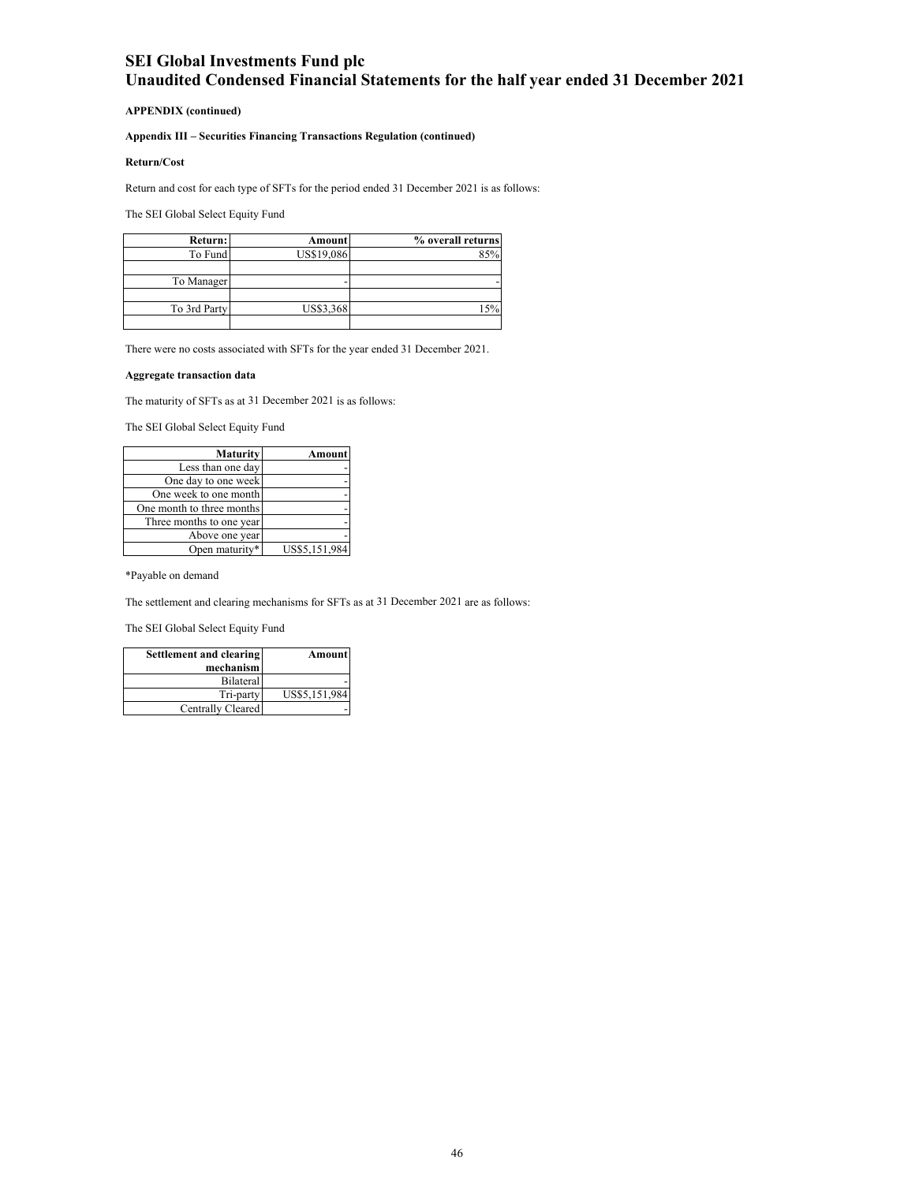**APPENDIX (continued)**

**Appendix III – Securities Financing Transactions Regulation (continued)**

**Return/Cost**

Return and cost for each type of SFTs for the period ended 31 December 2021 is as follows:

The SEI Global Select Equity Fund

| Return: | Amount | % overall returns |
|---|---|---|
| To Fund | US$19,086 | 85% |
| | | |
| To Manager | - | - |
| | | |
| To 3rd Party | US$3,368 | 15% |
| | | |

There were no costs associated with SFTs for the year ended 31 December 2021.

**Aggregate transaction data**

The maturity of SFTs as at 31 December 2021 is as follows:

The SEI Global Select Equity Fund

| Maturity | Amount |
|---|---|
| Less than one day | - |
| One day to one week | - |
| One week to one month | - |
| One month to three months | - |
| Three months to one year | - |
| Above one year | - |
| Open maturity* | US$5,151,984 |

*Payable on demand

The settlement and clearing mechanisms for SFTs as at 31 December 2021 are as follows:

The SEI Global Select Equity Fund

| Settlement and clearing mechanism | Amount |
|---|---|
| Bilateral | - |
| Tri-party | US$5,151,984 |
| Centrally Cleared | - |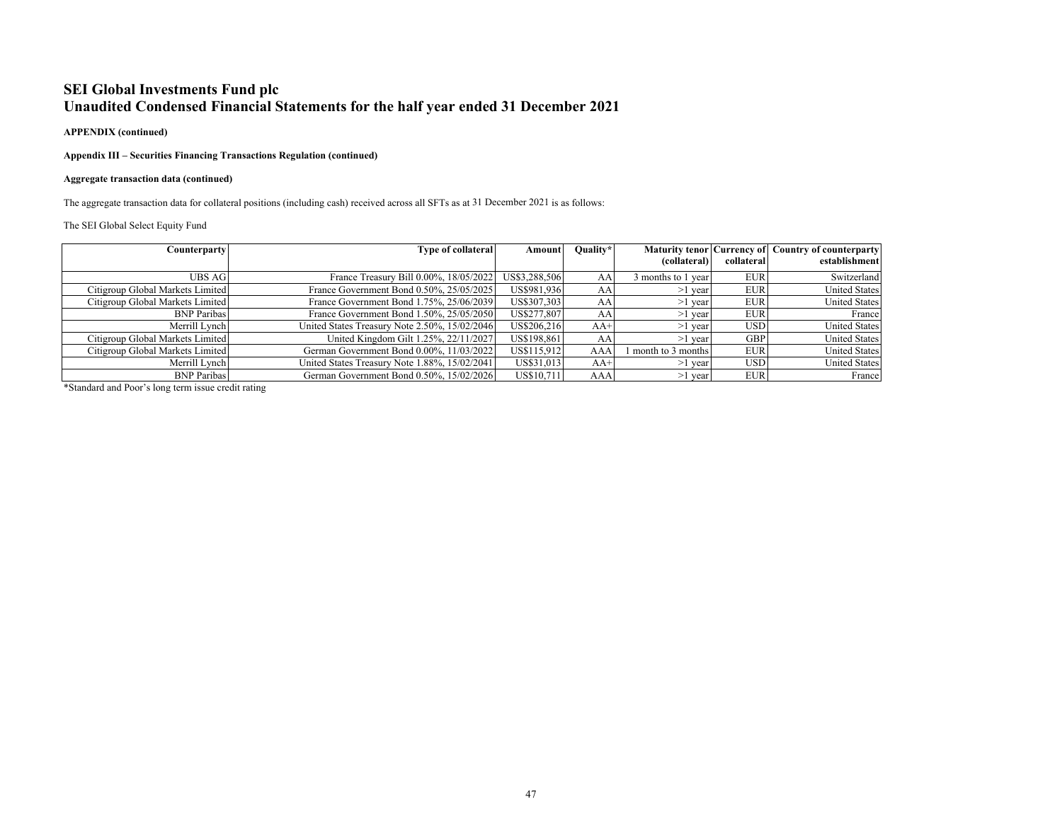# SEI Global Investments Fund plc
# Unaudited Condensed Financial Statements for the half year ended 31 December 2021

**APPENDIX (continued)**

**Appendix III – Securities Financing Transactions Regulation (continued)**

**Aggregate transaction data (continued)**

The aggregate transaction data for collateral positions (including cash) received across all SFTs as at 31 December 2021 is as follows:

The SEI Global Select Equity Fund

| Counterparty | Type of collateral | Amount | Quality* | Maturity tenor (collateral) | Currency of collateral | Country of counterparty establishment |
|---|---|---|---|---|---|---|
| UBS AG | France Treasury Bill 0.00%, 18/05/2022 | US$3,288,506 | AA | 3 months to 1 year | EUR | Switzerland |
| Citigroup Global Markets Limited | France Government Bond 0.50%, 25/05/2025 | US$981,936 | AA | >1 year | EUR | United States |
| Citigroup Global Markets Limited | France Government Bond 1.75%, 25/06/2039 | US$307,303 | AA | >1 year | EUR | United States |
| BNP Paribas | France Government Bond 1.50%, 25/05/2050 | US$277,807 | AA | >1 year | EUR | France |
| Merrill Lynch | United States Treasury Note 2.50%, 15/02/2046 | US$206,216 | AA+ | >1 year | USD | United States |
| Citigroup Global Markets Limited | United Kingdom Gilt 1.25%, 22/11/2027 | US$198,861 | AA | >1 year | GBP | United States |
| Citigroup Global Markets Limited | German Government Bond 0.00%, 11/03/2022 | US$115,912 | AAA | 1 month to 3 months | EUR | United States |
| Merrill Lynch | United States Treasury Note 1.88%, 15/02/2041 | US$31,013 | AA+ | >1 year | USD | United States |
| BNP Paribas | German Government Bond 0.50%, 15/02/2026 | US$10,711 | AAA | >1 year | EUR | France |

*Standard and Poor's long term issue credit rating